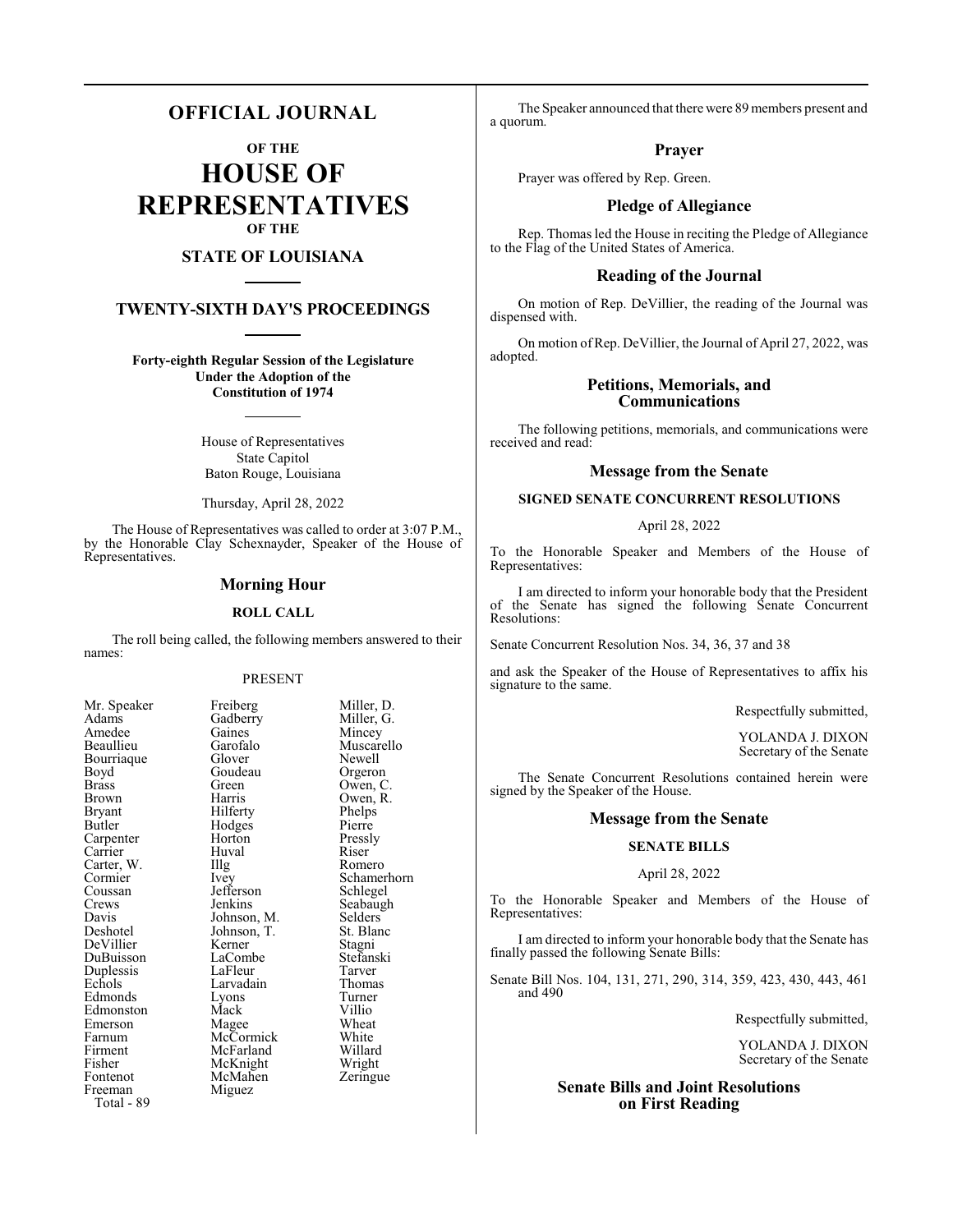# OFFICIAL JOURNAL

## OF THE

# HOUSE OF REPRESENTATIVES

## OF THE

## STATE OF LOUISIANA

## TWENTY-SIXTH DAY'S PROCEEDINGS

**Forty-eighth Regular Session of the Legislature Under the Adoption of the Constitution of 1974**

House of Representatives
State Capitol
Baton Rouge, Louisiana

Thursday, April 28, 2022

The House of Representatives was called to order at 3:07 P.M., by the Honorable Clay Schexnayder, Speaker of the House of Representatives.

### Morning Hour

#### ROLL CALL

The roll being called, the following members answered to their names:

PRESENT

| | | |
|---|---|---|
| Mr. Speaker | Freiberg | Miller, D. |
| Adams | Gadberry | Miller, G. |
| Amedee | Gaines | Mincey |
| Beaullieu | Garofalo | Muscarello |
| Bourriaque | Glover | Newell |
| Boyd | Goudeau | Orgeron |
| Brass | Green | Owen, C. |
| Brown | Harris | Owen, R. |
| Bryant | Hilferty | Phelps |
| Butler | Hodges | Pierre |
| Carpenter | Horton | Pressly |
| Carrier | Huval | Riser |
| Carter, W. | Illg | Romero |
| Cormier | Ivey | Schamerhorn |
| Coussan | Jefferson | Schlegel |
| Crews | Jenkins | Seabaugh |
| Davis | Johnson, M. | Selders |
| Deshotel | Johnson, T. | St. Blanc |
| DeVillier | Kerner | Stagni |
| DuBuisson | LaCombe | Stefanski |
| Duplessis | LaFleur | Tarver |
| Echols | Larvadain | Thomas |
| Edmonds | Lyons | Turner |
| Edmonston | Mack | Villio |
| Emerson | Magee | Wheat |
| Farnum | McCormick | White |
| Firment | McFarland | Willard |
| Fisher | McKnight | Wright |
| Fontenot | McMahen | Zeringue |
| Freeman | Miguez | |

Total - 89

The Speaker announced that there were 89 members present and a quorum.

### Prayer

Prayer was offered by Rep. Green.

### Pledge of Allegiance

Rep. Thomas led the House in reciting the Pledge of Allegiance to the Flag of the United States of America.

### Reading of the Journal

On motion of Rep. DeVillier, the reading of the Journal was dispensed with.

On motion of Rep. DeVillier, the Journal of April 27, 2022, was adopted.

### Petitions, Memorials, and Communications

The following petitions, memorials, and communications were received and read:

### Message from the Senate

#### SIGNED SENATE CONCURRENT RESOLUTIONS

April 28, 2022

To the Honorable Speaker and Members of the House of Representatives:

I am directed to inform your honorable body that the President of the Senate has signed the following Senate Concurrent Resolutions:

Senate Concurrent Resolution Nos. 34, 36, 37 and 38

and ask the Speaker of the House of Representatives to affix his signature to the same.

Respectfully submitted,

YOLANDA J. DIXON
Secretary of the Senate

The Senate Concurrent Resolutions contained herein were signed by the Speaker of the House.

### Message from the Senate

#### SENATE BILLS

April 28, 2022

To the Honorable Speaker and Members of the House of Representatives:

I am directed to inform your honorable body that the Senate has finally passed the following Senate Bills:

Senate Bill Nos. 104, 131, 271, 290, 314, 359, 423, 430, 443, 461 and 490

Respectfully submitted,

YOLANDA J. DIXON
Secretary of the Senate

### Senate Bills and Joint Resolutions on First Reading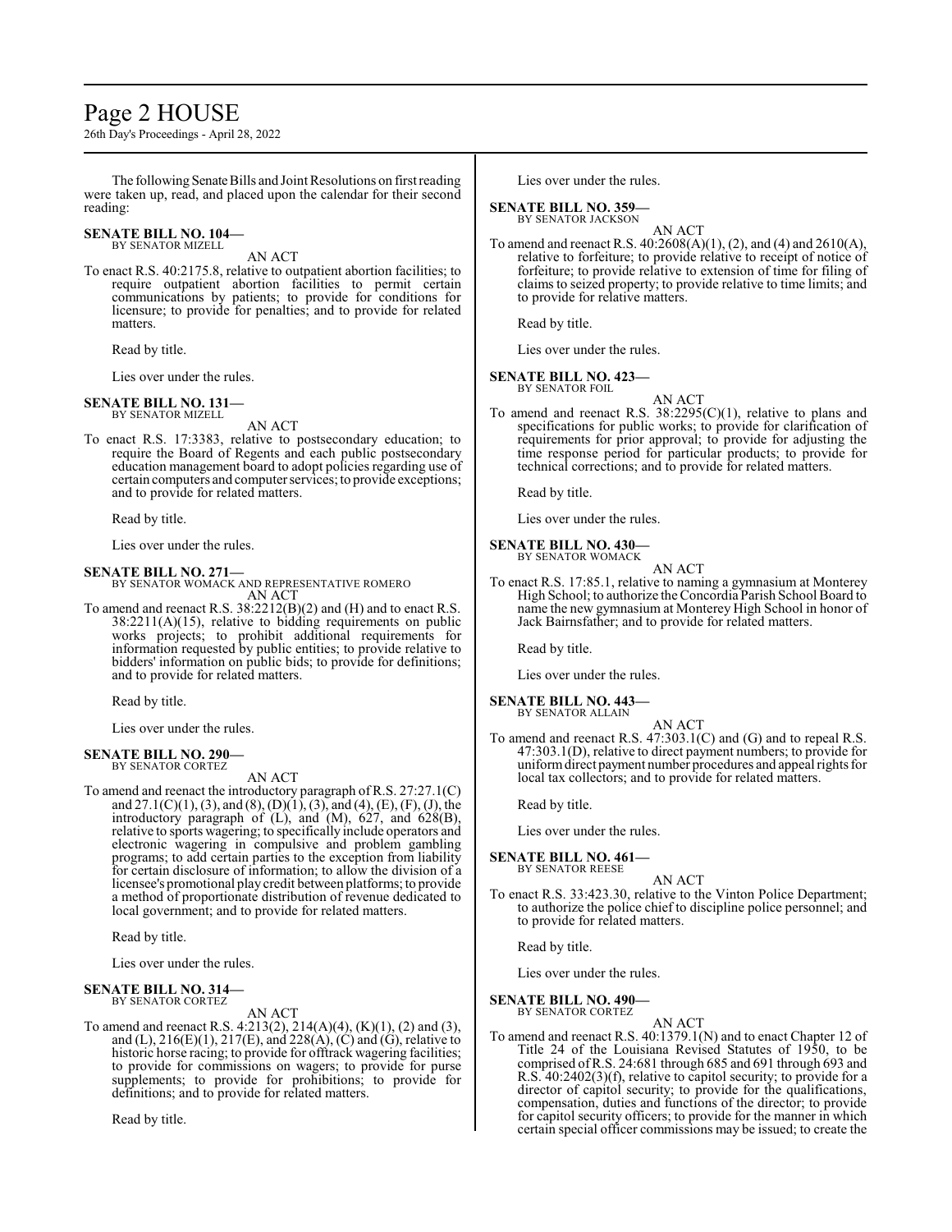The following Senate Bills and Joint Resolutions on first reading were taken up, read, and placed upon the calendar for their second reading:

**SENATE BILL NO. 104—**
BY SENATOR MIZELL

AN ACT

To enact R.S. 40:2175.8, relative to outpatient abortion facilities; to require outpatient abortion facilities to permit certain communications by patients; to provide for conditions for licensure; to provide for penalties; and to provide for related matters.

Read by title.

Lies over under the rules.

**SENATE BILL NO. 131—**
BY SENATOR MIZELL

AN ACT

To enact R.S. 17:3383, relative to postsecondary education; to require the Board of Regents and each public postsecondary education management board to adopt policies regarding use of certain computers and computer services; to provide exceptions; and to provide for related matters.

Read by title.

Lies over under the rules.

**SENATE BILL NO. 271—**
BY SENATOR WOMACK AND REPRESENTATIVE ROMERO

AN ACT

To amend and reenact R.S. 38:2212(B)(2) and (H) and to enact R.S. 38:2211(A)(15), relative to bidding requirements on public works projects; to prohibit additional requirements for information requested by public entities; to provide relative to bidders' information on public bids; to provide for definitions; and to provide for related matters.

Read by title.

Lies over under the rules.

**SENATE BILL NO. 290—**
BY SENATOR CORTEZ

AN ACT

To amend and reenact the introductory paragraph of R.S. 27:27.1(C) and 27.1(C)(1), (3), and (8), (D)(1), (3), and (4), (E), (F), (J), the introductory paragraph of (L), and (M), 627, and 628(B), relative to sports wagering; to specifically include operators and electronic wagering in compulsive and problem gambling programs; to add certain parties to the exception from liability for certain disclosure of information; to allow the division of a licensee's promotional play credit between platforms; to provide a method of proportionate distribution of revenue dedicated to local government; and to provide for related matters.

Read by title.

Lies over under the rules.

**SENATE BILL NO. 314—**
BY SENATOR CORTEZ

AN ACT

To amend and reenact R.S. 4:213(2), 214(A)(4), (K)(1), (2) and (3), and (L), 216(E)(1), 217(E), and 228(A), (C) and (G), relative to historic horse racing; to provide for offtrack wagering facilities; to provide for commissions on wagers; to provide for purse supplements; to provide for prohibitions; to provide for definitions; and to provide for related matters.

Read by title.

Lies over under the rules.

**SENATE BILL NO. 359—**
BY SENATOR JACKSON

AN ACT

To amend and reenact R.S. 40:2608(A)(1), (2), and (4) and 2610(A), relative to forfeiture; to provide relative to receipt of notice of forfeiture; to provide relative to extension of time for filing of claims to seized property; to provide relative to time limits; and to provide for relative matters.

Read by title.

Lies over under the rules.

**SENATE BILL NO. 423—**
BY SENATOR FOIL

AN ACT

To amend and reenact R.S. 38:2295(C)(1), relative to plans and specifications for public works; to provide for clarification of requirements for prior approval; to provide for adjusting the time response period for particular products; to provide for technical corrections; and to provide for related matters.

Read by title.

Lies over under the rules.

**SENATE BILL NO. 430—**
BY SENATOR WOMACK

AN ACT

To enact R.S. 17:85.1, relative to naming a gymnasium at Monterey High School; to authorize the Concordia Parish School Board to name the new gymnasium at Monterey High School in honor of Jack Bairnsfather; and to provide for related matters.

Read by title.

Lies over under the rules.

**SENATE BILL NO. 443—**
BY SENATOR ALLAIN

AN ACT

To amend and reenact R.S. 47:303.1(C) and (G) and to repeal R.S. 47:303.1(D), relative to direct payment numbers; to provide for uniform direct payment number procedures and appeal rights for local tax collectors; and to provide for related matters.

Read by title.

Lies over under the rules.

**SENATE BILL NO. 461—**
BY SENATOR REESE

AN ACT

To enact R.S. 33:423.30, relative to the Vinton Police Department; to authorize the police chief to discipline police personnel; and to provide for related matters.

Read by title.

Lies over under the rules.

**SENATE BILL NO. 490—**
BY SENATOR CORTEZ

AN ACT

To amend and reenact R.S. 40:1379.1(N) and to enact Chapter 12 of Title 24 of the Louisiana Revised Statutes of 1950, to be comprised of R.S. 24:681 through 685 and 691 through 693 and R.S. 40:2402(3)(f), relative to capitol security; to provide for a director of capitol security; to provide for the qualifications, compensation, duties and functions of the director; to provide for capitol security officers; to provide for the manner in which certain special officer commissions may be issued; to create the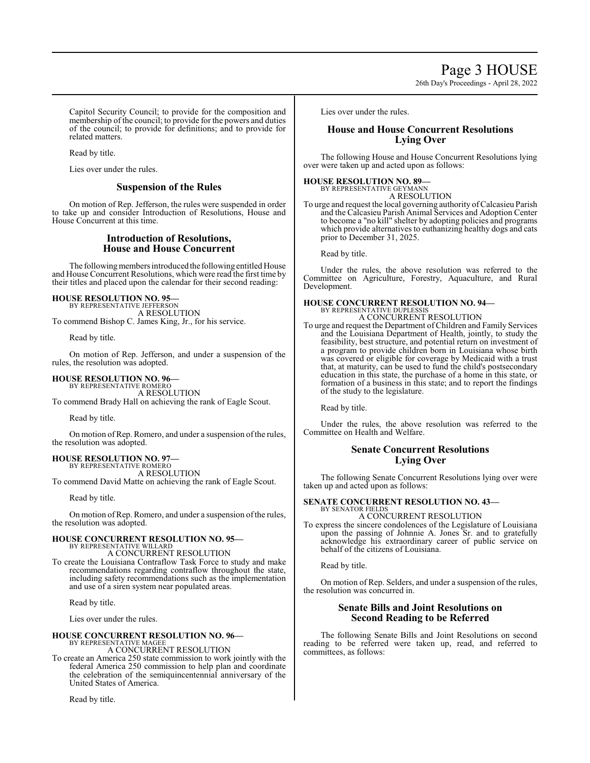Capitol Security Council; to provide for the composition and membership of the council; to provide for the powers and duties of the council; to provide for definitions; and to provide for related matters.

Read by title.

Lies over under the rules.

## Suspension of the Rules

On motion of Rep. Jefferson, the rules were suspended in order to take up and consider Introduction of Resolutions, House and House Concurrent at this time.

## Introduction of Resolutions, House and House Concurrent

The following members introduced the following entitled House and House Concurrent Resolutions, which were read the first time by their titles and placed upon the calendar for their second reading:

**HOUSE RESOLUTION NO. 95—**
BY REPRESENTATIVE JEFFERSON
A RESOLUTION
To commend Bishop C. James King, Jr., for his service.

Read by title.

On motion of Rep. Jefferson, and under a suspension of the rules, the resolution was adopted.

**HOUSE RESOLUTION NO. 96—**
BY REPRESENTATIVE ROMERO
A RESOLUTION
To commend Brady Hall on achieving the rank of Eagle Scout.

Read by title.

On motion of Rep. Romero, and under a suspension of the rules, the resolution was adopted.

**HOUSE RESOLUTION NO. 97—**
BY REPRESENTATIVE ROMERO
A RESOLUTION
To commend David Matte on achieving the rank of Eagle Scout.

Read by title.

On motion of Rep. Romero, and under a suspension of the rules, the resolution was adopted.

**HOUSE CONCURRENT RESOLUTION NO. 95—**
BY REPRESENTATIVE WILLARD
A CONCURRENT RESOLUTION
To create the Louisiana Contraflow Task Force to study and make recommendations regarding contraflow throughout the state, including safety recommendations such as the implementation and use of a siren system near populated areas.

Read by title.

Lies over under the rules.

**HOUSE CONCURRENT RESOLUTION NO. 96—**
BY REPRESENTATIVE MAGEE
A CONCURRENT RESOLUTION
To create an America 250 state commission to work jointly with the federal America 250 commission to help plan and coordinate the celebration of the semiquincentennial anniversary of the United States of America.

Read by title.

Lies over under the rules.

## House and House Concurrent Resolutions Lying Over

The following House and House Concurrent Resolutions lying over were taken up and acted upon as follows:

**HOUSE RESOLUTION NO. 89—**
BY REPRESENTATIVE GEYMANN
A RESOLUTION
To urge and request the local governing authority of Calcasieu Parish and the Calcasieu Parish Animal Services and Adoption Center to become a "no kill" shelter by adopting policies and programs which provide alternatives to euthanizing healthy dogs and cats prior to December 31, 2025.

Read by title.

Under the rules, the above resolution was referred to the Committee on Agriculture, Forestry, Aquaculture, and Rural Development.

**HOUSE CONCURRENT RESOLUTION NO. 94—**
BY REPRESENTATIVE DUPLESSIS
A CONCURRENT RESOLUTION
To urge and request the Department of Children and Family Services and the Louisiana Department of Health, jointly, to study the feasibility, best structure, and potential return on investment of a program to provide children born in Louisiana whose birth was covered or eligible for coverage by Medicaid with a trust that, at maturity, can be used to fund the child's postsecondary education in this state, the purchase of a home in this state, or formation of a business in this state; and to report the findings of the study to the legislature.

Read by title.

Under the rules, the above resolution was referred to the Committee on Health and Welfare.

## Senate Concurrent Resolutions Lying Over

The following Senate Concurrent Resolutions lying over were taken up and acted upon as follows:

**SENATE CONCURRENT RESOLUTION NO. 43—**
BY SENATOR FIELDS
A CONCURRENT RESOLUTION
To express the sincere condolences of the Legislature of Louisiana upon the passing of Johnnie A. Jones Sr. and to gratefully acknowledge his extraordinary career of public service on behalf of the citizens of Louisiana.

Read by title.

On motion of Rep. Selders, and under a suspension of the rules, the resolution was concurred in.

## Senate Bills and Joint Resolutions on Second Reading to be Referred

The following Senate Bills and Joint Resolutions on second reading to be referred were taken up, read, and referred to committees, as follows: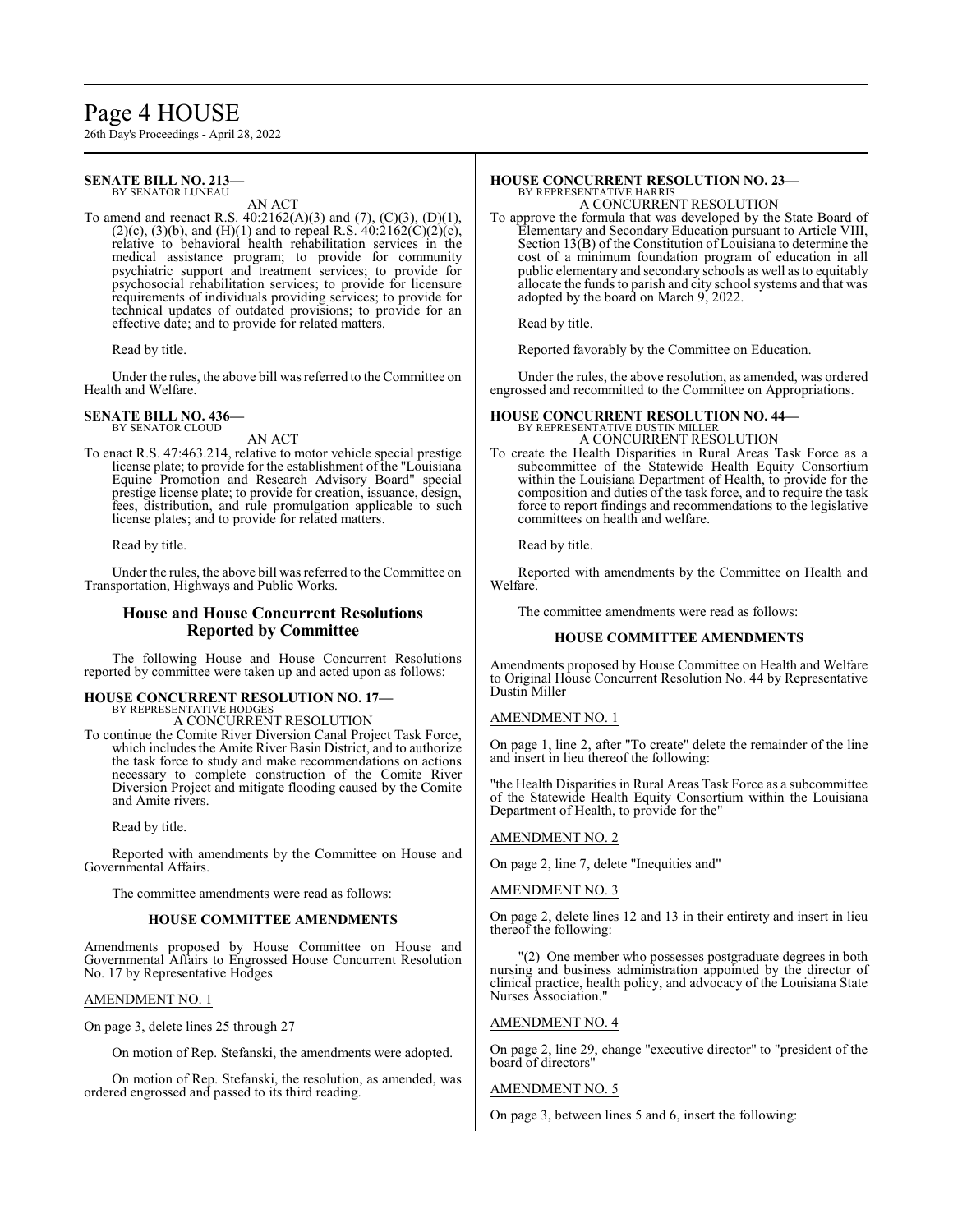**SENATE BILL NO. 213—**
BY SENATOR LUNEAU

AN ACT

To amend and reenact R.S. 40:2162(A)(3) and (7), (C)(3), (D)(1), (2)(c), (3)(b), and (H)(1) and to repeal R.S. 40:2162(C)(2)(c), relative to behavioral health rehabilitation services in the medical assistance program; to provide for community psychiatric support and treatment services; to provide for psychosocial rehabilitation services; to provide for licensure requirements of individuals providing services; to provide for technical updates of outdated provisions; to provide for an effective date; and to provide for related matters.

Read by title.

Under the rules, the above bill was referred to the Committee on Health and Welfare.

**SENATE BILL NO. 436—**
BY SENATOR CLOUD

AN ACT

To enact R.S. 47:463.214, relative to motor vehicle special prestige license plate; to provide for the establishment of the "Louisiana Equine Promotion and Research Advisory Board" special prestige license plate; to provide for creation, issuance, design, fees, distribution, and rule promulgation applicable to such license plates; and to provide for related matters.

Read by title.

Under the rules, the above bill was referred to the Committee on Transportation, Highways and Public Works.

## House and House Concurrent Resolutions Reported by Committee

The following House and House Concurrent Resolutions reported by committee were taken up and acted upon as follows:

**HOUSE CONCURRENT RESOLUTION NO. 17—**
BY REPRESENTATIVE HODGES

A CONCURRENT RESOLUTION

To continue the Comite River Diversion Canal Project Task Force, which includes the Amite River Basin District, and to authorize the task force to study and make recommendations on actions necessary to complete construction of the Comite River Diversion Project and mitigate flooding caused by the Comite and Amite rivers.

Read by title.

Reported with amendments by the Committee on House and Governmental Affairs.

The committee amendments were read as follows:

### HOUSE COMMITTEE AMENDMENTS

Amendments proposed by House Committee on House and Governmental Affairs to Engrossed House Concurrent Resolution No. 17 by Representative Hodges

AMENDMENT NO. 1

On page 3, delete lines 25 through 27

On motion of Rep. Stefanski, the amendments were adopted.

On motion of Rep. Stefanski, the resolution, as amended, was ordered engrossed and passed to its third reading.

**HOUSE CONCURRENT RESOLUTION NO. 23—**
BY REPRESENTATIVE HARRIS

A CONCURRENT RESOLUTION

To approve the formula that was developed by the State Board of Elementary and Secondary Education pursuant to Article VIII, Section 13(B) of the Constitution of Louisiana to determine the cost of a minimum foundation program of education in all public elementary and secondary schools as well as to equitably allocate the funds to parish and city school systems and that was adopted by the board on March 9, 2022.

Read by title.

Reported favorably by the Committee on Education.

Under the rules, the above resolution, as amended, was ordered engrossed and recommitted to the Committee on Appropriations.

**HOUSE CONCURRENT RESOLUTION NO. 44—**
BY REPRESENTATIVE DUSTIN MILLER

A CONCURRENT RESOLUTION

To create the Health Disparities in Rural Areas Task Force as a subcommittee of the Statewide Health Equity Consortium within the Louisiana Department of Health, to provide for the composition and duties of the task force, and to require the task force to report findings and recommendations to the legislative committees on health and welfare.

Read by title.

Reported with amendments by the Committee on Health and Welfare.

The committee amendments were read as follows:

### HOUSE COMMITTEE AMENDMENTS

Amendments proposed by House Committee on Health and Welfare to Original House Concurrent Resolution No. 44 by Representative Dustin Miller

AMENDMENT NO. 1

On page 1, line 2, after "To create" delete the remainder of the line and insert in lieu thereof the following:

"the Health Disparities in Rural Areas Task Force as a subcommittee of the Statewide Health Equity Consortium within the Louisiana Department of Health, to provide for the"

AMENDMENT NO. 2

On page 2, line 7, delete "Inequities and"

AMENDMENT NO. 3

On page 2, delete lines 12 and 13 in their entirety and insert in lieu thereof the following:

"(2) One member who possesses postgraduate degrees in both nursing and business administration appointed by the director of clinical practice, health policy, and advocacy of the Louisiana State Nurses Association."

AMENDMENT NO. 4

On page 2, line 29, change "executive director" to "president of the board of directors"

AMENDMENT NO. 5

On page 3, between lines 5 and 6, insert the following: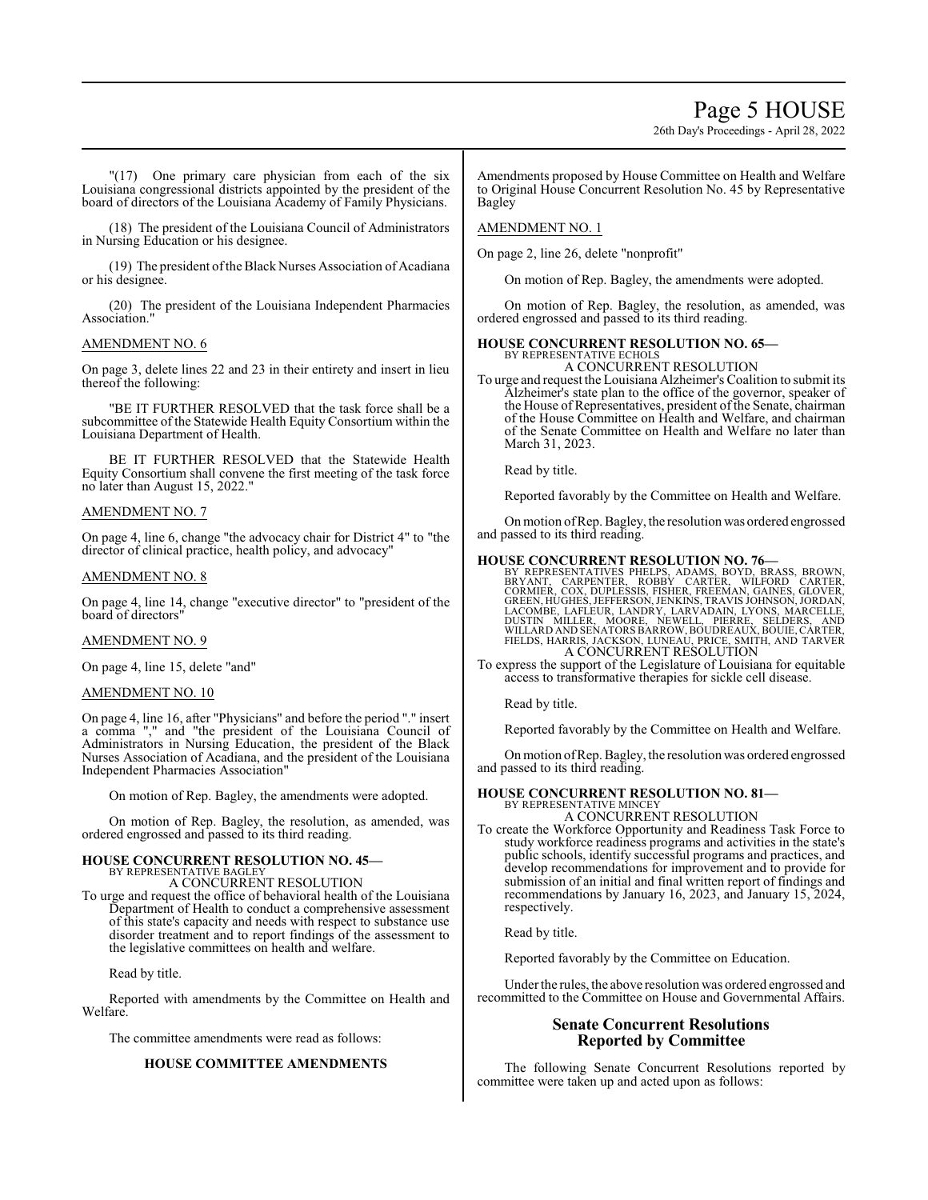"(17) One primary care physician from each of the six Louisiana congressional districts appointed by the president of the board of directors of the Louisiana Academy of Family Physicians.

(18) The president of the Louisiana Council of Administrators in Nursing Education or his designee.

(19) The president of the Black Nurses Association of Acadiana or his designee.

(20) The president of the Louisiana Independent Pharmacies Association."

AMENDMENT NO. 6

On page 3, delete lines 22 and 23 in their entirety and insert in lieu thereof the following:

"BE IT FURTHER RESOLVED that the task force shall be a subcommittee of the Statewide Health Equity Consortium within the Louisiana Department of Health.

BE IT FURTHER RESOLVED that the Statewide Health Equity Consortium shall convene the first meeting of the task force no later than August 15, 2022."

AMENDMENT NO. 7

On page 4, line 6, change "the advocacy chair for District 4" to "the director of clinical practice, health policy, and advocacy"

AMENDMENT NO. 8

On page 4, line 14, change "executive director" to "president of the board of directors"

AMENDMENT NO. 9

On page 4, line 15, delete "and"

AMENDMENT NO. 10

On page 4, line 16, after "Physicians" and before the period "." insert a comma "," and "the president of the Louisiana Council of Administrators in Nursing Education, the president of the Black Nurses Association of Acadiana, and the president of the Louisiana Independent Pharmacies Association"

On motion of Rep. Bagley, the amendments were adopted.

On motion of Rep. Bagley, the resolution, as amended, was ordered engrossed and passed to its third reading.

**HOUSE CONCURRENT RESOLUTION NO. 45—**
BY REPRESENTATIVE BAGLEY
A CONCURRENT RESOLUTION

To urge and request the office of behavioral health of the Louisiana Department of Health to conduct a comprehensive assessment of this state's capacity and needs with respect to substance use disorder treatment and to report findings of the assessment to the legislative committees on health and welfare.

Read by title.

Reported with amendments by the Committee on Health and Welfare.

The committee amendments were read as follows:

**HOUSE COMMITTEE AMENDMENTS**

Amendments proposed by House Committee on Health and Welfare to Original House Concurrent Resolution No. 45 by Representative Bagley

AMENDMENT NO. 1

On page 2, line 26, delete "nonprofit"

On motion of Rep. Bagley, the amendments were adopted.

On motion of Rep. Bagley, the resolution, as amended, was ordered engrossed and passed to its third reading.

**HOUSE CONCURRENT RESOLUTION NO. 65—**
BY REPRESENTATIVE ECHOLS
A CONCURRENT RESOLUTION

To urge and request the Louisiana Alzheimer's Coalition to submit its Alzheimer's state plan to the office of the governor, speaker of the House of Representatives, president of the Senate, chairman of the House Committee on Health and Welfare, and chairman of the Senate Committee on Health and Welfare no later than March 31, 2023.

Read by title.

Reported favorably by the Committee on Health and Welfare.

On motion of Rep. Bagley, the resolution was ordered engrossed and passed to its third reading.

**HOUSE CONCURRENT RESOLUTION NO. 76—**
BY REPRESENTATIVES PHELPS, ADAMS, BOYD, BRASS, BROWN, BRYANT, CARPENTER, ROBBY CARTER, WILFORD CARTER, CORMIER, COX, DUPLESSIS, FISHER, FREEMAN, GAINES, GLOVER, GREEN, HUGHES, JEFFERSON, JENKINS, TRAVIS JOHNSON, JORDAN, LACOMBE, LAFLEUR, LANDRY, LARVADAIN, LYONS, MARCELLE, DUSTIN MILLER, MOORE, NEWELL, PIERRE, SELDERS, AND WILLARD AND SENATORS BARROW, BOUDREAUX, BOUIE, CARTER, FIELDS, HARRIS, JACKSON, LUNEAU, PRICE, SMITH, AND TARVER
A CONCURRENT RESOLUTION

To express the support of the Legislature of Louisiana for equitable access to transformative therapies for sickle cell disease.

Read by title.

Reported favorably by the Committee on Health and Welfare.

On motion of Rep. Bagley, the resolution was ordered engrossed and passed to its third reading.

**HOUSE CONCURRENT RESOLUTION NO. 81—**
BY REPRESENTATIVE MINCEY
A CONCURRENT RESOLUTION

To create the Workforce Opportunity and Readiness Task Force to study workforce readiness programs and activities in the state's public schools, identify successful programs and practices, and develop recommendations for improvement and to provide for submission of an initial and final written report of findings and recommendations by January 16, 2023, and January 15, 2024, respectively.

Read by title.

Reported favorably by the Committee on Education.

Under the rules, the above resolution was ordered engrossed and recommitted to the Committee on House and Governmental Affairs.

## Senate Concurrent Resolutions Reported by Committee

The following Senate Concurrent Resolutions reported by committee were taken up and acted upon as follows: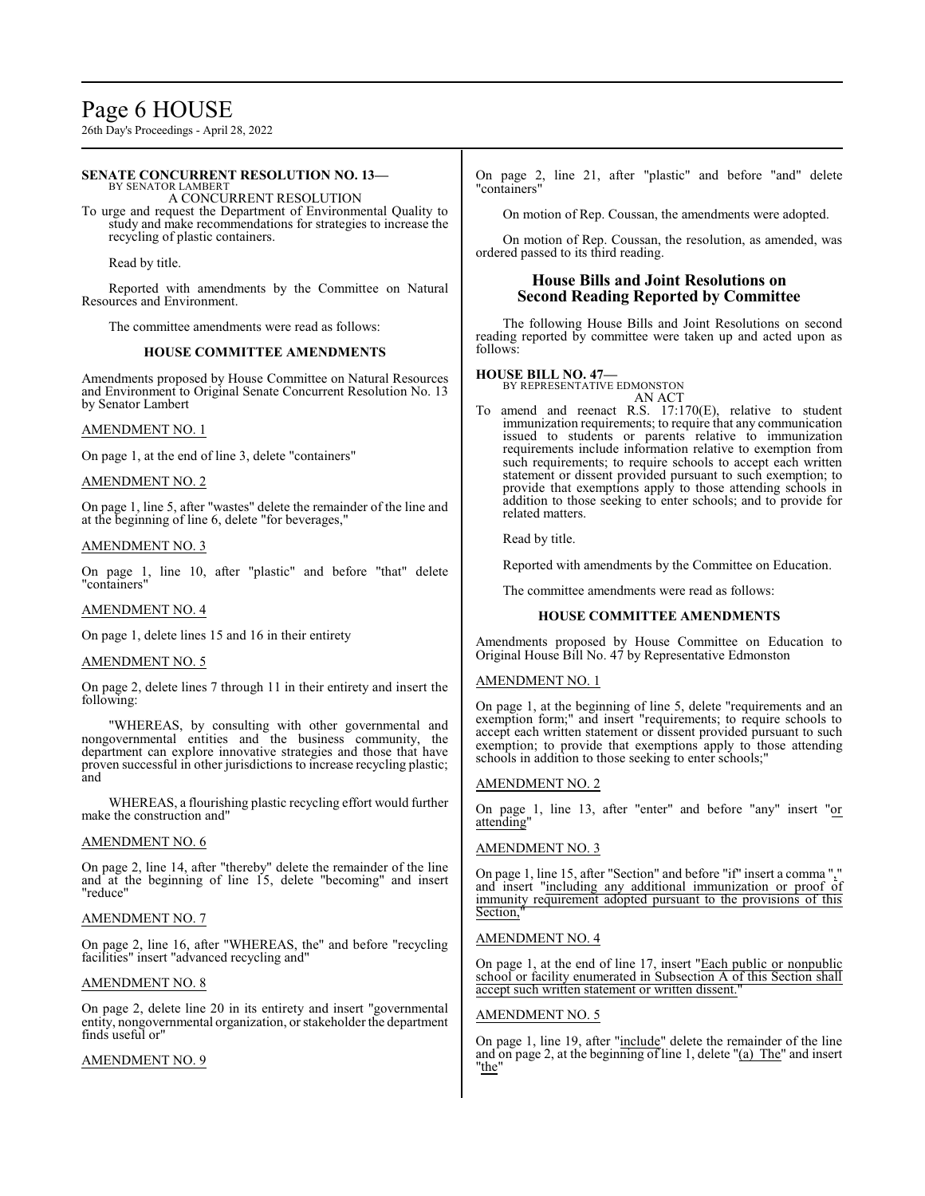**SENATE CONCURRENT RESOLUTION NO. 13—**
BY SENATOR LAMBERT
A CONCURRENT RESOLUTION

To urge and request the Department of Environmental Quality to study and make recommendations for strategies to increase the recycling of plastic containers.

Read by title.

Reported with amendments by the Committee on Natural Resources and Environment.

The committee amendments were read as follows:

### HOUSE COMMITTEE AMENDMENTS

Amendments proposed by House Committee on Natural Resources and Environment to Original Senate Concurrent Resolution No. 13 by Senator Lambert

AMENDMENT NO. 1

On page 1, at the end of line 3, delete "containers"

AMENDMENT NO. 2

On page 1, line 5, after "wastes" delete the remainder of the line and at the beginning of line 6, delete "for beverages,"

AMENDMENT NO. 3

On page 1, line 10, after "plastic" and before "that" delete "containers"

AMENDMENT NO. 4

On page 1, delete lines 15 and 16 in their entirety

AMENDMENT NO. 5

On page 2, delete lines 7 through 11 in their entirety and insert the following:

"WHEREAS, by consulting with other governmental and nongovernmental entities and the business community, the department can explore innovative strategies and those that have proven successful in other jurisdictions to increase recycling plastic; and

WHEREAS, a flourishing plastic recycling effort would further make the construction and"

AMENDMENT NO. 6

On page 2, line 14, after "thereby" delete the remainder of the line and at the beginning of line 15, delete "becoming" and insert "reduce"

AMENDMENT NO. 7

On page 2, line 16, after "WHEREAS, the" and before "recycling facilities" insert "advanced recycling and"

AMENDMENT NO. 8

On page 2, delete line 20 in its entirety and insert "governmental entity, nongovernmental organization, or stakeholder the department finds useful or"

AMENDMENT NO. 9

On page 2, line 21, after "plastic" and before "and" delete "containers"

On motion of Rep. Coussan, the amendments were adopted.

On motion of Rep. Coussan, the resolution, as amended, was ordered passed to its third reading.

## House Bills and Joint Resolutions on Second Reading Reported by Committee

The following House Bills and Joint Resolutions on second reading reported by committee were taken up and acted upon as follows:

**HOUSE BILL NO. 47—**
BY REPRESENTATIVE EDMONSTON
AN ACT

To amend and reenact R.S. 17:170(E), relative to student immunization requirements; to require that any communication issued to students or parents relative to immunization requirements include information relative to exemption from such requirements; to require schools to accept each written statement or dissent provided pursuant to such exemption; to provide that exemptions apply to those attending schools in addition to those seeking to enter schools; and to provide for related matters.

Read by title.

Reported with amendments by the Committee on Education.

The committee amendments were read as follows:

### HOUSE COMMITTEE AMENDMENTS

Amendments proposed by House Committee on Education to Original House Bill No. 47 by Representative Edmonston

AMENDMENT NO. 1

On page 1, at the beginning of line 5, delete "requirements and an exemption form;" and insert "requirements; to require schools to accept each written statement or dissent provided pursuant to such exemption; to provide that exemptions apply to those attending schools in addition to those seeking to enter schools;"

AMENDMENT NO. 2

On page 1, line 13, after "enter" and before "any" insert "or attending"

AMENDMENT NO. 3

On page 1, line 15, after "Section" and before "if" insert a comma "," and insert "including any additional immunization or proof of immunity requirement adopted pursuant to the provisions of this Section,"

AMENDMENT NO. 4

On page 1, at the end of line 17, insert "Each public or nonpublic school or facility enumerated in Subsection A of this Section shall accept such written statement or written dissent."

AMENDMENT NO. 5

On page 1, line 19, after "include" delete the remainder of the line and on page 2, at the beginning of line 1, delete "(a) The" and insert "the"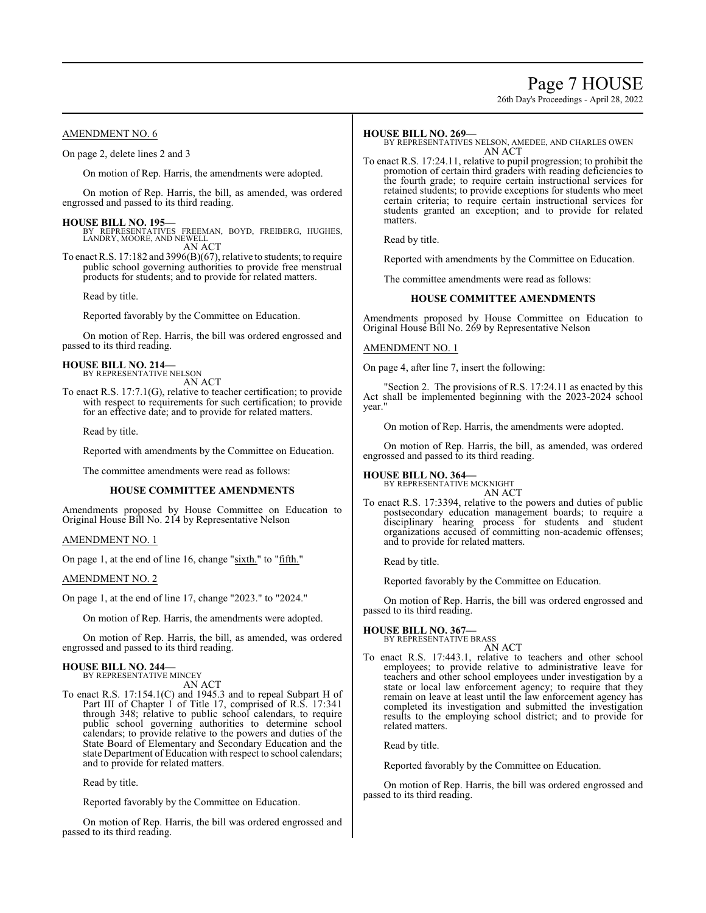AMENDMENT NO. 6

On page 2, delete lines 2 and 3

On motion of Rep. Harris, the amendments were adopted.

On motion of Rep. Harris, the bill, as amended, was ordered engrossed and passed to its third reading.

**HOUSE BILL NO. 195—**
BY REPRESENTATIVES FREEMAN, BOYD, FREIBERG, HUGHES, LANDRY, MOORE, AND NEWELL
AN ACT

To enact R.S. 17:182 and 3996(B)(67), relative to students; to require public school governing authorities to provide free menstrual products for students; and to provide for related matters.

Read by title.

Reported favorably by the Committee on Education.

On motion of Rep. Harris, the bill was ordered engrossed and passed to its third reading.

**HOUSE BILL NO. 214—**
BY REPRESENTATIVE NELSON
AN ACT

To enact R.S. 17:7.1(G), relative to teacher certification; to provide with respect to requirements for such certification; to provide for an effective date; and to provide for related matters.

Read by title.

Reported with amendments by the Committee on Education.

The committee amendments were read as follows:

**HOUSE COMMITTEE AMENDMENTS**

Amendments proposed by House Committee on Education to Original House Bill No. 214 by Representative Nelson

AMENDMENT NO. 1

On page 1, at the end of line 16, change "sixth." to "fifth."

AMENDMENT NO. 2

On page 1, at the end of line 17, change "2023." to "2024."

On motion of Rep. Harris, the amendments were adopted.

On motion of Rep. Harris, the bill, as amended, was ordered engrossed and passed to its third reading.

**HOUSE BILL NO. 244—**
BY REPRESENTATIVE MINCEY
AN ACT

To enact R.S. 17:154.1(C) and 1945.3 and to repeal Subpart H of Part III of Chapter 1 of Title 17, comprised of R.S. 17:341 through 348; relative to public school calendars, to require public school governing authorities to determine school calendars; to provide relative to the powers and duties of the State Board of Elementary and Secondary Education and the state Department of Education with respect to school calendars; and to provide for related matters.

Read by title.

Reported favorably by the Committee on Education.

On motion of Rep. Harris, the bill was ordered engrossed and passed to its third reading.

**HOUSE BILL NO. 269—**
BY REPRESENTATIVES NELSON, AMEDEE, AND CHARLES OWEN
AN ACT

To enact R.S. 17:24.11, relative to pupil progression; to prohibit the promotion of certain third graders with reading deficiencies to the fourth grade; to require certain instructional services for retained students; to provide exceptions for students who meet certain criteria; to require certain instructional services for students granted an exception; and to provide for related matters.

Read by title.

Reported with amendments by the Committee on Education.

The committee amendments were read as follows:

**HOUSE COMMITTEE AMENDMENTS**

Amendments proposed by House Committee on Education to Original House Bill No. 269 by Representative Nelson

AMENDMENT NO. 1

On page 4, after line 7, insert the following:

"Section 2. The provisions of R.S. 17:24.11 as enacted by this Act shall be implemented beginning with the 2023-2024 school year."

On motion of Rep. Harris, the amendments were adopted.

On motion of Rep. Harris, the bill, as amended, was ordered engrossed and passed to its third reading.

**HOUSE BILL NO. 364—**
BY REPRESENTATIVE MCKNIGHT
AN ACT

To enact R.S. 17:3394, relative to the powers and duties of public postsecondary education management boards; to require a disciplinary hearing process for students and student organizations accused of committing non-academic offenses; and to provide for related matters.

Read by title.

Reported favorably by the Committee on Education.

On motion of Rep. Harris, the bill was ordered engrossed and passed to its third reading.

**HOUSE BILL NO. 367—**
BY REPRESENTATIVE BRASS
AN ACT

To enact R.S. 17:443.1, relative to teachers and other school employees; to provide relative to administrative leave for teachers and other school employees under investigation by a state or local law enforcement agency; to require that they remain on leave at least until the law enforcement agency has completed its investigation and submitted the investigation results to the employing school district; and to provide for related matters.

Read by title.

Reported favorably by the Committee on Education.

On motion of Rep. Harris, the bill was ordered engrossed and passed to its third reading.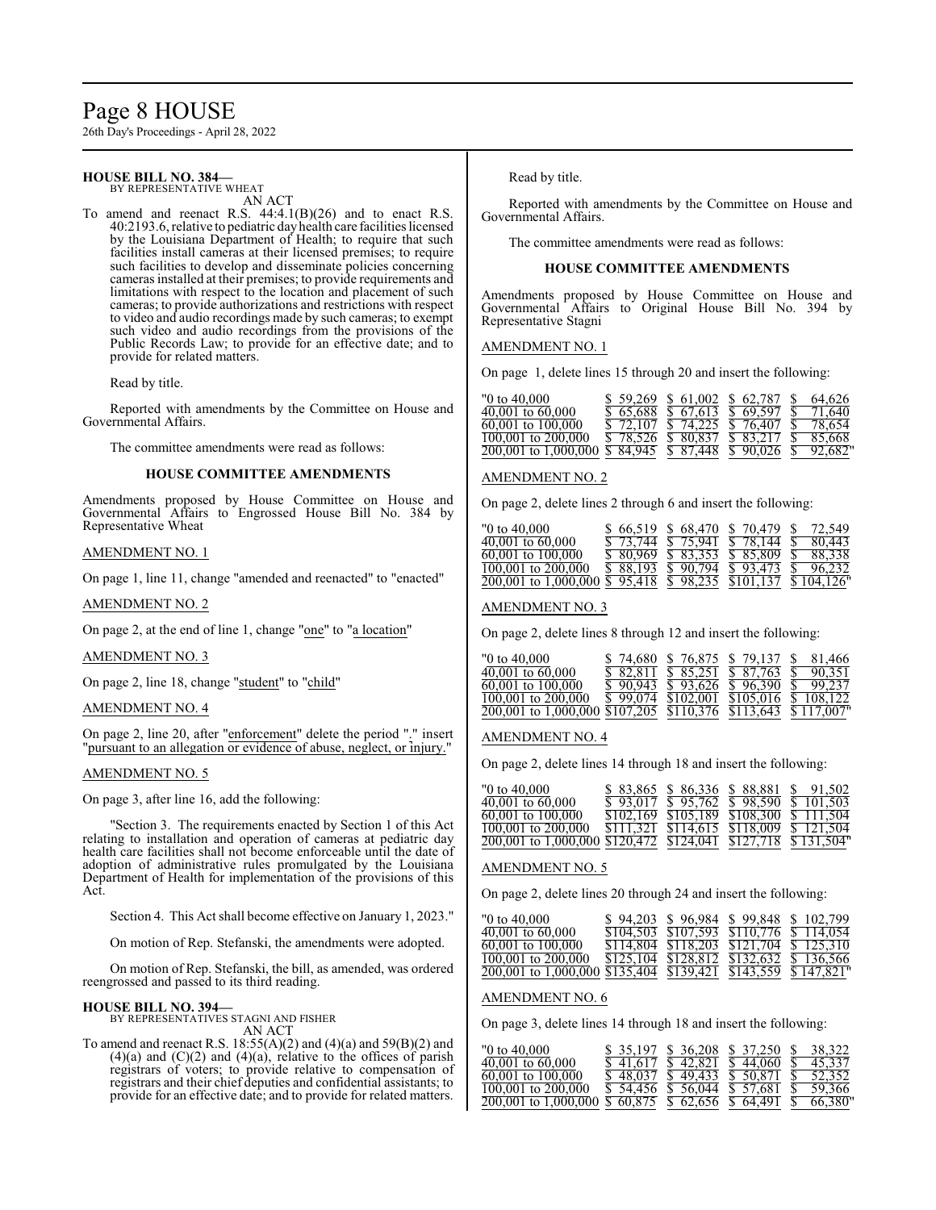**HOUSE BILL NO. 384—**

BY REPRESENTATIVE WHEAT

AN ACT

To amend and reenact R.S. 44:4.1(B)(26) and to enact R.S. 40:2193.6, relative to pediatric day health care facilities licensed by the Louisiana Department of Health; to require that such facilities install cameras at their licensed premises; to require such facilities to develop and disseminate policies concerning cameras installed at their premises; to provide requirements and limitations with respect to the location and placement of such cameras; to provide authorizations and restrictions with respect to video and audio recordings made by such cameras; to exempt such video and audio recordings from the provisions of the Public Records Law; to provide for an effective date; and to provide for related matters.

Read by title.

Reported with amendments by the Committee on House and Governmental Affairs.

The committee amendments were read as follows:

**HOUSE COMMITTEE AMENDMENTS**

Amendments proposed by House Committee on House and Governmental Affairs to Engrossed House Bill No. 384 by Representative Wheat

AMENDMENT NO. 1

On page 1, line 11, change "amended and reenacted" to "enacted"

AMENDMENT NO. 2

On page 2, at the end of line 1, change "one" to "a location"

AMENDMENT NO. 3

On page 2, line 18, change "student" to "child"

AMENDMENT NO. 4

On page 2, line 20, after "enforcement" delete the period "." insert "pursuant to an allegation or evidence of abuse, neglect, or injury."

AMENDMENT NO. 5

On page 3, after line 16, add the following:

"Section 3. The requirements enacted by Section 1 of this Act relating to installation and operation of cameras at pediatric day health care facilities shall not become enforceable until the date of adoption of administrative rules promulgated by the Louisiana Department of Health for implementation of the provisions of this Act.

Section 4. This Act shall become effective on January 1, 2023."

On motion of Rep. Stefanski, the amendments were adopted.

On motion of Rep. Stefanski, the bill, as amended, was ordered reengrossed and passed to its third reading.

**HOUSE BILL NO. 394—**

BY REPRESENTATIVES STAGNI AND FISHER

AN ACT

To amend and reenact R.S. 18:55(A)(2) and (4)(a) and 59(B)(2) and (4)(a) and (C)(2) and (4)(a), relative to the offices of parish registrars of voters; to provide relative to compensation of registrars and their chief deputies and confidential assistants; to provide for an effective date; and to provide for related matters.

Read by title.

Reported with amendments by the Committee on House and Governmental Affairs.

The committee amendments were read as follows:

**HOUSE COMMITTEE AMENDMENTS**

Amendments proposed by House Committee on House and Governmental Affairs to Original House Bill No. 394 by Representative Stagni

AMENDMENT NO. 1

On page 1, delete lines 15 through 20 and insert the following:

| | | | | |
|---|---|---|---|---|
| "0 to 40,000 | $ 59,269 | $ 61,002 | $ 62,787 | $ 64,626 |
| 40,001 to 60,000 | $ 65,688 | $ 67,613 | $ 69,597 | $ 71,640 |
| 60,001 to 100,000 | $ 72,107 | $ 74,225 | $ 76,407 | $ 78,654 |
| 100,001 to 200,000 | $ 78,526 | $ 80,837 | $ 83,217 | $ 85,668 |
| 200,001 to 1,000,000 | $ 84,945 | $ 87,448 | $ 90,026 | $ 92,682" |

AMENDMENT NO. 2

On page 2, delete lines 2 through 6 and insert the following:

| | | | | |
|---|---|---|---|---|
| "0 to 40,000 | $ 66,519 | $ 68,470 | $ 70,479 | $ 72,549 |
| 40,001 to 60,000 | $ 73,744 | $ 75,941 | $ 78,144 | $ 80,443 |
| 60,001 to 100,000 | $ 80,969 | $ 83,353 | $ 85,809 | $ 88,338 |
| 100,001 to 200,000 | $ 88,193 | $ 90,794 | $ 93,473 | $ 96,232 |
| 200,001 to 1,000,000 | $ 95,418 | $ 98,235 | $101,137 | $104,126" |

AMENDMENT NO. 3

On page 2, delete lines 8 through 12 and insert the following:

| | | | | |
|---|---|---|---|---|
| "0 to 40,000 | $ 74,680 | $ 76,875 | $ 79,137 | $ 81,466 |
| 40,001 to 60,000 | $ 82,811 | $ 85,251 | $ 87,763 | $ 90,351 |
| 60,001 to 100,000 | $ 90,943 | $ 93,626 | $ 96,390 | $ 99,237 |
| 100,001 to 200,000 | $ 99,074 | $102,001 | $105,016 | $ 108,122 |
| 200,001 to 1,000,000 | $107,205 | $110,376 | $113,643 | $117,007" |

AMENDMENT NO. 4

On page 2, delete lines 14 through 18 and insert the following:

| | | | | |
|---|---|---|---|---|
| "0 to 40,000 | $ 83,865 | $ 86,336 | $ 88,881 | $ 91,502 |
| 40,001 to 60,000 | $ 93,017 | $ 95,762 | $ 98,590 | $ 101,503 |
| 60,001 to 100,000 | $102,169 | $105,189 | $108,300 | $ 111,504 |
| 100,001 to 200,000 | $111,321 | $114,615 | $118,009 | $ 121,504 |
| 200,001 to 1,000,000 | $120,472 | $124,041 | $127,718 | $131,504" |

AMENDMENT NO. 5

On page 2, delete lines 20 through 24 and insert the following:

| | | | | |
|---|---|---|---|---|
| "0 to 40,000 | $ 94,203 | $ 96,984 | $ 99,848 | $ 102,799 |
| 40,001 to 60,000 | $104,503 | $107,593 | $110,776 | $ 114,054 |
| 60,001 to 100,000 | $114,804 | $118,203 | $121,704 | $ 125,310 |
| 100,001 to 200,000 | $125,104 | $128,812 | $132,632 | $ 136,566 |
| 200,001 to 1,000,000 | $135,404 | $139,421 | $143,559 | $147,821" |

AMENDMENT NO. 6

On page 3, delete lines 14 through 18 and insert the following:

| | | | | |
|---|---|---|---|---|
| "0 to 40,000 | $ 35,197 | $ 36,208 | $ 37,250 | $ 38,322 |
| 40,001 to 60,000 | $ 41,617 | $ 42,821 | $ 44,060 | $ 45,337 |
| 60,001 to 100,000 | $ 48,037 | $ 49,433 | $ 50,871 | $ 52,352 |
| 100,001 to 200,000 | $ 54,456 | $ 56,044 | $ 57,681 | $ 59,366 |
| 200,001 to 1,000,000 | $ 60,875 | $ 62,656 | $ 64,491 | $ 66,380" |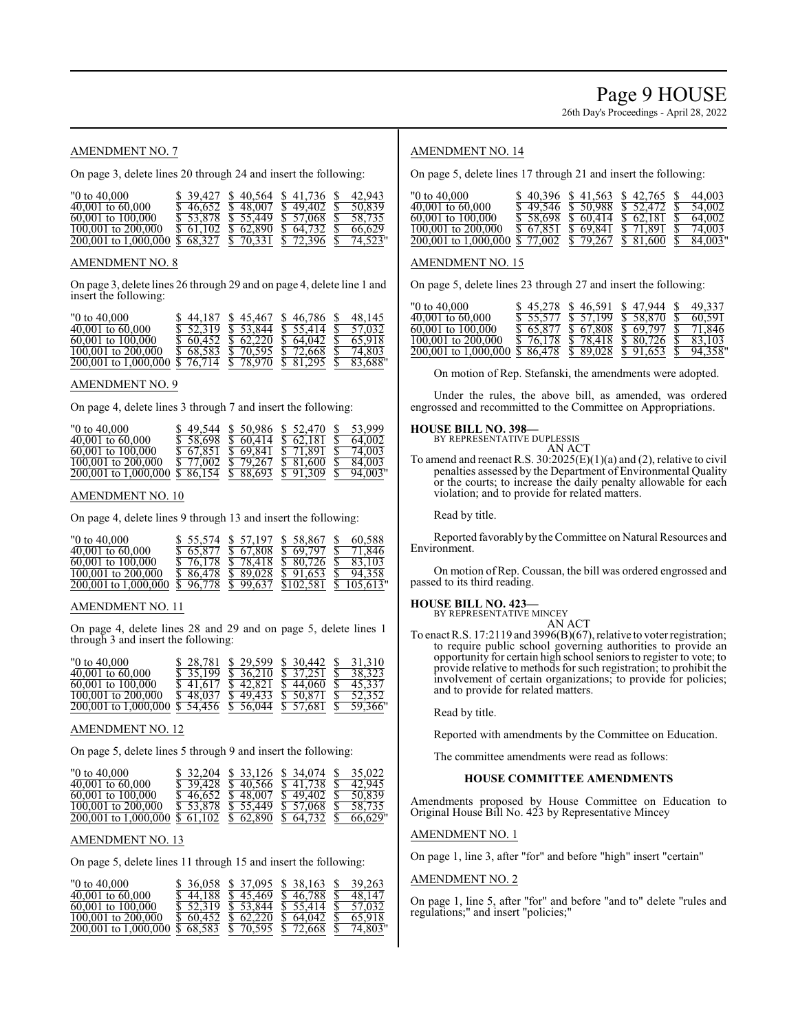AMENDMENT NO. 7

On page 3, delete lines 20 through 24 and insert the following:

| | | | | |
|---|---|---|---|---|
| "0 to 40,000 | $ 39,427 | $ 40,564 | $ 41,736 | $ 42,943 |
| 40,001 to 60,000 | $ 46,652 | $ 48,007 | $ 49,402 | $ 50,839 |
| 60,001 to 100,000 | $ 53,878 | $ 55,449 | $ 57,068 | $ 58,735 |
| 100,001 to 200,000 | $ 61,102 | $ 62,890 | $ 64,732 | $ 66,629 |
| 200,001 to 1,000,000 | $ 68,327 | $ 70,331 | $ 72,396 | $ 74,523" |

AMENDMENT NO. 8

On page 3, delete lines 26 through 29 and on page 4, delete line 1 and insert the following:

| | | | | |
|---|---|---|---|---|
| "0 to 40,000 | $ 44,187 | $ 45,467 | $ 46,786 | $ 48,145 |
| 40,001 to 60,000 | $ 52,319 | $ 53,844 | $ 55,414 | $ 57,032 |
| 60,001 to 100,000 | $ 60,452 | $ 62,220 | $ 64,042 | $ 65,918 |
| 100,001 to 200,000 | $ 68,583 | $ 70,595 | $ 72,668 | $ 74,803 |
| 200,001 to 1,000,000 | $ 76,714 | $ 78,970 | $ 81,295 | $ 83,688" |

AMENDMENT NO. 9

On page 4, delete lines 3 through 7 and insert the following:

| | | | | |
|---|---|---|---|---|
| "0 to 40,000 | $ 49,544 | $ 50,986 | $ 52,470 | $ 53,999 |
| 40,001 to 60,000 | $ 58,698 | $ 60,414 | $ 62,181 | $ 64,002 |
| 60,001 to 100,000 | $ 67,851 | $ 69,841 | $ 71,891 | $ 74,003 |
| 100,001 to 200,000 | $ 77,002 | $ 79,267 | $ 81,600 | $ 84,003 |
| 200,001 to 1,000,000 | $ 86,154 | $ 88,693 | $ 91,309 | $ 94,003" |

AMENDMENT NO. 10

On page 4, delete lines 9 through 13 and insert the following:

| | | | | |
|---|---|---|---|---|
| "0 to 40,000 | $ 55,574 | $ 57,197 | $ 58,867 | $ 60,588 |
| 40,001 to 60,000 | $ 65,877 | $ 67,808 | $ 69,797 | $ 71,846 |
| 60,001 to 100,000 | $ 76,178 | $ 78,418 | $ 80,726 | $ 83,103 |
| 100,001 to 200,000 | $ 86,478 | $ 89,028 | $ 91,653 | $ 94,358 |
| 200,001 to 1,000,000 | $ 96,778 | $ 99,637 | $102,581 | $ 105,613" |

AMENDMENT NO. 11

On page 4, delete lines 28 and 29 and on page 5, delete lines 1 through 3 and insert the following:

| | | | | |
|---|---|---|---|---|
| "0 to 40,000 | $ 28,781 | $ 29,599 | $ 30,442 | $ 31,310 |
| 40,001 to 60,000 | $ 35,199 | $ 36,210 | $ 37,251 | $ 38,323 |
| 60,001 to 100,000 | $ 41,617 | $ 42,821 | $ 44,060 | $ 45,337 |
| 100,001 to 200,000 | $ 48,037 | $ 49,433 | $ 50,871 | $ 52,352 |
| 200,001 to 1,000,000 | $ 54,456 | $ 56,044 | $ 57,681 | $ 59,366" |

AMENDMENT NO. 12

On page 5, delete lines 5 through 9 and insert the following:

| | | | | |
|---|---|---|---|---|
| "0 to 40,000 | $ 32,204 | $ 33,126 | $ 34,074 | $ 35,022 |
| 40,001 to 60,000 | $ 39,428 | $ 40,566 | $ 41,738 | $ 42,945 |
| 60,001 to 100,000 | $ 46,652 | $ 48,007 | $ 49,402 | $ 50,839 |
| 100,001 to 200,000 | $ 53,878 | $ 55,449 | $ 57,068 | $ 58,735 |
| 200,001 to 1,000,000 | $ 61,102 | $ 62,890 | $ 64,732 | $ 66,629" |

AMENDMENT NO. 13

On page 5, delete lines 11 through 15 and insert the following:

| | | | | |
|---|---|---|---|---|
| "0 to 40,000 | $ 36,058 | $ 37,095 | $ 38,163 | $ 39,263 |
| 40,001 to 60,000 | $ 44,188 | $ 45,469 | $ 46,788 | $ 48,147 |
| 60,001 to 100,000 | $ 52,319 | $ 53,844 | $ 55,414 | $ 57,032 |
| 100,001 to 200,000 | $ 60,452 | $ 62,220 | $ 64,042 | $ 65,918 |
| 200,001 to 1,000,000 | $ 68,583 | $ 70,595 | $ 72,668 | $ 74,803" |

AMENDMENT NO. 14

On page 5, delete lines 17 through 21 and insert the following:

| | | | | |
|---|---|---|---|---|
| "0 to 40,000 | $ 40,396 | $ 41,563 | $ 42,765 | $ 44,003 |
| 40,001 to 60,000 | $ 49,546 | $ 50,988 | $ 52,472 | $ 54,002 |
| 60,001 to 100,000 | $ 58,698 | $ 60,414 | $ 62,181 | $ 64,002 |
| 100,001 to 200,000 | $ 67,851 | $ 69,841 | $ 71,891 | $ 74,003 |
| 200,001 to 1,000,000 | $ 77,002 | $ 79,267 | $ 81,600 | $ 84,003" |

AMENDMENT NO. 15

On page 5, delete lines 23 through 27 and insert the following:

| | | | | |
|---|---|---|---|---|
| "0 to 40,000 | $ 45,278 | $ 46,591 | $ 47,944 | $ 49,337 |
| 40,001 to 60,000 | $ 55,577 | $ 57,199 | $ 58,870 | $ 60,591 |
| 60,001 to 100,000 | $ 65,877 | $ 67,808 | $ 69,797 | $ 71,846 |
| 100,001 to 200,000 | $ 76,178 | $ 78,418 | $ 80,726 | $ 83,103 |
| 200,001 to 1,000,000 | $ 86,478 | $ 89,028 | $ 91,653 | $ 94,358" |

On motion of Rep. Stefanski, the amendments were adopted.

Under the rules, the above bill, as amended, was ordered engrossed and recommitted to the Committee on Appropriations.

**HOUSE BILL NO. 398—**
BY REPRESENTATIVE DUPLESSIS
AN ACT
To amend and reenact R.S. 30:2025(E)(1)(a) and (2), relative to civil penalties assessed by the Department of Environmental Quality or the courts; to increase the daily penalty allowable for each violation; and to provide for related matters.

Read by title.

Reported favorably by the Committee on Natural Resources and Environment.

On motion of Rep. Coussan, the bill was ordered engrossed and passed to its third reading.

**HOUSE BILL NO. 423—**
BY REPRESENTATIVE MINCEY
AN ACT
To enact R.S. 17:2119 and 3996(B)(67), relative to voter registration; to require public school governing authorities to provide an opportunity for certain high school seniors to register to vote; to provide relative to methods for such registration; to prohibit the involvement of certain organizations; to provide for policies; and to provide for related matters.

Read by title.

Reported with amendments by the Committee on Education.

The committee amendments were read as follows:

**HOUSE COMMITTEE AMENDMENTS**

Amendments proposed by House Committee on Education to Original House Bill No. 423 by Representative Mincey

AMENDMENT NO. 1

On page 1, line 3, after "for" and before "high" insert "certain"

AMENDMENT NO. 2

On page 1, line 5, after "for" and before "and to" delete "rules and regulations;" and insert "policies;"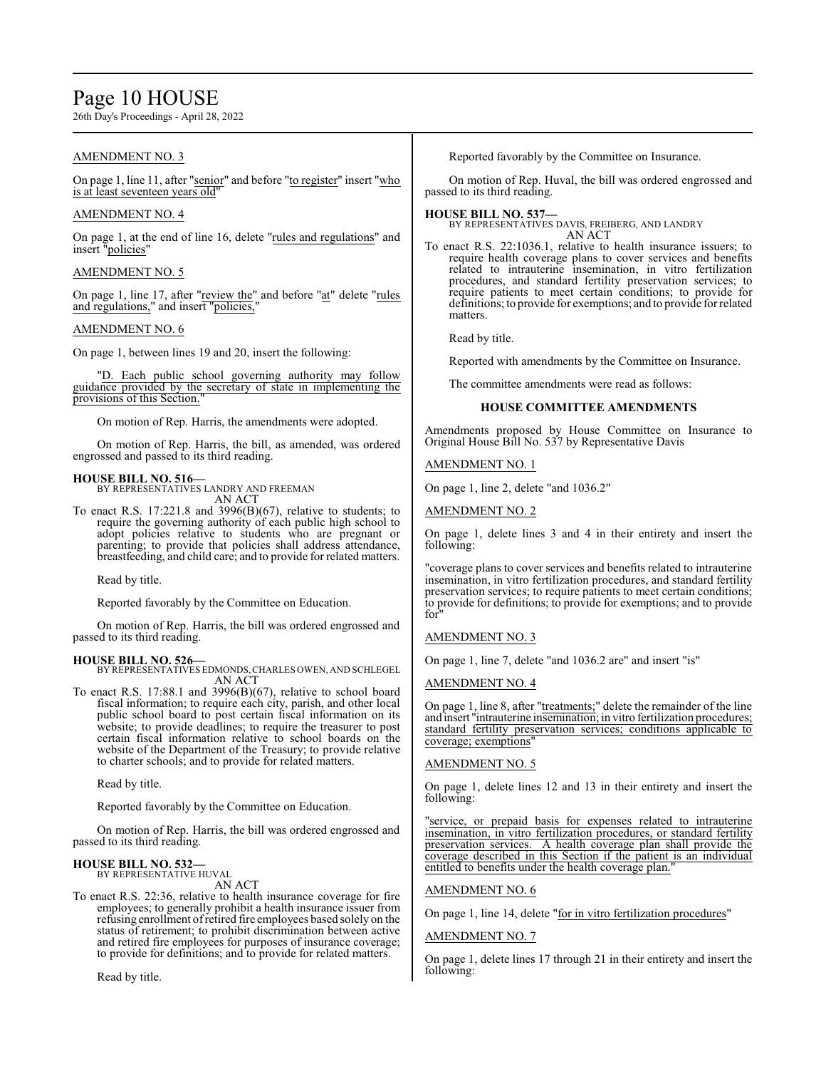## AMENDMENT NO. 3

On page 1, line 11, after "senior" and before "to register" insert "who is at least seventeen years old"

## AMENDMENT NO. 4

On page 1, at the end of line 16, delete "rules and regulations" and insert "policies"

## AMENDMENT NO. 5

On page 1, line 17, after "review the" and before "at" delete "rules and regulations," and insert "policies,"

## AMENDMENT NO. 6

On page 1, between lines 19 and 20, insert the following:

"D. Each public school governing authority may follow guidance provided by the secretary of state in implementing the provisions of this Section."

On motion of Rep. Harris, the amendments were adopted.

On motion of Rep. Harris, the bill, as amended, was ordered engrossed and passed to its third reading.

**HOUSE BILL NO. 516—**
BY REPRESENTATIVES LANDRY AND FREEMAN
AN ACT

To enact R.S. 17:221.8 and 3996(B)(67), relative to students; to require the governing authority of each public high school to adopt policies relative to students who are pregnant or parenting; to provide that policies shall address attendance, breastfeeding, and child care; and to provide for related matters.

Read by title.

Reported favorably by the Committee on Education.

On motion of Rep. Harris, the bill was ordered engrossed and passed to its third reading.

**HOUSE BILL NO. 526—**
BY REPRESENTATIVES EDMONDS, CHARLES OWEN, AND SCHLEGEL
AN ACT

To enact R.S. 17:88.1 and 3996(B)(67), relative to school board fiscal information; to require each city, parish, and other local public school board to post certain fiscal information on its website; to provide deadlines; to require the treasurer to post certain fiscal information relative to school boards on the website of the Department of the Treasury; to provide relative to charter schools; and to provide for related matters.

Read by title.

Reported favorably by the Committee on Education.

On motion of Rep. Harris, the bill was ordered engrossed and passed to its third reading.

**HOUSE BILL NO. 532—**
BY REPRESENTATIVE HUVAL
AN ACT

To enact R.S. 22:36, relative to health insurance coverage for fire employees; to generally prohibit a health insurance issuer from refusing enrollment of retired fire employees based solely on the status of retirement; to prohibit discrimination between active and retired fire employees for purposes of insurance coverage; to provide for definitions; and to provide for related matters.

Read by title.

Reported favorably by the Committee on Insurance.

On motion of Rep. Huval, the bill was ordered engrossed and passed to its third reading.

**HOUSE BILL NO. 537—**
BY REPRESENTATIVES DAVIS, FREIBERG, AND LANDRY
AN ACT

To enact R.S. 22:1036.1, relative to health insurance issuers; to require health coverage plans to cover services and benefits related to intrauterine insemination, in vitro fertilization procedures, and standard fertility preservation services; to require patients to meet certain conditions; to provide for definitions; to provide for exemptions; and to provide for related matters.

Read by title.

Reported with amendments by the Committee on Insurance.

The committee amendments were read as follows:

### HOUSE COMMITTEE AMENDMENTS

Amendments proposed by House Committee on Insurance to Original House Bill No. 537 by Representative Davis

## AMENDMENT NO. 1

On page 1, line 2, delete "and 1036.2"

## AMENDMENT NO. 2

On page 1, delete lines 3 and 4 in their entirety and insert the following:

"coverage plans to cover services and benefits related to intrauterine insemination, in vitro fertilization procedures, and standard fertility preservation services; to require patients to meet certain conditions; to provide for definitions; to provide for exemptions; and to provide for"

## AMENDMENT NO. 3

On page 1, line 7, delete "and 1036.2 are" and insert "is"

## AMENDMENT NO. 4

On page 1, line 8, after "treatments;" delete the remainder of the line and insert "intrauterine insemination; in vitro fertilization procedures; standard fertility preservation services; conditions applicable to coverage; exemptions"

## AMENDMENT NO. 5

On page 1, delete lines 12 and 13 in their entirety and insert the following:

"service, or prepaid basis for expenses related to intrauterine insemination, in vitro fertilization procedures, or standard fertility preservation services. A health coverage plan shall provide the coverage described in this Section if the patient is an individual entitled to benefits under the health coverage plan."

## AMENDMENT NO. 6

On page 1, line 14, delete "for in vitro fertilization procedures"

## AMENDMENT NO. 7

On page 1, delete lines 17 through 21 in their entirety and insert the following: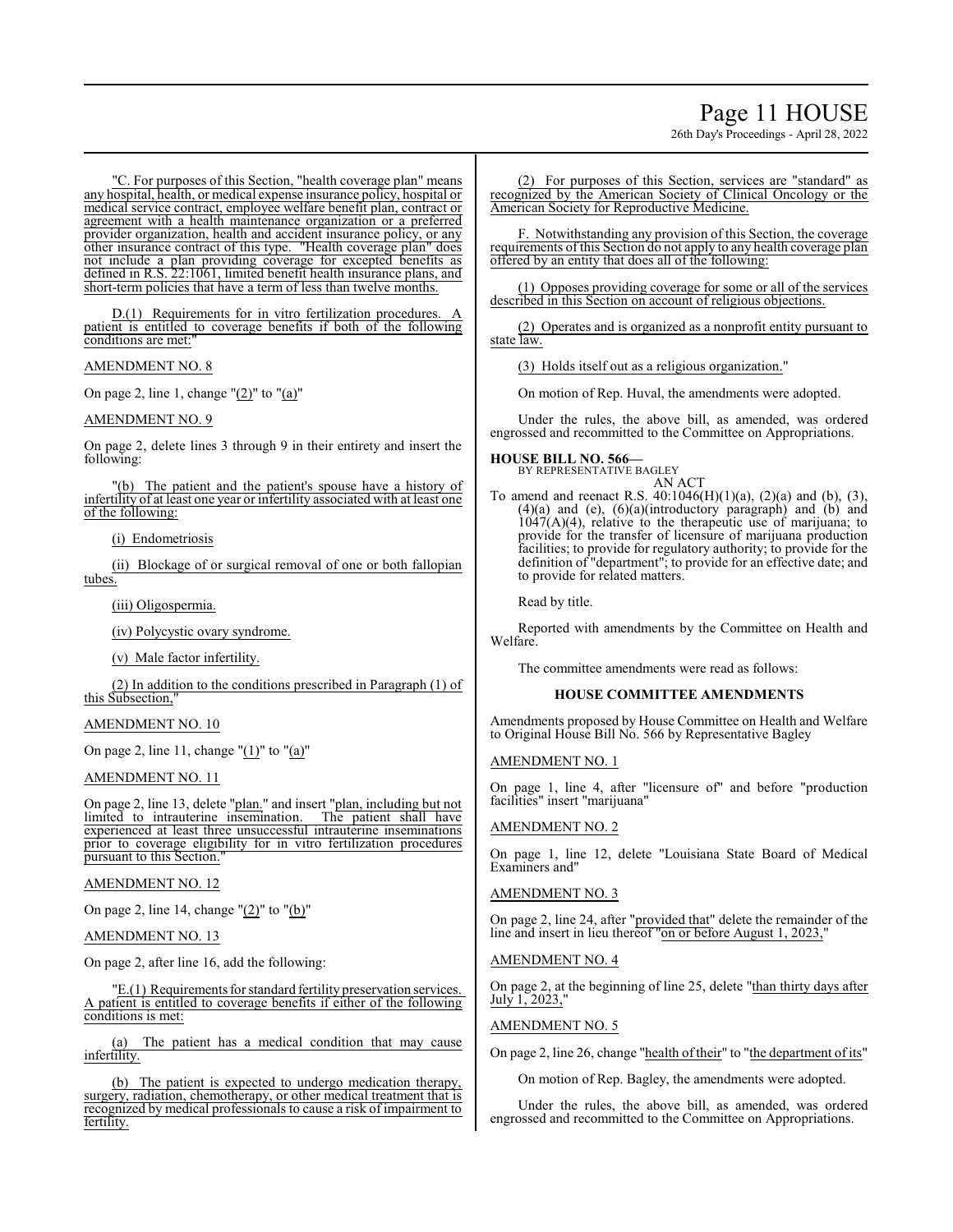"C. For purposes of this Section, "health coverage plan" means any hospital, health, or medical expense insurance policy, hospital or medical service contract, employee welfare benefit plan, contract or agreement with a health maintenance organization or a preferred provider organization, health and accident insurance policy, or any other insurance contract of this type. "Health coverage plan" does not include a plan providing coverage for excepted benefits as defined in R.S. 22:1061, limited benefit health insurance plans, and short-term policies that have a term of less than twelve months.

D.(1) Requirements for in vitro fertilization procedures. A patient is entitled to coverage benefits if both of the following conditions are met:"

AMENDMENT NO. 8

On page 2, line 1, change "(2)" to "(a)"

AMENDMENT NO. 9

On page 2, delete lines 3 through 9 in their entirety and insert the following:

"(b) The patient and the patient's spouse have a history of infertility of at least one year or infertility associated with at least one of the following:

(i) Endometriosis

(ii) Blockage of or surgical removal of one or both fallopian tubes.

(iii) Oligospermia.

(iv) Polycystic ovary syndrome.

(v) Male factor infertility.

(2) In addition to the conditions prescribed in Paragraph (1) of this Subsection,"

AMENDMENT NO. 10

On page 2, line 11, change "(1)" to "(a)"

AMENDMENT NO. 11

On page 2, line 13, delete "plan." and insert "plan, including but not limited to intrauterine insemination. The patient shall have experienced at least three unsuccessful intrauterine inseminations prior to coverage eligibility for in vitro fertilization procedures pursuant to this Section."

AMENDMENT NO. 12

On page 2, line 14, change "(2)" to "(b)"

AMENDMENT NO. 13

On page 2, after line 16, add the following:

"E.(1) Requirements for standard fertility preservation services. A patient is entitled to coverage benefits if either of the following conditions is met:

(a) The patient has a medical condition that may cause infertility.

(b) The patient is expected to undergo medication therapy, surgery, radiation, chemotherapy, or other medical treatment that is recognized by medical professionals to cause a risk of impairment to fertility.

(2) For purposes of this Section, services are "standard" as recognized by the American Society of Clinical Oncology or the American Society for Reproductive Medicine.

F. Notwithstanding any provision of this Section, the coverage requirements of this Section do not apply to any health coverage plan offered by an entity that does all of the following:

(1) Opposes providing coverage for some or all of the services described in this Section on account of religious objections.

(2) Operates and is organized as a nonprofit entity pursuant to state law.

(3) Holds itself out as a religious organization."

On motion of Rep. Huval, the amendments were adopted.

Under the rules, the above bill, as amended, was ordered engrossed and recommitted to the Committee on Appropriations.

**HOUSE BILL NO. 566—**
BY REPRESENTATIVE BAGLEY
AN ACT

To amend and reenact R.S. 40:1046(H)(1)(a), (2)(a) and (b), (3), (4)(a) and (e), (6)(a)(introductory paragraph) and (b) and 1047(A)(4), relative to the therapeutic use of marijuana; to provide for the transfer of licensure of marijuana production facilities; to provide for regulatory authority; to provide for the definition of "department"; to provide for an effective date; and to provide for related matters.

Read by title.

Reported with amendments by the Committee on Health and Welfare.

The committee amendments were read as follows:

### HOUSE COMMITTEE AMENDMENTS

Amendments proposed by House Committee on Health and Welfare to Original House Bill No. 566 by Representative Bagley

AMENDMENT NO. 1

On page 1, line 4, after "licensure of" and before "production facilities" insert "marijuana"

AMENDMENT NO. 2

On page 1, line 12, delete "Louisiana State Board of Medical Examiners and"

AMENDMENT NO. 3

On page 2, line 24, after "provided that" delete the remainder of the line and insert in lieu thereof "on or before August 1, 2023,"

AMENDMENT NO. 4

On page 2, at the beginning of line 25, delete "than thirty days after July 1, 2023,"

AMENDMENT NO. 5

On page 2, line 26, change "health of their" to "the department of its"

On motion of Rep. Bagley, the amendments were adopted.

Under the rules, the above bill, as amended, was ordered engrossed and recommitted to the Committee on Appropriations.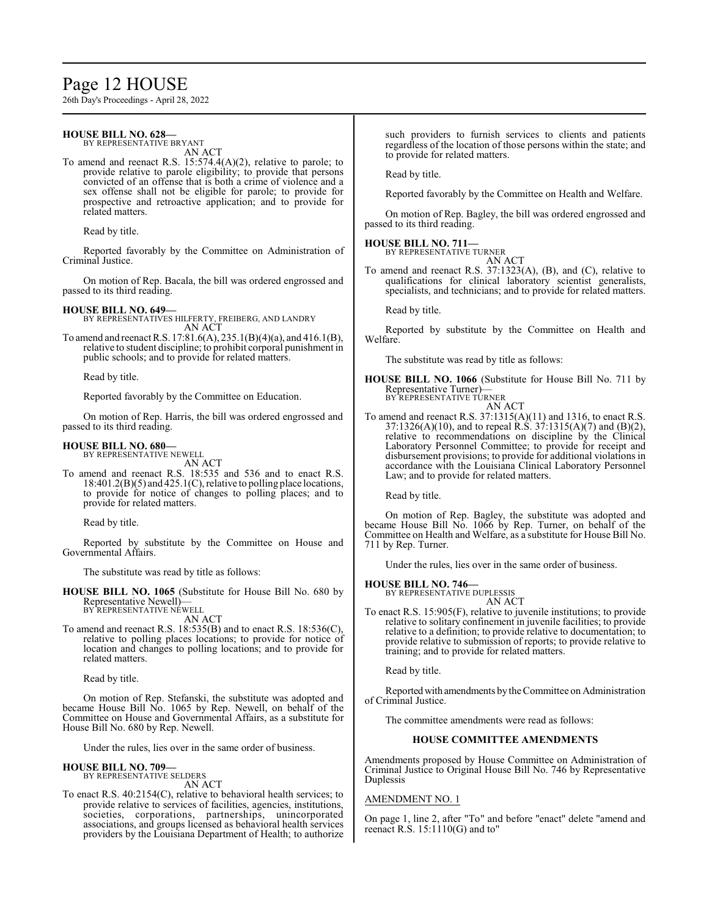**HOUSE BILL NO. 628—**
BY REPRESENTATIVE BRYANT
AN ACT
To amend and reenact R.S. 15:574.4(A)(2), relative to parole; to provide relative to parole eligibility; to provide that persons convicted of an offense that is both a crime of violence and a sex offense shall not be eligible for parole; to provide for prospective and retroactive application; and to provide for related matters.

Read by title.

Reported favorably by the Committee on Administration of Criminal Justice.

On motion of Rep. Bacala, the bill was ordered engrossed and passed to its third reading.

**HOUSE BILL NO. 649—**
BY REPRESENTATIVES HILFERTY, FREIBERG, AND LANDRY
AN ACT
To amend and reenact R.S. 17:81.6(A), 235.1(B)(4)(a), and 416.1(B), relative to student discipline; to prohibit corporal punishment in public schools; and to provide for related matters.

Read by title.

Reported favorably by the Committee on Education.

On motion of Rep. Harris, the bill was ordered engrossed and passed to its third reading.

**HOUSE BILL NO. 680—**
BY REPRESENTATIVE NEWELL
AN ACT
To amend and reenact R.S. 18:535 and 536 and to enact R.S. 18:401.2(B)(5) and 425.1(C), relative to polling place locations, to provide for notice of changes to polling places; and to provide for related matters.

Read by title.

Reported by substitute by the Committee on House and Governmental Affairs.

The substitute was read by title as follows:

**HOUSE BILL NO. 1065** (Substitute for House Bill No. 680 by Representative Newell)—
BY REPRESENTATIVE NEWELL
AN ACT
To amend and reenact R.S. 18:535(B) and to enact R.S. 18:536(C), relative to polling places locations; to provide for notice of location and changes to polling locations; and to provide for related matters.

Read by title.

On motion of Rep. Stefanski, the substitute was adopted and became House Bill No. 1065 by Rep. Newell, on behalf of the Committee on House and Governmental Affairs, as a substitute for House Bill No. 680 by Rep. Newell.

Under the rules, lies over in the same order of business.

**HOUSE BILL NO. 709—**
BY REPRESENTATIVE SELDERS
AN ACT
To enact R.S. 40:2154(C), relative to behavioral health services; to provide relative to services of facilities, agencies, institutions, societies, corporations, partnerships, unincorporated associations, and groups licensed as behavioral health services providers by the Louisiana Department of Health; to authorize such providers to furnish services to clients and patients regardless of the location of those persons within the state; and to provide for related matters.

Read by title.

Reported favorably by the Committee on Health and Welfare.

On motion of Rep. Bagley, the bill was ordered engrossed and passed to its third reading.

**HOUSE BILL NO. 711—**
BY REPRESENTATIVE TURNER
AN ACT
To amend and reenact R.S. 37:1323(A), (B), and (C), relative to qualifications for clinical laboratory scientist generalists, specialists, and technicians; and to provide for related matters.

Read by title.

Reported by substitute by the Committee on Health and Welfare.

The substitute was read by title as follows:

**HOUSE BILL NO. 1066** (Substitute for House Bill No. 711 by Representative Turner)—
BY REPRESENTATIVE TURNER
AN ACT
To amend and reenact R.S. 37:1315(A)(11) and 1316, to enact R.S. 37:1326(A)(10), and to repeal R.S. 37:1315(A)(7) and (B)(2), relative to recommendations on discipline by the Clinical Laboratory Personnel Committee; to provide for receipt and disbursement provisions; to provide for additional violations in accordance with the Louisiana Clinical Laboratory Personnel Law; and to provide for related matters.

Read by title.

On motion of Rep. Bagley, the substitute was adopted and became House Bill No. 1066 by Rep. Turner, on behalf of the Committee on Health and Welfare, as a substitute for House Bill No. 711 by Rep. Turner.

Under the rules, lies over in the same order of business.

**HOUSE BILL NO. 746—**
BY REPRESENTATIVE DUPLESSIS
AN ACT
To enact R.S. 15:905(F), relative to juvenile institutions; to provide relative to solitary confinement in juvenile facilities; to provide relative to a definition; to provide relative to documentation; to provide relative to submission of reports; to provide relative to training; and to provide for related matters.

Read by title.

Reported with amendments by the Committee on Administration of Criminal Justice.

The committee amendments were read as follows:

### HOUSE COMMITTEE AMENDMENTS

Amendments proposed by House Committee on Administration of Criminal Justice to Original House Bill No. 746 by Representative Duplessis

AMENDMENT NO. 1

On page 1, line 2, after "To" and before "enact" delete "amend and reenact R.S. 15:1110(G) and to"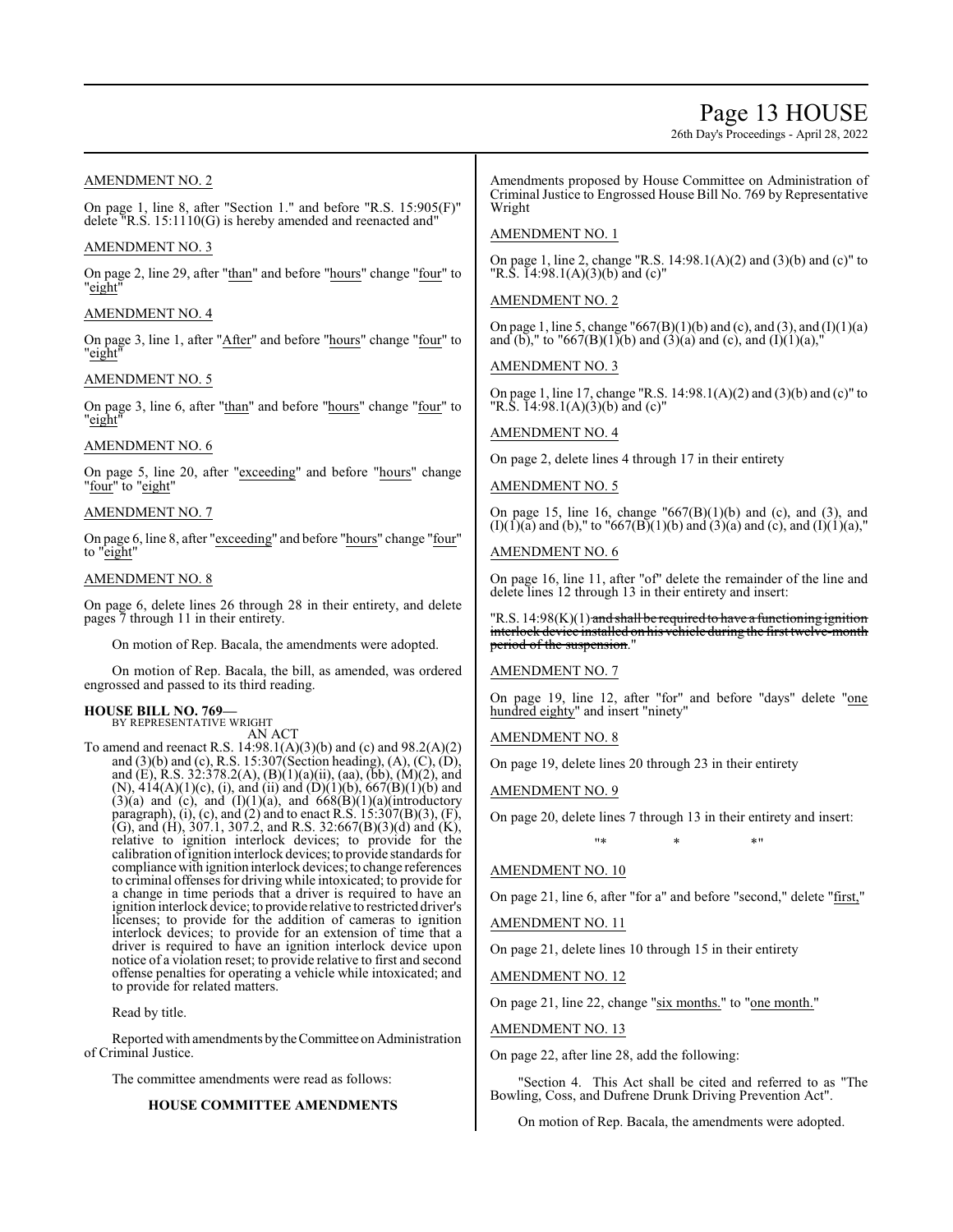AMENDMENT NO. 2

On page 1, line 8, after "Section 1." and before "R.S. 15:905(F)" delete "R.S. 15:1110(G) is hereby amended and reenacted and"

AMENDMENT NO. 3

On page 2, line 29, after "than" and before "hours" change "four" to "eight"

AMENDMENT NO. 4

On page 3, line 1, after "After" and before "hours" change "four" to "eight"

AMENDMENT NO. 5

On page 3, line 6, after "than" and before "hours" change "four" to "eight"

AMENDMENT NO. 6

On page 5, line 20, after "exceeding" and before "hours" change "four" to "eight"

AMENDMENT NO. 7

On page 6, line 8, after "exceeding" and before "hours" change "four" to "eight"

AMENDMENT NO. 8

On page 6, delete lines 26 through 28 in their entirety, and delete pages 7 through 11 in their entirety.

On motion of Rep. Bacala, the amendments were adopted.

On motion of Rep. Bacala, the bill, as amended, was ordered engrossed and passed to its third reading.

**HOUSE BILL NO. 769—**
BY REPRESENTATIVE WRIGHT
AN ACT

To amend and reenact R.S. 14:98.1(A)(3)(b) and (c) and 98.2(A)(2) and (3)(b) and (c), R.S. 15:307(Section heading), (A), (C), (D), and (E), R.S. 32:378.2(A), (B)(1)(a)(ii), (aa), (bb), (M)(2), and (N), 414(A)(1)(c), (i), and (ii) and (D)(1)(b), 667(B)(1)(b) and (3)(a) and (c), and (I)(1)(a), and 668(B)(1)(a)(introductory paragraph), (i), (c), and (2) and to enact R.S. 15:307(B)(3), (F), (G), and (H), 307.1, 307.2, and R.S. 32:667(B)(3)(d) and (K), relative to ignition interlock devices; to provide for the calibration of ignition interlock devices; to provide standards for compliance with ignition interlock devices; to change references to criminal offenses for driving while intoxicated; to provide for a change in time periods that a driver is required to have an ignition interlock device; to provide relative to restricted driver's licenses; to provide for the addition of cameras to ignition interlock devices; to provide for an extension of time that a driver is required to have an ignition interlock device upon notice of a violation reset; to provide relative to first and second offense penalties for operating a vehicle while intoxicated; and to provide for related matters.

Read by title.

Reported with amendments by the Committee on Administration of Criminal Justice.

The committee amendments were read as follows:

**HOUSE COMMITTEE AMENDMENTS**

Amendments proposed by House Committee on Administration of Criminal Justice to Engrossed House Bill No. 769 by Representative Wright

AMENDMENT NO. 1

On page 1, line 2, change "R.S. 14:98.1(A)(2) and (3)(b) and (c)" to "R.S. 14:98.1(A)(3)(b) and (c)"

AMENDMENT NO. 2

On page 1, line 5, change "667(B)(1)(b) and (c), and (3), and (I)(1)(a) and (b)," to "667(B)(1)(b) and (3)(a) and (c), and (I)(1)(a),"

AMENDMENT NO. 3

On page 1, line 17, change "R.S. 14:98.1(A)(2) and (3)(b) and (c)" to "R.S. 14:98.1(A)(3)(b) and (c)"

AMENDMENT NO. 4

On page 2, delete lines 4 through 17 in their entirety

AMENDMENT NO. 5

On page 15, line 16, change "667(B)(1)(b) and (c), and (3), and (I)(1)(a) and (b)," to "667(B)(1)(b) and (3)(a) and (c), and (I)(1)(a),"

AMENDMENT NO. 6

On page 16, line 11, after "of" delete the remainder of the line and delete lines 12 through 13 in their entirety and insert:

"R.S. 14:98(K)(1) ~~and shall be required to have a functioning ignition interlock device installed on his vehicle during the first twelve-month period of the suspension~~."

AMENDMENT NO. 7

On page 19, line 12, after "for" and before "days" delete "one hundred eighty" and insert "ninety"

AMENDMENT NO. 8

On page 19, delete lines 20 through 23 in their entirety

AMENDMENT NO. 9

On page 20, delete lines 7 through 13 in their entirety and insert:

"* * *"

AMENDMENT NO. 10

On page 21, line 6, after "for a" and before "second," delete "first,"

AMENDMENT NO. 11

On page 21, delete lines 10 through 15 in their entirety

AMENDMENT NO. 12

On page 21, line 22, change "six months." to "one month."

AMENDMENT NO. 13

On page 22, after line 28, add the following:

"Section 4. This Act shall be cited and referred to as "The Bowling, Coss, and Dufrene Drunk Driving Prevention Act".

On motion of Rep. Bacala, the amendments were adopted.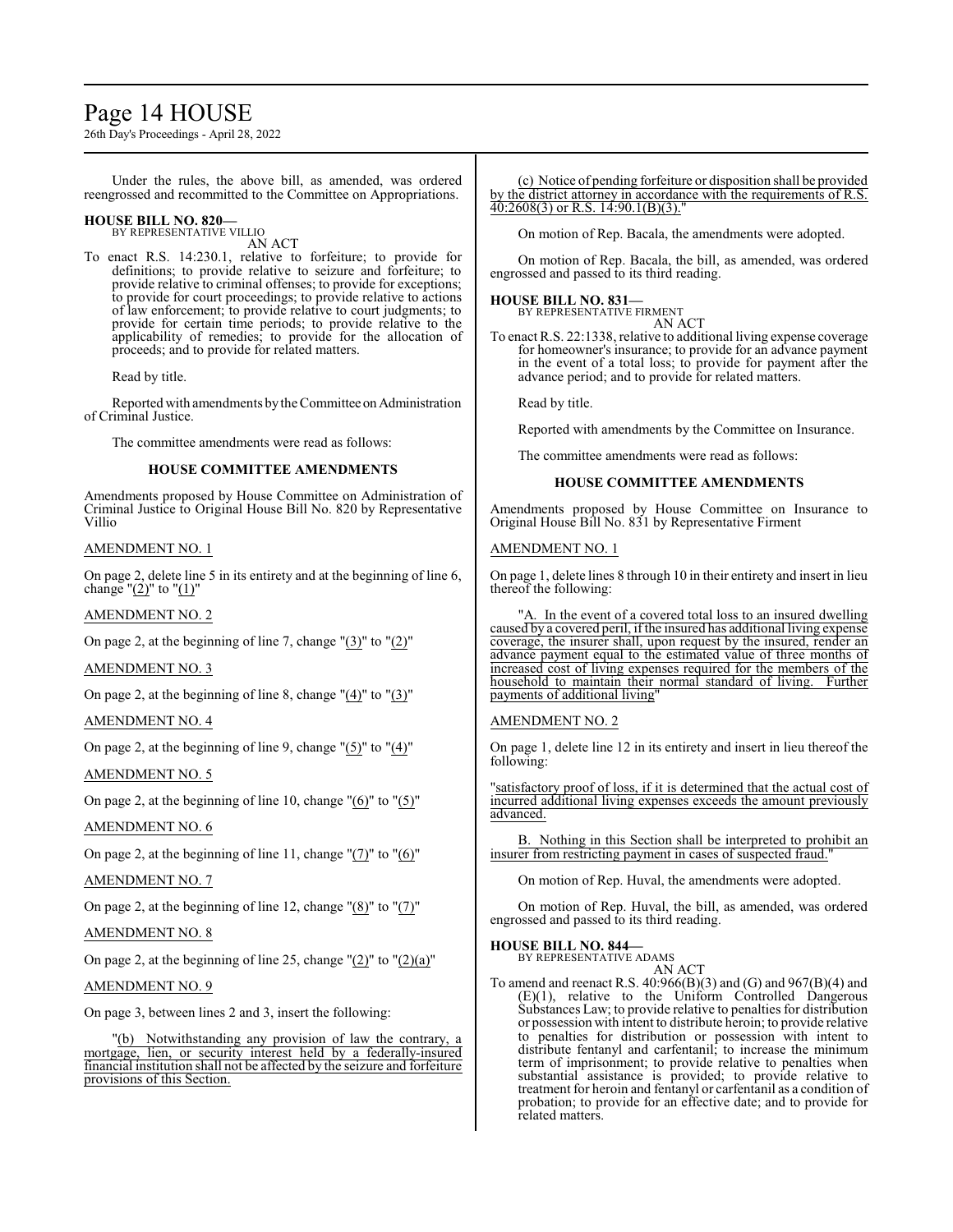Under the rules, the above bill, as amended, was ordered reengrossed and recommitted to the Committee on Appropriations.

**HOUSE BILL NO. 820—**
BY REPRESENTATIVE VILLIO

AN ACT

To enact R.S. 14:230.1, relative to forfeiture; to provide for definitions; to provide relative to seizure and forfeiture; to provide relative to criminal offenses; to provide for exceptions; to provide for court proceedings; to provide relative to actions of law enforcement; to provide relative to court judgments; to provide for certain time periods; to provide relative to the applicability of remedies; to provide for the allocation of proceeds; and to provide for related matters.

Read by title.

Reported with amendments by the Committee on Administration of Criminal Justice.

The committee amendments were read as follows:

**HOUSE COMMITTEE AMENDMENTS**

Amendments proposed by House Committee on Administration of Criminal Justice to Original House Bill No. 820 by Representative Villio

AMENDMENT NO. 1

On page 2, delete line 5 in its entirety and at the beginning of line 6, change "(2)" to "(1)"

AMENDMENT NO. 2

On page 2, at the beginning of line 7, change "(3)" to "(2)"

AMENDMENT NO. 3

On page 2, at the beginning of line 8, change "(4)" to "(3)"

AMENDMENT NO. 4

On page 2, at the beginning of line 9, change "(5)" to "(4)"

AMENDMENT NO. 5

On page 2, at the beginning of line 10, change "(6)" to "(5)"

AMENDMENT NO. 6

On page 2, at the beginning of line 11, change "(7)" to "(6)"

AMENDMENT NO. 7

On page 2, at the beginning of line 12, change "(8)" to "(7)"

AMENDMENT NO. 8

On page 2, at the beginning of line 25, change "(2)" to "(2)(a)"

AMENDMENT NO. 9

On page 3, between lines 2 and 3, insert the following:

"(b) Notwithstanding any provision of law the contrary, a mortgage, lien, or security interest held by a federally-insured financial institution shall not be affected by the seizure and forfeiture provisions of this Section.

(c) Notice of pending forfeiture or disposition shall be provided by the district attorney in accordance with the requirements of R.S. 40:2608(3) or R.S. 14:90.1(B)(3)."

On motion of Rep. Bacala, the amendments were adopted.

On motion of Rep. Bacala, the bill, as amended, was ordered engrossed and passed to its third reading.

**HOUSE BILL NO. 831—**
BY REPRESENTATIVE FIRMENT

AN ACT

To enact R.S. 22:1338, relative to additional living expense coverage for homeowner's insurance; to provide for an advance payment in the event of a total loss; to provide for payment after the advance period; and to provide for related matters.

Read by title.

Reported with amendments by the Committee on Insurance.

The committee amendments were read as follows:

**HOUSE COMMITTEE AMENDMENTS**

Amendments proposed by House Committee on Insurance to Original House Bill No. 831 by Representative Firment

AMENDMENT NO. 1

On page 1, delete lines 8 through 10 in their entirety and insert in lieu thereof the following:

"A. In the event of a covered total loss to an insured dwelling caused by a covered peril, if the insured has additional living expense coverage, the insurer shall, upon request by the insured, render an advance payment equal to the estimated value of three months of increased cost of living expenses required for the members of the household to maintain their normal standard of living. Further payments of additional living"

AMENDMENT NO. 2

On page 1, delete line 12 in its entirety and insert in lieu thereof the following:

"satisfactory proof of loss, if it is determined that the actual cost of incurred additional living expenses exceeds the amount previously advanced.

B. Nothing in this Section shall be interpreted to prohibit an insurer from restricting payment in cases of suspected fraud."

On motion of Rep. Huval, the amendments were adopted.

On motion of Rep. Huval, the bill, as amended, was ordered engrossed and passed to its third reading.

**HOUSE BILL NO. 844—**
BY REPRESENTATIVE ADAMS

AN ACT

To amend and reenact R.S. 40:966(B)(3) and (G) and 967(B)(4) and (E)(1), relative to the Uniform Controlled Dangerous Substances Law; to provide relative to penalties for distribution or possession with intent to distribute heroin; to provide relative to penalties for distribution or possession with intent to distribute fentanyl and carfentanil; to increase the minimum term of imprisonment; to provide relative to penalties when substantial assistance is provided; to provide relative to treatment for heroin and fentanyl or carfentanil as a condition of probation; to provide for an effective date; and to provide for related matters.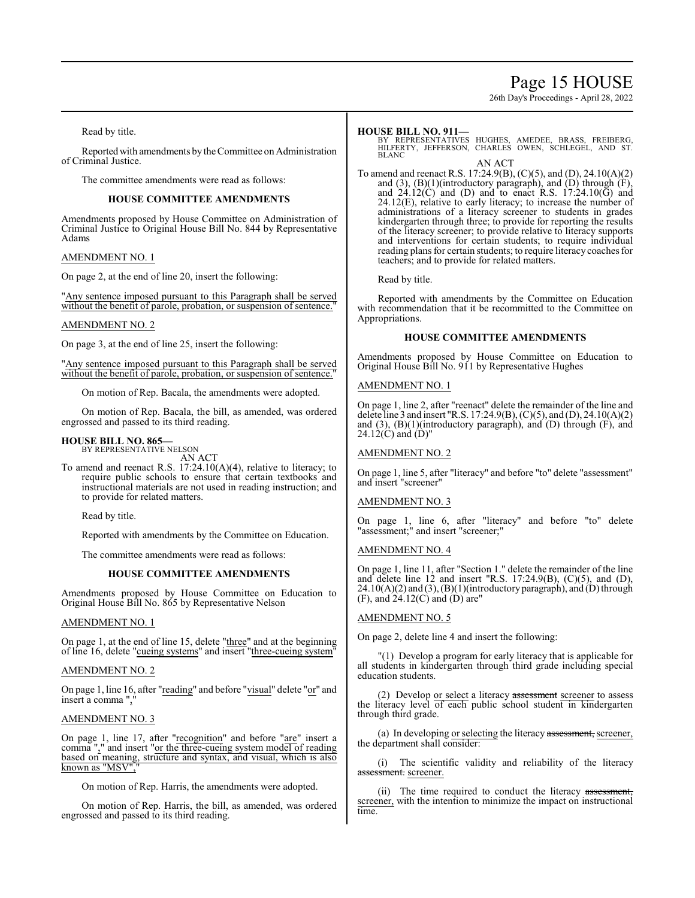Read by title.

Reported with amendments by the Committee on Administration of Criminal Justice.

The committee amendments were read as follows:

## HOUSE COMMITTEE AMENDMENTS

Amendments proposed by House Committee on Administration of Criminal Justice to Original House Bill No. 844 by Representative Adams

AMENDMENT NO. 1

On page 2, at the end of line 20, insert the following:

"Any sentence imposed pursuant to this Paragraph shall be served without the benefit of parole, probation, or suspension of sentence."

AMENDMENT NO. 2

On page 3, at the end of line 25, insert the following:

"Any sentence imposed pursuant to this Paragraph shall be served without the benefit of parole, probation, or suspension of sentence."

On motion of Rep. Bacala, the amendments were adopted.

On motion of Rep. Bacala, the bill, as amended, was ordered engrossed and passed to its third reading.

**HOUSE BILL NO. 865—**
BY REPRESENTATIVE NELSON
AN ACT

To amend and reenact R.S. 17:24.10(A)(4), relative to literacy; to require public schools to ensure that certain textbooks and instructional materials are not used in reading instruction; and to provide for related matters.

Read by title.

Reported with amendments by the Committee on Education.

The committee amendments were read as follows:

## HOUSE COMMITTEE AMENDMENTS

Amendments proposed by House Committee on Education to Original House Bill No. 865 by Representative Nelson

AMENDMENT NO. 1

On page 1, at the end of line 15, delete "three" and at the beginning of line 16, delete "cueing systems" and insert "three-cueing system"

AMENDMENT NO. 2

On page 1, line 16, after "reading" and before "visual" delete "or" and insert a comma ","

AMENDMENT NO. 3

On page 1, line 17, after "recognition" and before "are" insert a comma "," and insert "or the three-cueing system model of reading based on meaning, structure and syntax, and visual, which is also known as "MSV","

On motion of Rep. Harris, the amendments were adopted.

On motion of Rep. Harris, the bill, as amended, was ordered engrossed and passed to its third reading.

**HOUSE BILL NO. 911—**
BY REPRESENTATIVES HUGHES, AMEDEE, BRASS, FREIBERG, HILFERTY, JEFFERSON, CHARLES OWEN, SCHLEGEL, AND ST. BLANC
AN ACT

To amend and reenact R.S. 17:24.9(B), (C)(5), and (D), 24.10(A)(2) and (3), (B)(1)(introductory paragraph), and (D) through (F), and 24.12(C) and (D) and to enact R.S. 17:24.10(G) and 24.12(E), relative to early literacy; to increase the number of administrations of a literacy screener to students in grades kindergarten through three; to provide for reporting the results of the literacy screener; to provide relative to literacy supports and interventions for certain students; to require individual reading plans for certain students; to require literacy coaches for teachers; and to provide for related matters.

Read by title.

Reported with amendments by the Committee on Education with recommendation that it be recommitted to the Committee on Appropriations.

## HOUSE COMMITTEE AMENDMENTS

Amendments proposed by House Committee on Education to Original House Bill No. 911 by Representative Hughes

AMENDMENT NO. 1

On page 1, line 2, after "reenact" delete the remainder of the line and delete line 3 and insert "R.S. 17:24.9(B), (C)(5), and (D), 24.10(A)(2) and (3), (B)(1)(introductory paragraph), and (D) through (F), and 24.12(C) and (D)"

AMENDMENT NO. 2

On page 1, line 5, after "literacy" and before "to" delete "assessment" and insert "screener"

AMENDMENT NO. 3

On page 1, line 6, after "literacy" and before "to" delete "assessment;" and insert "screener;"

AMENDMENT NO. 4

On page 1, line 11, after "Section 1." delete the remainder of the line and delete line 12 and insert "R.S. 17:24.9(B), (C)(5), and (D), 24.10(A)(2) and (3), (B)(1)(introductory paragraph), and (D) through (F), and 24.12(C) and (D) are"

AMENDMENT NO. 5

On page 2, delete line 4 and insert the following:

"(1) Develop a program for early literacy that is applicable for all students in kindergarten through third grade including special education students.

(2) Develop or select a literacy ~~assessment~~ screener to assess the literacy level of each public school student in kindergarten through third grade.

(a) In developing or selecting the literacy ~~assessment,~~ screener, the department shall consider:

(i) The scientific validity and reliability of the literacy ~~assessment.~~ screener.

(ii) The time required to conduct the literacy ~~assessment,~~ screener, with the intention to minimize the impact on instructional time.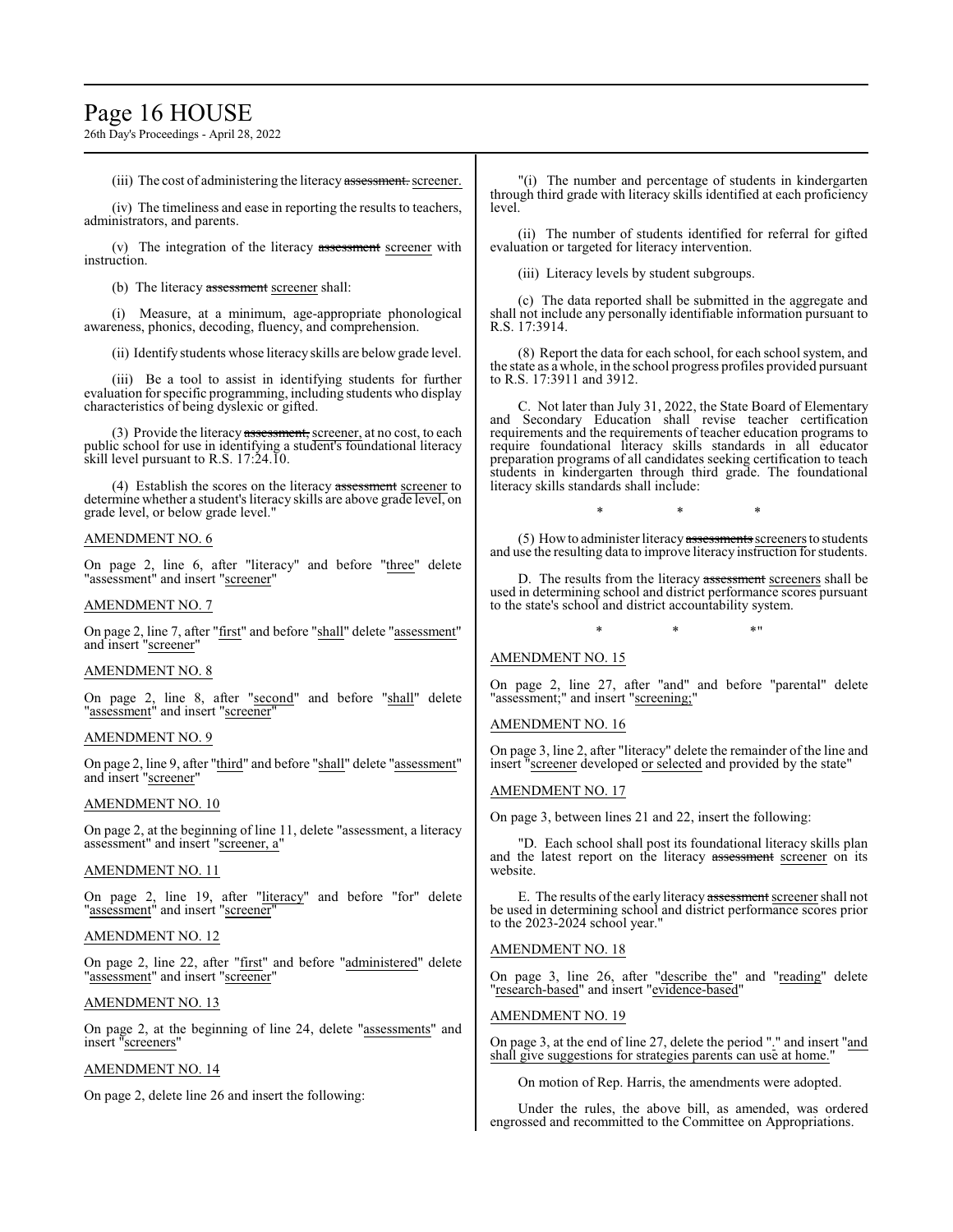(iii) The cost of administering the literacy ~~assessment.~~ screener.

(iv) The timeliness and ease in reporting the results to teachers, administrators, and parents.

(v) The integration of the literacy ~~assessment~~ screener with instruction.

(b) The literacy ~~assessment~~ screener shall:

(i) Measure, at a minimum, age-appropriate phonological awareness, phonics, decoding, fluency, and comprehension.

(ii) Identify students whose literacy skills are below grade level.

(iii) Be a tool to assist in identifying students for further evaluation for specific programming, including students who display characteristics of being dyslexic or gifted.

(3) Provide the literacy ~~assessment,~~ screener, at no cost, to each public school for use in identifying a student's foundational literacy skill level pursuant to R.S. 17:24.10.

(4) Establish the scores on the literacy ~~assessment~~ screener to determine whether a student's literacy skills are above grade level, on grade level, or below grade level."

AMENDMENT NO. 6

On page 2, line 6, after "literacy" and before "three" delete "assessment" and insert "screener"

AMENDMENT NO. 7

On page 2, line 7, after "first" and before "shall" delete "assessment" and insert "screener"

AMENDMENT NO. 8

On page 2, line 8, after "second" and before "shall" delete "assessment" and insert "screener"

AMENDMENT NO. 9

On page 2, line 9, after "third" and before "shall" delete "assessment" and insert "screener"

AMENDMENT NO. 10

On page 2, at the beginning of line 11, delete "assessment, a literacy assessment" and insert "screener, a"

AMENDMENT NO. 11

On page 2, line 19, after "literacy" and before "for" delete "assessment" and insert "screener"

AMENDMENT NO. 12

On page 2, line 22, after "first" and before "administered" delete "assessment" and insert "screener"

AMENDMENT NO. 13

On page 2, at the beginning of line 24, delete "assessments" and insert "screeners"

AMENDMENT NO. 14

On page 2, delete line 26 and insert the following:

"(i) The number and percentage of students in kindergarten through third grade with literacy skills identified at each proficiency level.

(ii) The number of students identified for referral for gifted evaluation or targeted for literacy intervention.

(iii) Literacy levels by student subgroups.

(c) The data reported shall be submitted in the aggregate and shall not include any personally identifiable information pursuant to R.S. 17:3914.

(8) Report the data for each school, for each school system, and the state as a whole, in the school progress profiles provided pursuant to R.S. 17:3911 and 3912.

C. Not later than July 31, 2022, the State Board of Elementary and Secondary Education shall revise teacher certification requirements and the requirements of teacher education programs to require foundational literacy skills standards in all educator preparation programs of all candidates seeking certification to teach students in kindergarten through third grade. The foundational literacy skills standards shall include:

\* \* \*

(5) How to administer literacy ~~assessments~~ screeners to students and use the resulting data to improve literacy instruction for students.

D. The results from the literacy ~~assessment~~ screeners shall be used in determining school and district performance scores pursuant to the state's school and district accountability system.

\* \* \*"

AMENDMENT NO. 15

On page 2, line 27, after "and" and before "parental" delete "assessment;" and insert "screening;"

AMENDMENT NO. 16

On page 3, line 2, after "literacy" delete the remainder of the line and insert "screener developed or selected and provided by the state"

AMENDMENT NO. 17

On page 3, between lines 21 and 22, insert the following:

"D. Each school shall post its foundational literacy skills plan and the latest report on the literacy ~~assessment~~ screener on its website.

E. The results of the early literacy ~~assessment~~ screener shall not be used in determining school and district performance scores prior to the 2023-2024 school year."

AMENDMENT NO. 18

On page 3, line 26, after "describe the" and "reading" delete "research-based" and insert "evidence-based"

AMENDMENT NO. 19

On page 3, at the end of line 27, delete the period "." and insert "and shall give suggestions for strategies parents can use at home."

On motion of Rep. Harris, the amendments were adopted.

Under the rules, the above bill, as amended, was ordered engrossed and recommitted to the Committee on Appropriations.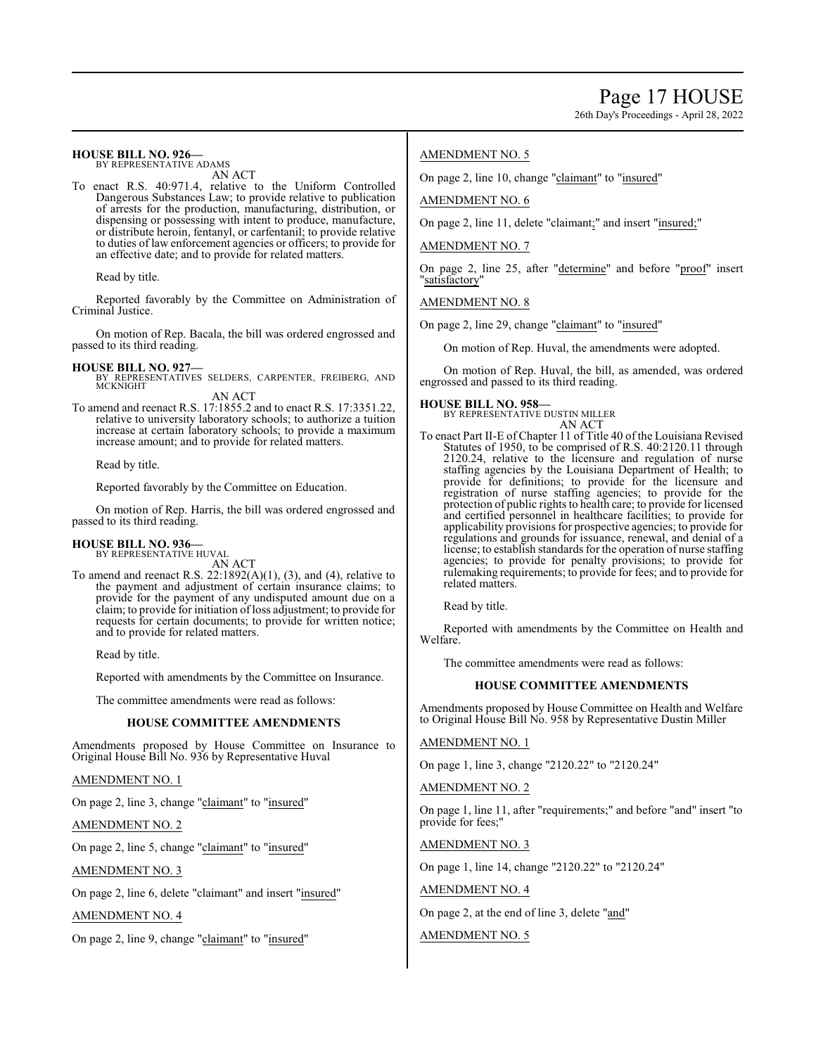**HOUSE BILL NO. 926—**
BY REPRESENTATIVE ADAMS

AN ACT

To enact R.S. 40:971.4, relative to the Uniform Controlled Dangerous Substances Law; to provide relative to publication of arrests for the production, manufacturing, distribution, or dispensing or possessing with intent to produce, manufacture, or distribute heroin, fentanyl, or carfentanil; to provide relative to duties of law enforcement agencies or officers; to provide for an effective date; and to provide for related matters.

Read by title.

Reported favorably by the Committee on Administration of Criminal Justice.

On motion of Rep. Bacala, the bill was ordered engrossed and passed to its third reading.

**HOUSE BILL NO. 927—**
BY REPRESENTATIVES SELDERS, CARPENTER, FREIBERG, AND MCKNIGHT

AN ACT

To amend and reenact R.S. 17:1855.2 and to enact R.S. 17:3351.22, relative to university laboratory schools; to authorize a tuition increase at certain laboratory schools; to provide a maximum increase amount; and to provide for related matters.

Read by title.

Reported favorably by the Committee on Education.

On motion of Rep. Harris, the bill was ordered engrossed and passed to its third reading.

**HOUSE BILL NO. 936—**
BY REPRESENTATIVE HUVAL

AN ACT

To amend and reenact R.S. 22:1892(A)(1), (3), and (4), relative to the payment and adjustment of certain insurance claims; to provide for the payment of any undisputed amount due on a claim; to provide for initiation of loss adjustment; to provide for requests for certain documents; to provide for written notice; and to provide for related matters.

Read by title.

Reported with amendments by the Committee on Insurance.

The committee amendments were read as follows:

### HOUSE COMMITTEE AMENDMENTS

Amendments proposed by House Committee on Insurance to Original House Bill No. 936 by Representative Huval

AMENDMENT NO. 1

On page 2, line 3, change "claimant" to "insured"

AMENDMENT NO. 2

On page 2, line 5, change "claimant" to "insured"

AMENDMENT NO. 3

On page 2, line 6, delete "claimant" and insert "insured"

AMENDMENT NO. 4

On page 2, line 9, change "claimant" to "insured"

AMENDMENT NO. 5

On page 2, line 10, change "claimant" to "insured"

AMENDMENT NO. 6

On page 2, line 11, delete "claimant;" and insert "insured;"

AMENDMENT NO. 7

On page 2, line 25, after "determine" and before "proof" insert "satisfactory"

AMENDMENT NO. 8

On page 2, line 29, change "claimant" to "insured"

On motion of Rep. Huval, the amendments were adopted.

On motion of Rep. Huval, the bill, as amended, was ordered engrossed and passed to its third reading.

**HOUSE BILL NO. 958—**
BY REPRESENTATIVE DUSTIN MILLER

AN ACT

To enact Part II-E of Chapter 11 of Title 40 of the Louisiana Revised Statutes of 1950, to be comprised of R.S. 40:2120.11 through 2120.24, relative to the licensure and regulation of nurse staffing agencies by the Louisiana Department of Health; to provide for definitions; to provide for the licensure and registration of nurse staffing agencies; to provide for the protection of public rights to health care; to provide for licensed and certified personnel in healthcare facilities; to provide for applicability provisions for prospective agencies; to provide for regulations and grounds for issuance, renewal, and denial of a license; to establish standards for the operation of nurse staffing agencies; to provide for penalty provisions; to provide for rulemaking requirements; to provide for fees; and to provide for related matters.

Read by title.

Reported with amendments by the Committee on Health and Welfare.

The committee amendments were read as follows:

### HOUSE COMMITTEE AMENDMENTS

Amendments proposed by House Committee on Health and Welfare to Original House Bill No. 958 by Representative Dustin Miller

AMENDMENT NO. 1

On page 1, line 3, change "2120.22" to "2120.24"

AMENDMENT NO. 2

On page 1, line 11, after "requirements;" and before "and" insert "to provide for fees;"

AMENDMENT NO. 3

On page 1, line 14, change "2120.22" to "2120.24"

AMENDMENT NO. 4

On page 2, at the end of line 3, delete "and"

AMENDMENT NO. 5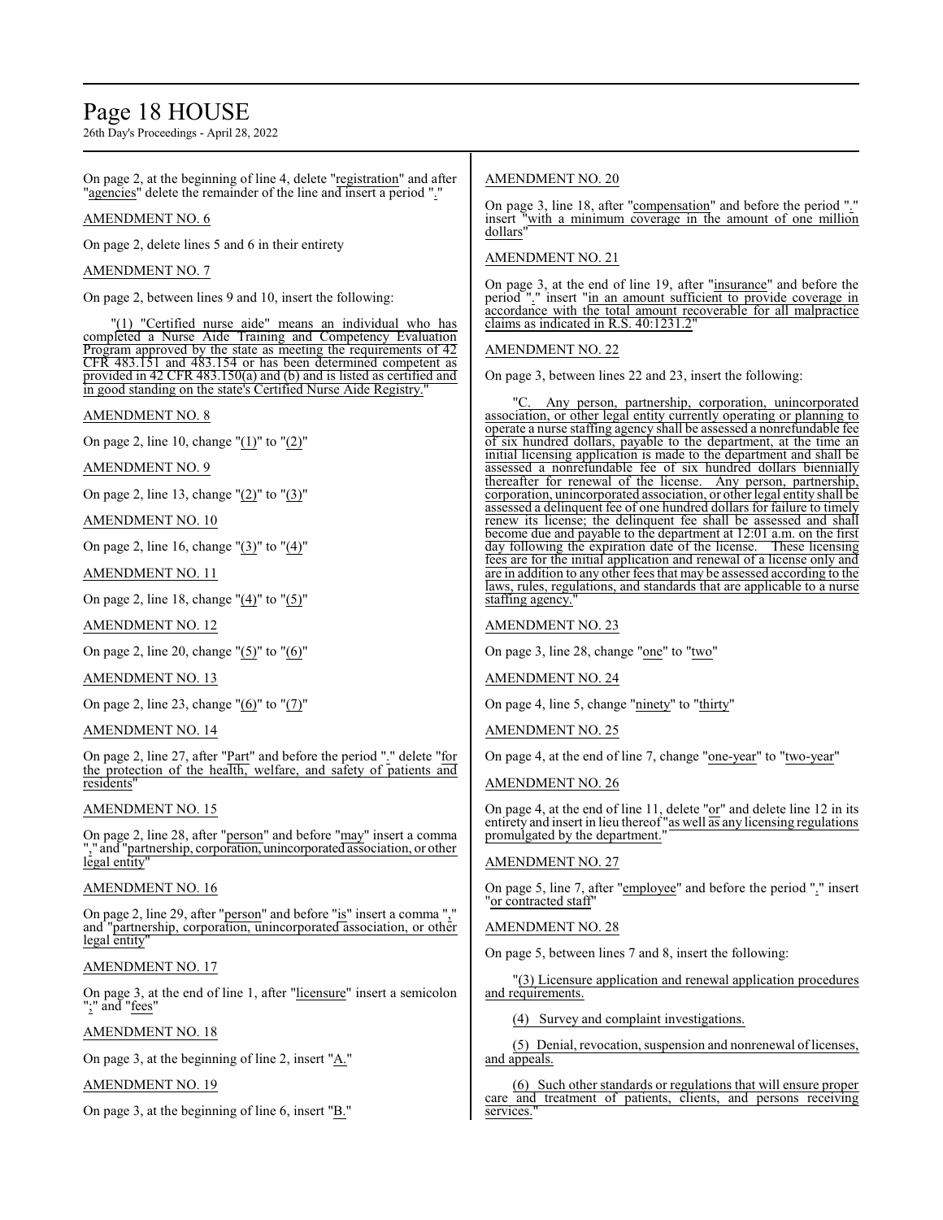On page 2, at the beginning of line 4, delete "registration" and after "agencies" delete the remainder of the line and insert a period "."

AMENDMENT NO. 6

On page 2, delete lines 5 and 6 in their entirety

AMENDMENT NO. 7

On page 2, between lines 9 and 10, insert the following:

"(1) "Certified nurse aide" means an individual who has completed a Nurse Aide Training and Competency Evaluation Program approved by the state as meeting the requirements of 42 CFR 483.151 and 483.154 or has been determined competent as provided in 42 CFR 483.150(a) and (b) and is listed as certified and in good standing on the state's Certified Nurse Aide Registry."

AMENDMENT NO. 8

On page 2, line 10, change "(1)" to "(2)"

AMENDMENT NO. 9

On page 2, line 13, change "(2)" to "(3)"

AMENDMENT NO. 10

On page 2, line 16, change "(3)" to "(4)"

AMENDMENT NO. 11

On page 2, line 18, change "(4)" to "(5)"

AMENDMENT NO. 12

On page 2, line 20, change "(5)" to "(6)"

AMENDMENT NO. 13

On page 2, line 23, change "(6)" to "(7)"

AMENDMENT NO. 14

On page 2, line 27, after "Part" and before the period "." delete "for the protection of the health, welfare, and safety of patients and residents"

AMENDMENT NO. 15

On page 2, line 28, after "person" and before "may" insert a comma "," and "partnership, corporation, unincorporated association, or other legal entity"

AMENDMENT NO. 16

On page 2, line 29, after "person" and before "is" insert a comma "," and "partnership, corporation, unincorporated association, or other legal entity"

AMENDMENT NO. 17

On page 3, at the end of line 1, after "licensure" insert a semicolon ";" and "fees"

AMENDMENT NO. 18

On page 3, at the beginning of line 2, insert "A."

AMENDMENT NO. 19

On page 3, at the beginning of line 6, insert "B."

AMENDMENT NO. 20

On page 3, line 18, after "compensation" and before the period "." insert "with a minimum coverage in the amount of one million dollars"

AMENDMENT NO. 21

On page 3, at the end of line 19, after "insurance" and before the period "." insert "in an amount sufficient to provide coverage in accordance with the total amount recoverable for all malpractice claims as indicated in R.S. 40:1231.2"

AMENDMENT NO. 22

On page 3, between lines 22 and 23, insert the following:

"C. Any person, partnership, corporation, unincorporated association, or other legal entity currently operating or planning to operate a nurse staffing agency shall be assessed a nonrefundable fee of six hundred dollars, payable to the department, at the time an initial licensing application is made to the department and shall be assessed a nonrefundable fee of six hundred dollars biennially thereafter for renewal of the license. Any person, partnership, corporation, unincorporated association, or other legal entity shall be assessed a delinquent fee of one hundred dollars for failure to timely renew its license; the delinquent fee shall be assessed and shall become due and payable to the department at 12:01 a.m. on the first day following the expiration date of the license. These licensing fees are for the initial application and renewal of a license only and are in addition to any other fees that may be assessed according to the laws, rules, regulations, and standards that are applicable to a nurse staffing agency."

AMENDMENT NO. 23

On page 3, line 28, change "one" to "two"

AMENDMENT NO. 24

On page 4, line 5, change "ninety" to "thirty"

AMENDMENT NO. 25

On page 4, at the end of line 7, change "one-year" to "two-year"

AMENDMENT NO. 26

On page 4, at the end of line 11, delete "or" and delete line 12 in its entirety and insert in lieu thereof "as well as any licensing regulations promulgated by the department."

AMENDMENT NO. 27

On page 5, line 7, after "employee" and before the period "." insert "or contracted staff"

AMENDMENT NO. 28

On page 5, between lines 7 and 8, insert the following:

"(3) Licensure application and renewal application procedures and requirements.

(4) Survey and complaint investigations.

(5) Denial, revocation, suspension and nonrenewal of licenses, and appeals.

(6) Such other standards or regulations that will ensure proper care and treatment of patients, clients, and persons receiving services."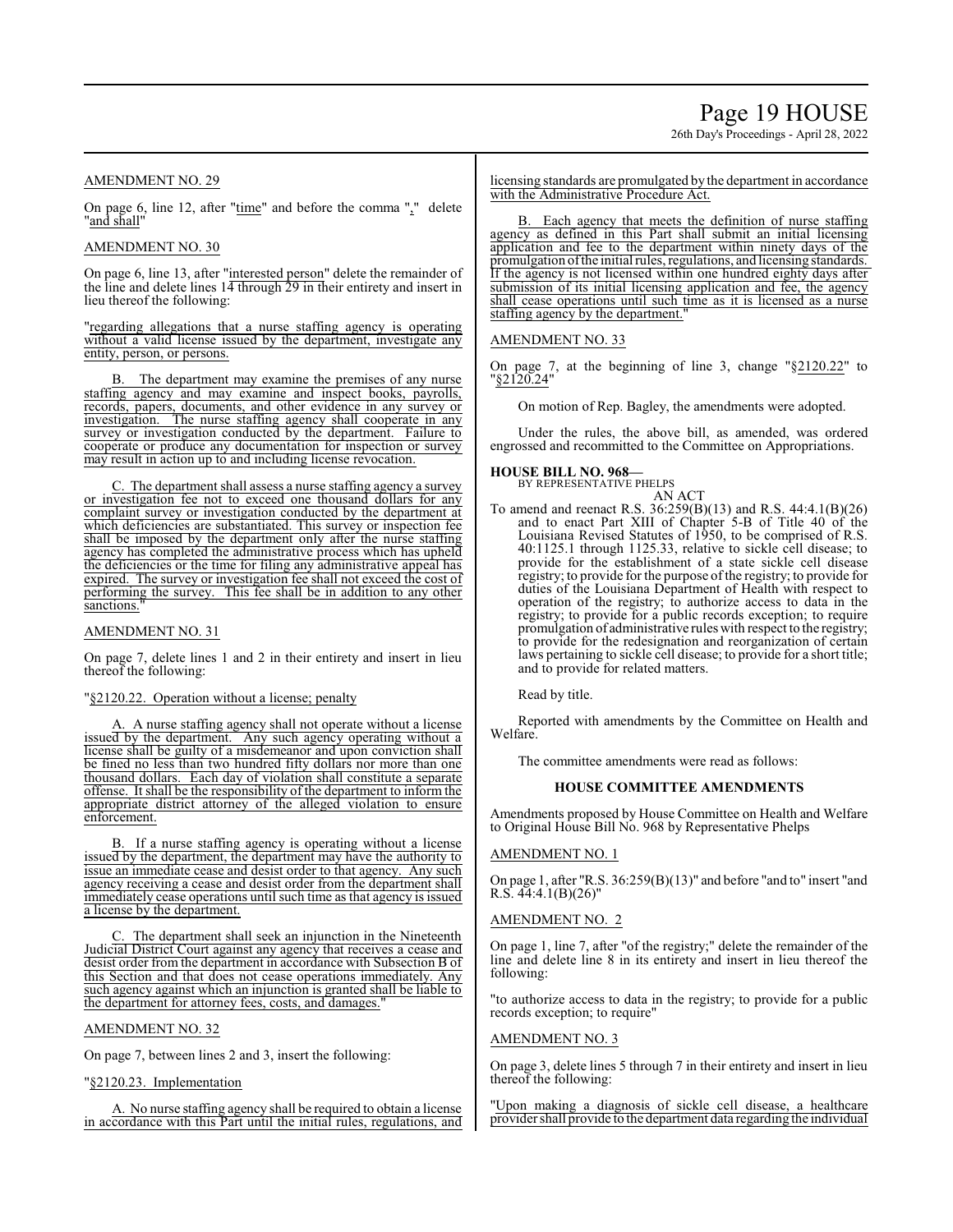AMENDMENT NO. 29

On page 6, line 12, after "time" and before the comma "," delete "and shall"

AMENDMENT NO. 30

On page 6, line 13, after "interested person" delete the remainder of the line and delete lines 14 through 29 in their entirety and insert in lieu thereof the following:

"regarding allegations that a nurse staffing agency is operating without a valid license issued by the department, investigate any entity, person, or persons.

B. The department may examine the premises of any nurse staffing agency and may examine and inspect books, payrolls, records, papers, documents, and other evidence in any survey or investigation. The nurse staffing agency shall cooperate in any survey or investigation conducted by the department. Failure to cooperate or produce any documentation for inspection or survey may result in action up to and including license revocation.

C. The department shall assess a nurse staffing agency a survey or investigation fee not to exceed one thousand dollars for any complaint survey or investigation conducted by the department at which deficiencies are substantiated. This survey or inspection fee shall be imposed by the department only after the nurse staffing agency has completed the administrative process which has upheld the deficiencies or the time for filing any administrative appeal has expired. The survey or investigation fee shall not exceed the cost of performing the survey. This fee shall be in addition to any other sanctions."

AMENDMENT NO. 31

On page 7, delete lines 1 and 2 in their entirety and insert in lieu thereof the following:

"§2120.22. Operation without a license; penalty

A. A nurse staffing agency shall not operate without a license issued by the department. Any such agency operating without a license shall be guilty of a misdemeanor and upon conviction shall be fined no less than two hundred fifty dollars nor more than one thousand dollars. Each day of violation shall constitute a separate offense. It shall be the responsibility of the department to inform the appropriate district attorney of the alleged violation to ensure enforcement.

B. If a nurse staffing agency is operating without a license issued by the department, the department may have the authority to issue an immediate cease and desist order to that agency. Any such agency receiving a cease and desist order from the department shall immediately cease operations until such time as that agency is issued a license by the department.

C. The department shall seek an injunction in the Nineteenth Judicial District Court against any agency that receives a cease and desist order from the department in accordance with Subsection B of this Section and that does not cease operations immediately. Any such agency against which an injunction is granted shall be liable to the department for attorney fees, costs, and damages."

AMENDMENT NO. 32

On page 7, between lines 2 and 3, insert the following:

"§2120.23. Implementation

A. No nurse staffing agency shall be required to obtain a license in accordance with this Part until the initial rules, regulations, and licensing standards are promulgated by the department in accordance with the Administrative Procedure Act.

B. Each agency that meets the definition of nurse staffing agency as defined in this Part shall submit an initial licensing application and fee to the department within ninety days of the promulgation of the initial rules, regulations, and licensing standards. If the agency is not licensed within one hundred eighty days after submission of its initial licensing application and fee, the agency shall cease operations until such time as it is licensed as a nurse staffing agency by the department."

AMENDMENT NO. 33

On page 7, at the beginning of line 3, change "§2120.22" to "§2120.24"

On motion of Rep. Bagley, the amendments were adopted.

Under the rules, the above bill, as amended, was ordered engrossed and recommitted to the Committee on Appropriations.

**HOUSE BILL NO. 968—**
BY REPRESENTATIVE PHELPS
AN ACT

To amend and reenact R.S. 36:259(B)(13) and R.S. 44:4.1(B)(26) and to enact Part XIII of Chapter 5-B of Title 40 of the Louisiana Revised Statutes of 1950, to be comprised of R.S. 40:1125.1 through 1125.33, relative to sickle cell disease; to provide for the establishment of a state sickle cell disease registry; to provide for the purpose of the registry; to provide for duties of the Louisiana Department of Health with respect to operation of the registry; to authorize access to data in the registry; to provide for a public records exception; to require promulgation of administrative rules with respect to the registry; to provide for the redesignation and reorganization of certain laws pertaining to sickle cell disease; to provide for a short title; and to provide for related matters.

Read by title.

Reported with amendments by the Committee on Health and Welfare.

The committee amendments were read as follows:

### HOUSE COMMITTEE AMENDMENTS

Amendments proposed by House Committee on Health and Welfare to Original House Bill No. 968 by Representative Phelps

AMENDMENT NO. 1

On page 1, after "R.S. 36:259(B)(13)" and before "and to" insert "and R.S. 44:4.1(B)(26)"

AMENDMENT NO. 2

On page 1, line 7, after "of the registry;" delete the remainder of the line and delete line 8 in its entirety and insert in lieu thereof the following:

"to authorize access to data in the registry; to provide for a public records exception; to require"

AMENDMENT NO. 3

On page 3, delete lines 5 through 7 in their entirety and insert in lieu thereof the following:

"Upon making a diagnosis of sickle cell disease, a healthcare provider shall provide to the department data regarding the individual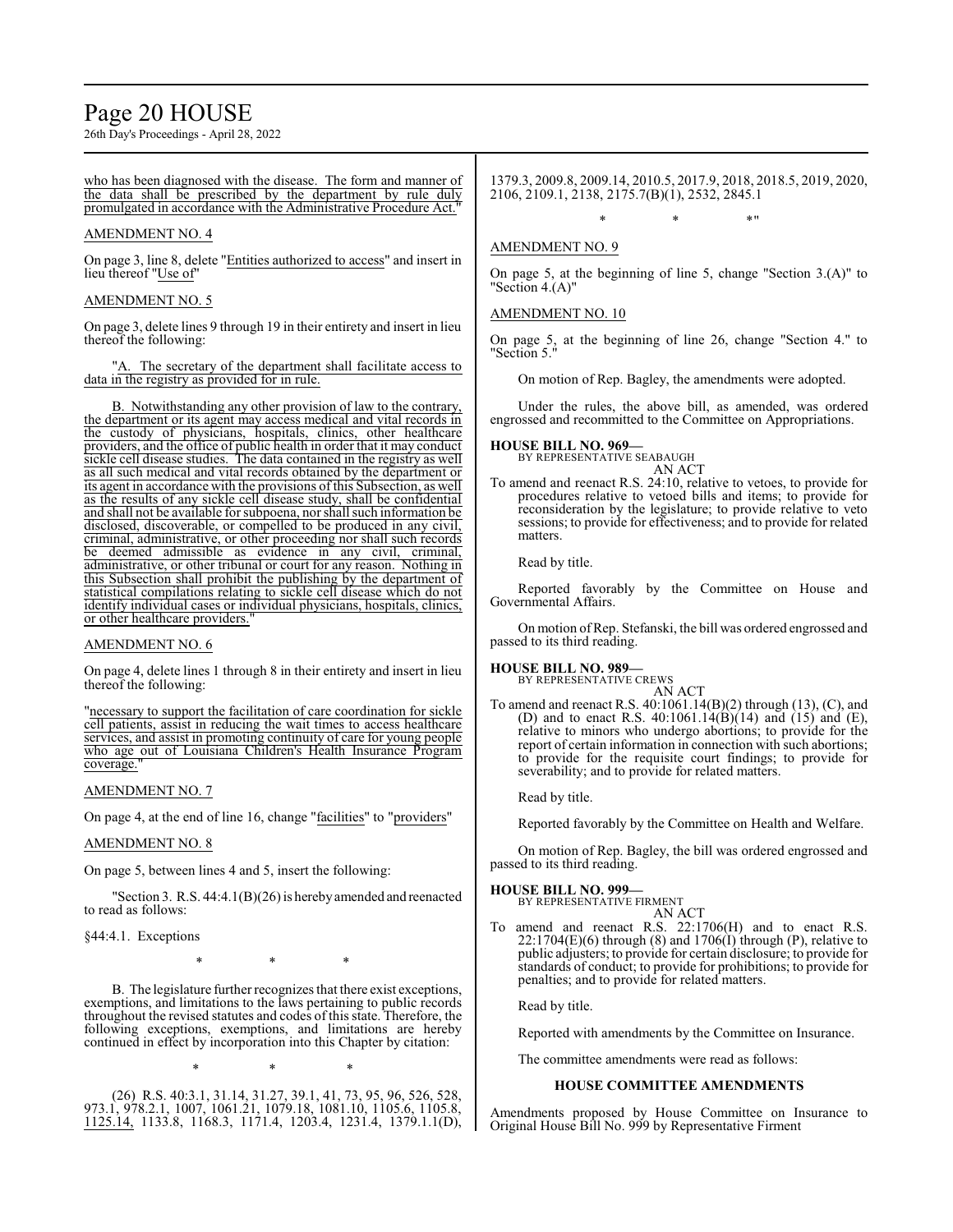who has been diagnosed with the disease. The form and manner of the data shall be prescribed by the department by rule duly promulgated in accordance with the Administrative Procedure Act."

AMENDMENT NO. 4

On page 3, line 8, delete "Entities authorized to access" and insert in lieu thereof "Use of"

AMENDMENT NO. 5

On page 3, delete lines 9 through 19 in their entirety and insert in lieu thereof the following:

"A. The secretary of the department shall facilitate access to data in the registry as provided for in rule.

B. Notwithstanding any other provision of law to the contrary, the department or its agent may access medical and vital records in the custody of physicians, hospitals, clinics, other healthcare providers, and the office of public health in order that it may conduct sickle cell disease studies. The data contained in the registry as well as all such medical and vital records obtained by the department or its agent in accordance with the provisions of this Subsection, as well as the results of any sickle cell disease study, shall be confidential and shall not be available for subpoena, nor shall such information be disclosed, discoverable, or compelled to be produced in any civil, criminal, administrative, or other proceeding nor shall such records be deemed admissible as evidence in any civil, criminal, administrative, or other tribunal or court for any reason. Nothing in this Subsection shall prohibit the publishing by the department of statistical compilations relating to sickle cell disease which do not identify individual cases or individual physicians, hospitals, clinics, or other healthcare providers."

AMENDMENT NO. 6

On page 4, delete lines 1 through 8 in their entirety and insert in lieu thereof the following:

"necessary to support the facilitation of care coordination for sickle cell patients, assist in reducing the wait times to access healthcare services, and assist in promoting continuity of care for young people who age out of Louisiana Children's Health Insurance Program coverage."

AMENDMENT NO. 7

On page 4, at the end of line 16, change "facilities" to "providers"

AMENDMENT NO. 8

On page 5, between lines 4 and 5, insert the following:

"Section 3. R.S. 44:4.1(B)(26) is hereby amended and reenacted to read as follows:

§44:4.1. Exceptions

\* \* \*

B. The legislature further recognizes that there exist exceptions, exemptions, and limitations to the laws pertaining to public records throughout the revised statutes and codes of this state. Therefore, the following exceptions, exemptions, and limitations are hereby continued in effect by incorporation into this Chapter by citation:

\* \* \*

(26) R.S. 40:3.1, 31.14, 31.27, 39.1, 41, 73, 95, 96, 526, 528, 973.1, 978.2.1, 1007, 1061.21, 1079.18, 1081.10, 1105.6, 1105.8, 1125.14, 1133.8, 1168.3, 1171.4, 1203.4, 1231.4, 1379.1.1(D), 1379.3, 2009.8, 2009.14, 2010.5, 2017.9, 2018, 2018.5, 2019, 2020, 2106, 2109.1, 2138, 2175.7(B)(1), 2532, 2845.1

\* \* \*"

AMENDMENT NO. 9

On page 5, at the beginning of line 5, change "Section 3.(A)" to "Section 4.(A)"

AMENDMENT NO. 10

On page 5, at the beginning of line 26, change "Section 4." to "Section 5."

On motion of Rep. Bagley, the amendments were adopted.

Under the rules, the above bill, as amended, was ordered engrossed and recommitted to the Committee on Appropriations.

**HOUSE BILL NO. 969—**
BY REPRESENTATIVE SEABAUGH
AN ACT

To amend and reenact R.S. 24:10, relative to vetoes, to provide for procedures relative to vetoed bills and items; to provide for reconsideration by the legislature; to provide relative to veto sessions; to provide for effectiveness; and to provide for related matters.

Read by title.

Reported favorably by the Committee on House and Governmental Affairs.

On motion of Rep. Stefanski, the bill was ordered engrossed and passed to its third reading.

**HOUSE BILL NO. 989—**
BY REPRESENTATIVE CREWS
AN ACT

To amend and reenact R.S. 40:1061.14(B)(2) through (13), (C), and (D) and to enact R.S. 40:1061.14(B)(14) and (15) and (E), relative to minors who undergo abortions; to provide for the report of certain information in connection with such abortions; to provide for the requisite court findings; to provide for severability; and to provide for related matters.

Read by title.

Reported favorably by the Committee on Health and Welfare.

On motion of Rep. Bagley, the bill was ordered engrossed and passed to its third reading.

**HOUSE BILL NO. 999—**
BY REPRESENTATIVE FIRMENT
AN ACT

To amend and reenact R.S. 22:1706(H) and to enact R.S. 22:1704(E)(6) through (8) and 1706(I) through (P), relative to public adjusters; to provide for certain disclosure; to provide for standards of conduct; to provide for prohibitions; to provide for penalties; and to provide for related matters.

Read by title.

Reported with amendments by the Committee on Insurance.

The committee amendments were read as follows:

### HOUSE COMMITTEE AMENDMENTS

Amendments proposed by House Committee on Insurance to Original House Bill No. 999 by Representative Firment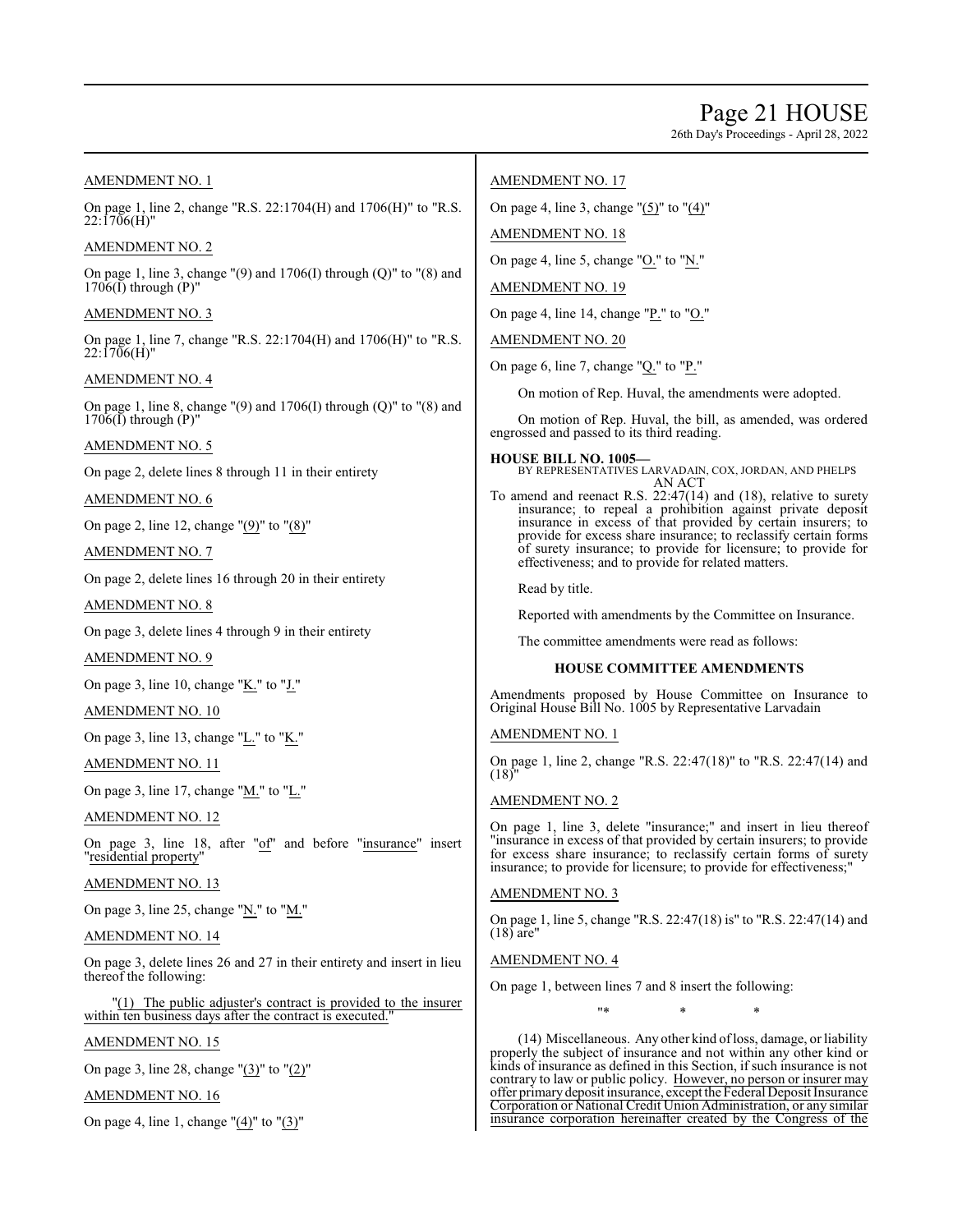AMENDMENT NO. 1

On page 1, line 2, change "R.S. 22:1704(H) and 1706(H)" to "R.S. 22:1706(H)"

AMENDMENT NO. 2

On page 1, line 3, change "(9) and 1706(I) through (Q)" to "(8) and 1706(I) through (P)"

AMENDMENT NO. 3

On page 1, line 7, change "R.S. 22:1704(H) and 1706(H)" to "R.S. 22:1706(H)"

AMENDMENT NO. 4

On page 1, line 8, change "(9) and 1706(I) through (Q)" to "(8) and 1706(I) through (P)"

AMENDMENT NO. 5

On page 2, delete lines 8 through 11 in their entirety

AMENDMENT NO. 6

On page 2, line 12, change "(9)" to "(8)"

AMENDMENT NO. 7

On page 2, delete lines 16 through 20 in their entirety

AMENDMENT NO. 8

On page 3, delete lines 4 through 9 in their entirety

AMENDMENT NO. 9

On page 3, line 10, change "K." to "J."

AMENDMENT NO. 10

On page 3, line 13, change "L." to "K."

AMENDMENT NO. 11

On page 3, line 17, change "M." to "L."

AMENDMENT NO. 12

On page 3, line 18, after "of" and before "insurance" insert "residential property"

AMENDMENT NO. 13

On page 3, line 25, change "N." to "M."

AMENDMENT NO. 14

On page 3, delete lines 26 and 27 in their entirety and insert in lieu thereof the following:

"(1) The public adjuster's contract is provided to the insurer within ten business days after the contract is executed."

AMENDMENT NO. 15

On page 3, line 28, change "(3)" to "(2)"

AMENDMENT NO. 16

On page 4, line 1, change "(4)" to "(3)"

AMENDMENT NO. 17

On page 4, line 3, change "(5)" to "(4)"

AMENDMENT NO. 18

On page 4, line 5, change "O." to "N."

AMENDMENT NO. 19

On page 4, line 14, change "P." to "O."

AMENDMENT NO. 20

On page 6, line 7, change "Q." to "P."

On motion of Rep. Huval, the amendments were adopted.

On motion of Rep. Huval, the bill, as amended, was ordered engrossed and passed to its third reading.

**HOUSE BILL NO. 1005—**
BY REPRESENTATIVES LARVADAIN, COX, JORDAN, AND PHELPS
AN ACT

To amend and reenact R.S. 22:47(14) and (18), relative to surety insurance; to repeal a prohibition against private deposit insurance in excess of that provided by certain insurers; to provide for excess share insurance; to reclassify certain forms of surety insurance; to provide for licensure; to provide for effectiveness; and to provide for related matters.

Read by title.

Reported with amendments by the Committee on Insurance.

The committee amendments were read as follows:

**HOUSE COMMITTEE AMENDMENTS**

Amendments proposed by House Committee on Insurance to Original House Bill No. 1005 by Representative Larvadain

AMENDMENT NO. 1

On page 1, line 2, change "R.S. 22:47(18)" to "R.S. 22:47(14) and (18)"

AMENDMENT NO. 2

On page 1, line 3, delete "insurance;" and insert in lieu thereof "insurance in excess of that provided by certain insurers; to provide for excess share insurance; to reclassify certain forms of surety insurance; to provide for licensure; to provide for effectiveness;"

AMENDMENT NO. 3

On page 1, line 5, change "R.S. 22:47(18) is" to "R.S. 22:47(14) and (18) are"

AMENDMENT NO. 4

On page 1, between lines 7 and 8 insert the following:

"* * *

(14) Miscellaneous. Any other kind of loss, damage, or liability properly the subject of insurance and not within any other kind or kinds of insurance as defined in this Section, if such insurance is not contrary to law or public policy. However, no person or insurer may offer primary deposit insurance, except the Federal Deposit Insurance Corporation or National Credit Union Administration, or any similar insurance corporation hereinafter created by the Congress of the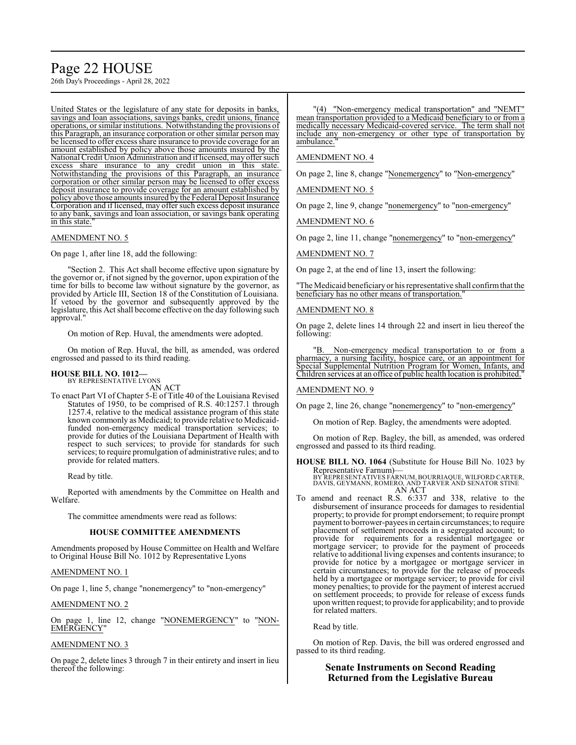United States or the legislature of any state for deposits in banks, savings and loan associations, savings banks, credit unions, finance operations, or similar institutions. Notwithstanding the provisions of this Paragraph, an insurance corporation or other similar person may be licensed to offer excess share insurance to provide coverage for an amount established by policy above those amounts insured by the National Credit Union Administration and if licensed, may offer such excess share insurance to any credit union in this state. Notwithstanding the provisions of this Paragraph, an insurance corporation or other similar person may be licensed to offer excess deposit insurance to provide coverage for an amount established by policy above those amounts insured by the Federal Deposit Insurance Corporation and if licensed, may offer such excess deposit insurance to any bank, savings and loan association, or savings bank operating in this state."

AMENDMENT NO. 5

On page 1, after line 18, add the following:

"Section 2. This Act shall become effective upon signature by the governor or, if not signed by the governor, upon expiration of the time for bills to become law without signature by the governor, as provided by Article III, Section 18 of the Constitution of Louisiana. If vetoed by the governor and subsequently approved by the legislature, this Act shall become effective on the day following such approval."

On motion of Rep. Huval, the amendments were adopted.

On motion of Rep. Huval, the bill, as amended, was ordered engrossed and passed to its third reading.

**HOUSE BILL NO. 1012—**
BY REPRESENTATIVE LYONS
AN ACT

To enact Part VI of Chapter 5-E of Title 40 of the Louisiana Revised Statutes of 1950, to be comprised of R.S. 40:1257.1 through 1257.4, relative to the medical assistance program of this state known commonly as Medicaid; to provide relative to Medicaid-funded non-emergency medical transportation services; to provide for duties of the Louisiana Department of Health with respect to such services; to provide for standards for such services; to require promulgation of administrative rules; and to provide for related matters.

Read by title.

Reported with amendments by the Committee on Health and Welfare.

The committee amendments were read as follows:

**HOUSE COMMITTEE AMENDMENTS**

Amendments proposed by House Committee on Health and Welfare to Original House Bill No. 1012 by Representative Lyons

AMENDMENT NO. 1

On page 1, line 5, change "nonemergency" to "non-emergency"

AMENDMENT NO. 2

On page 1, line 12, change "NONEMERGENCY" to "NON-EMERGENCY"

AMENDMENT NO. 3

On page 2, delete lines 3 through 7 in their entirety and insert in lieu thereof the following:

"(4) "Non-emergency medical transportation" and "NEMT" mean transportation provided to a Medicaid beneficiary to or from a medically necessary Medicaid-covered service. The term shall not include any non-emergency or other type of transportation by ambulance."

AMENDMENT NO. 4

On page 2, line 8, change "Nonemergency" to "Non-emergency"

AMENDMENT NO. 5

On page 2, line 9, change "nonemergency" to "non-emergency"

AMENDMENT NO. 6

On page 2, line 11, change "nonemergency" to "non-emergency"

AMENDMENT NO. 7

On page 2, at the end of line 13, insert the following:

"The Medicaid beneficiary or his representative shall confirm that the beneficiary has no other means of transportation."

AMENDMENT NO. 8

On page 2, delete lines 14 through 22 and insert in lieu thereof the following:

"B. Non-emergency medical transportation to or from a pharmacy, a nursing facility, hospice care, or an appointment for Special Supplemental Nutrition Program for Women, Infants, and Children services at an office of public health location is prohibited."

AMENDMENT NO. 9

On page 2, line 26, change "nonemergency" to "non-emergency"

On motion of Rep. Bagley, the amendments were adopted.

On motion of Rep. Bagley, the bill, as amended, was ordered engrossed and passed to its third reading.

**HOUSE BILL NO. 1064** (Substitute for House Bill No. 1023 by Representative Farnum)—
BY REPRESENTATIVES FARNUM, BOURRIAQUE, WILFORD CARTER, DAVIS, GEYMANN, ROMERO, AND TARVER AND SENATOR STINE
AN ACT

To amend and reenact R.S. 6:337 and 338, relative to the disbursement of insurance proceeds for damages to residential property; to provide for prompt endorsement; to require prompt payment to borrower-payees in certain circumstances; to require placement of settlement proceeds in a segregated account; to provide for requirements for a residential mortgagee or mortgage servicer; to provide for the payment of proceeds relative to additional living expenses and contents insurance; to provide for notice by a mortgagee or mortgage servicer in certain circumstances; to provide for the release of proceeds held by a mortgagee or mortgage servicer; to provide for civil money penalties; to provide for the payment of interest accrued on settlement proceeds; to provide for release of excess funds upon written request; to provide for applicability; and to provide for related matters.

Read by title.

On motion of Rep. Davis, the bill was ordered engrossed and passed to its third reading.

## Senate Instruments on Second Reading Returned from the Legislative Bureau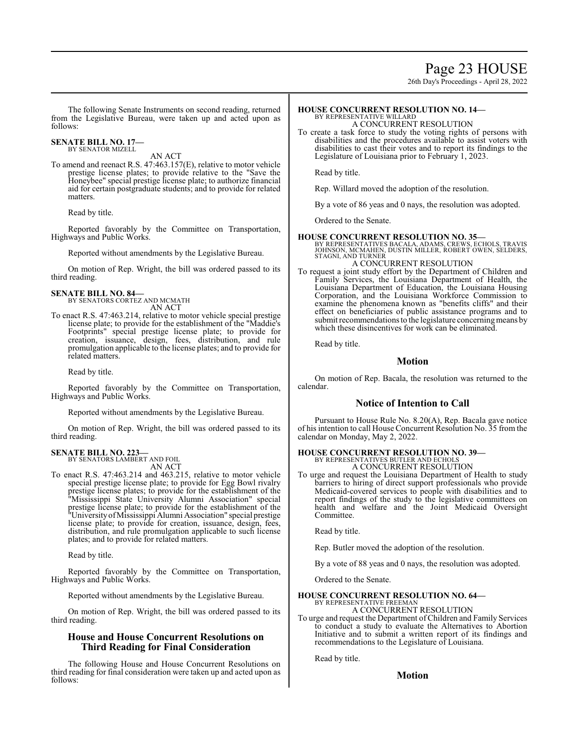The following Senate Instruments on second reading, returned from the Legislative Bureau, were taken up and acted upon as follows:

**SENATE BILL NO. 17—**
BY SENATOR MIZELL
AN ACT

To amend and reenact R.S. 47:463.157(E), relative to motor vehicle prestige license plates; to provide relative to the "Save the Honeybee" special prestige license plate; to authorize financial aid for certain postgraduate students; and to provide for related matters.

Read by title.

Reported favorably by the Committee on Transportation, Highways and Public Works.

Reported without amendments by the Legislative Bureau.

On motion of Rep. Wright, the bill was ordered passed to its third reading.

**SENATE BILL NO. 84—**
BY SENATORS CORTEZ AND MCMATH
AN ACT

To enact R.S. 47:463.214, relative to motor vehicle special prestige license plate; to provide for the establishment of the "Maddie's Footprints" special prestige license plate; to provide for creation, issuance, design, fees, distribution, and rule promulgation applicable to the license plates; and to provide for related matters.

Read by title.

Reported favorably by the Committee on Transportation, Highways and Public Works.

Reported without amendments by the Legislative Bureau.

On motion of Rep. Wright, the bill was ordered passed to its third reading.

**SENATE BILL NO. 223—**
BY SENATORS LAMBERT AND FOIL
AN ACT

To enact R.S. 47:463.214 and 463.215, relative to motor vehicle special prestige license plate; to provide for Egg Bowl rivalry prestige license plates; to provide for the establishment of the "Mississippi State University Alumni Association" special prestige license plate; to provide for the establishment of the "University of Mississippi Alumni Association" special prestige license plate; to provide for creation, issuance, design, fees, distribution, and rule promulgation applicable to such license plates; and to provide for related matters.

Read by title.

Reported favorably by the Committee on Transportation, Highways and Public Works.

Reported without amendments by the Legislative Bureau.

On motion of Rep. Wright, the bill was ordered passed to its third reading.

## House and House Concurrent Resolutions on Third Reading for Final Consideration

The following House and House Concurrent Resolutions on third reading for final consideration were taken up and acted upon as follows:

**HOUSE CONCURRENT RESOLUTION NO. 14—**
BY REPRESENTATIVE WILLARD
A CONCURRENT RESOLUTION

To create a task force to study the voting rights of persons with disabilities and the procedures available to assist voters with disabilities to cast their votes and to report its findings to the Legislature of Louisiana prior to February 1, 2023.

Read by title.

Rep. Willard moved the adoption of the resolution.

By a vote of 86 yeas and 0 nays, the resolution was adopted.

Ordered to the Senate.

**HOUSE CONCURRENT RESOLUTION NO. 35—**
BY REPRESENTATIVES BACALA, ADAMS, CREWS, ECHOLS, TRAVIS JOHNSON, MCMAHEN, DUSTIN MILLER, ROBERT OWEN, SELDERS, STAGNI, AND TURNER
A CONCURRENT RESOLUTION

To request a joint study effort by the Department of Children and Family Services, the Louisiana Department of Health, the Louisiana Department of Education, the Louisiana Housing Corporation, and the Louisiana Workforce Commission to examine the phenomena known as "benefits cliffs" and their effect on beneficiaries of public assistance programs and to submit recommendations to the legislature concerning means by which these disincentives for work can be eliminated.

Read by title.

### Motion

On motion of Rep. Bacala, the resolution was returned to the calendar.

### Notice of Intention to Call

Pursuant to House Rule No. 8.20(A), Rep. Bacala gave notice of his intention to call House Concurrent Resolution No. 35 from the calendar on Monday, May 2, 2022.

**HOUSE CONCURRENT RESOLUTION NO. 39—**
BY REPRESENTATIVES BUTLER AND ECHOLS
A CONCURRENT RESOLUTION

To urge and request the Louisiana Department of Health to study barriers to hiring of direct support professionals who provide Medicaid-covered services to people with disabilities and to report findings of the study to the legislative committees on health and welfare and the Joint Medicaid Oversight Committee.

Read by title.

Rep. Butler moved the adoption of the resolution.

By a vote of 88 yeas and 0 nays, the resolution was adopted.

Ordered to the Senate.

**HOUSE CONCURRENT RESOLUTION NO. 64—**
BY REPRESENTATIVE FREEMAN
A CONCURRENT RESOLUTION

To urge and request the Department of Children and Family Services to conduct a study to evaluate the Alternatives to Abortion Initiative and to submit a written report of its findings and recommendations to the Legislature of Louisiana.

Read by title.

### Motion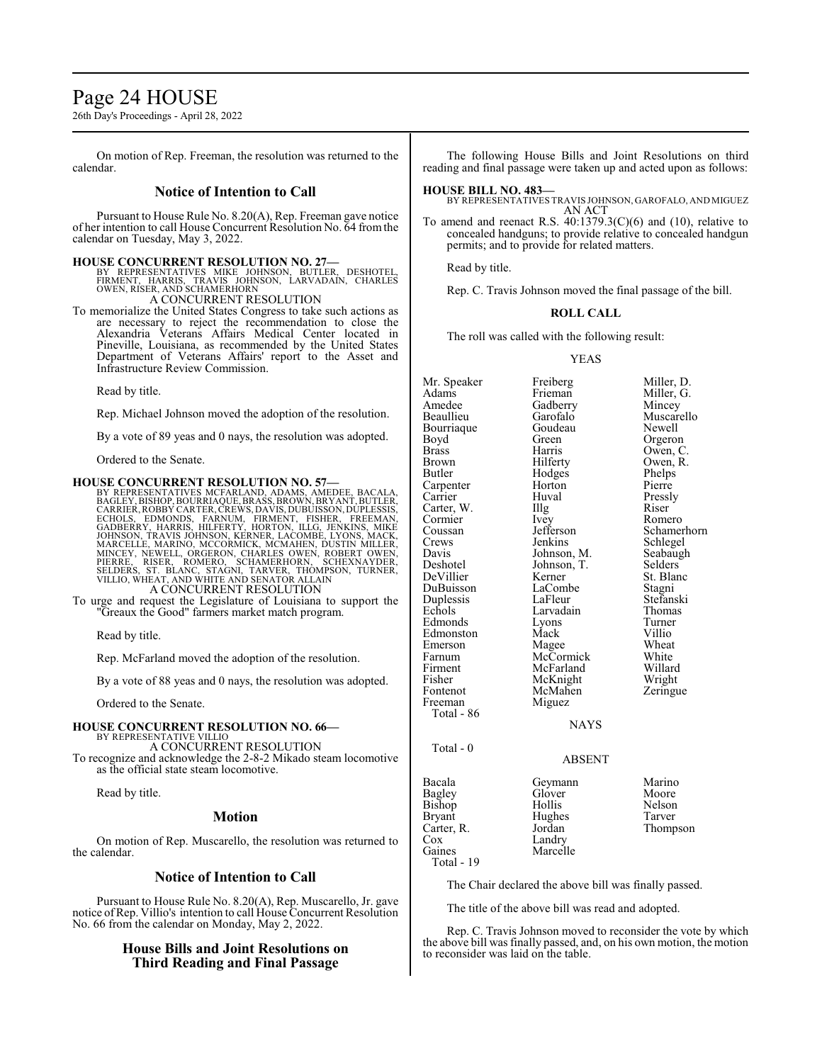On motion of Rep. Freeman, the resolution was returned to the calendar.

## Notice of Intention to Call

Pursuant to House Rule No. 8.20(A), Rep. Freeman gave notice of her intention to call House Concurrent Resolution No. 64 from the calendar on Tuesday, May 3, 2022.

**HOUSE CONCURRENT RESOLUTION NO. 27—**
BY REPRESENTATIVES MIKE JOHNSON, BUTLER, DESHOTEL, FIRMENT, HARRIS, TRAVIS JOHNSON, LARVADAIN, CHARLES OWEN, RISER, AND SCHAMERHORN
A CONCURRENT RESOLUTION

To memorialize the United States Congress to take such actions as are necessary to reject the recommendation to close the Alexandria Veterans Affairs Medical Center located in Pineville, Louisiana, as recommended by the United States Department of Veterans Affairs' report to the Asset and Infrastructure Review Commission.

Read by title.

Rep. Michael Johnson moved the adoption of the resolution.

By a vote of 89 yeas and 0 nays, the resolution was adopted.

Ordered to the Senate.

**HOUSE CONCURRENT RESOLUTION NO. 57—**
BY REPRESENTATIVES MCFARLAND, ADAMS, AMEDEE, BACALA, BAGLEY, BISHOP, BOURRIAQUE, BRASS, BROWN, BRYANT, BUTLER, CARRIER, ROBBY CARTER, CREWS, DAVIS, DUBUISSON, DUPLESSIS, ECHOLS, EDMONDS, FARNUM, FIRMENT, FISHER, FREEMAN, GADBERRY, HARRIS, HILFERTY, HORTON, ILLG, JENKINS, MIKE JOHNSON, TRAVIS JOHNSON, KERNER, LACOMBE, LYONS, MACK, MARCELLE, MARINO, MCCORMICK, MCMAHEN, DUSTIN MILLER, MINCEY, NEWELL, ORGERON, CHARLES OWEN, ROBERT OWEN, PIERRE, RISER, ROMERO, SCHAMERHORN, SCHEXNAYDER, SELDERS, ST. BLANC, STAGNI, TARVER, THOMPSON, TURNER, VILLIO, WHEAT, AND WHITE AND SENATOR ALLAIN
A CONCURRENT RESOLUTION

To urge and request the Legislature of Louisiana to support the "Greaux the Good" farmers market match program.

Read by title.

Rep. McFarland moved the adoption of the resolution.

By a vote of 88 yeas and 0 nays, the resolution was adopted.

Ordered to the Senate.

**HOUSE CONCURRENT RESOLUTION NO. 66—**
BY REPRESENTATIVE VILLIO
A CONCURRENT RESOLUTION

To recognize and acknowledge the 2-8-2 Mikado steam locomotive as the official state steam locomotive.

Read by title.

## Motion

On motion of Rep. Muscarello, the resolution was returned to the calendar.

## Notice of Intention to Call

Pursuant to House Rule No. 8.20(A), Rep. Muscarello, Jr. gave notice of Rep. Villio's intention to call House Concurrent Resolution No. 66 from the calendar on Monday, May 2, 2022.

## House Bills and Joint Resolutions on Third Reading and Final Passage

The following House Bills and Joint Resolutions on third reading and final passage were taken up and acted upon as follows:

**HOUSE BILL NO. 483—**
BY REPRESENTATIVES TRAVIS JOHNSON, GAROFALO, AND MIGUEZ
AN ACT

To amend and reenact R.S. 40:1379.3(C)(6) and (10), relative to concealed handguns; to provide relative to concealed handgun permits; and to provide for related matters.

Read by title.

Rep. C. Travis Johnson moved the final passage of the bill.

### ROLL CALL

The roll was called with the following result:

YEAS

| | | |
|---|---|---|
| Mr. Speaker | Freiberg | Miller, D. |
| Adams | Frieman | Miller, G. |
| Amedee | Gadberry | Mincey |
| Beaullieu | Garofalo | Muscarello |
| Bourriaque | Goudeau | Newell |
| Boyd | Green | Orgeron |
| Brass | Harris | Owen, C. |
| Brown | Hilferty | Owen, R. |
| Butler | Hodges | Phelps |
| Carpenter | Horton | Pierre |
| Carrier | Huval | Pressly |
| Carter, W. | Illg | Riser |
| Cormier | Ivey | Romero |
| Coussan | Jefferson | Schamerhorn |
| Crews | Jenkins | Schlegel |
| Davis | Johnson, M. | Seabaugh |
| Deshotel | Johnson, T. | Selders |
| DeVillier | Kerner | St. Blanc |
| DuBuisson | LaCombe | Stagni |
| Duplessis | LaFleur | Stefanski |
| Echols | Larvadain | Thomas |
| Edmonds | Lyons | Turner |
| Edmonston | Mack | Villio |
| Emerson | Magee | Wheat |
| Farnum | McCormick | White |
| Firment | McFarland | Willard |
| Fisher | McKnight | Wright |
| Fontenot | McMahen | Zeringue |
| Freeman | Miguez | |

Total - 86

NAYS

Total - 0

ABSENT

| | | |
|---|---|---|
| Bacala | Geymann | Marino |
| Bagley | Glover | Moore |
| Bishop | Hollis | Nelson |
| Bryant | Hughes | Tarver |
| Carter, R. | Jordan | Thompson |
| Cox | Landry | |
| Gaines | Marcelle | |

Total - 19

The Chair declared the above bill was finally passed.

The title of the above bill was read and adopted.

Rep. C. Travis Johnson moved to reconsider the vote by which the above bill was finally passed, and, on his own motion, the motion to reconsider was laid on the table.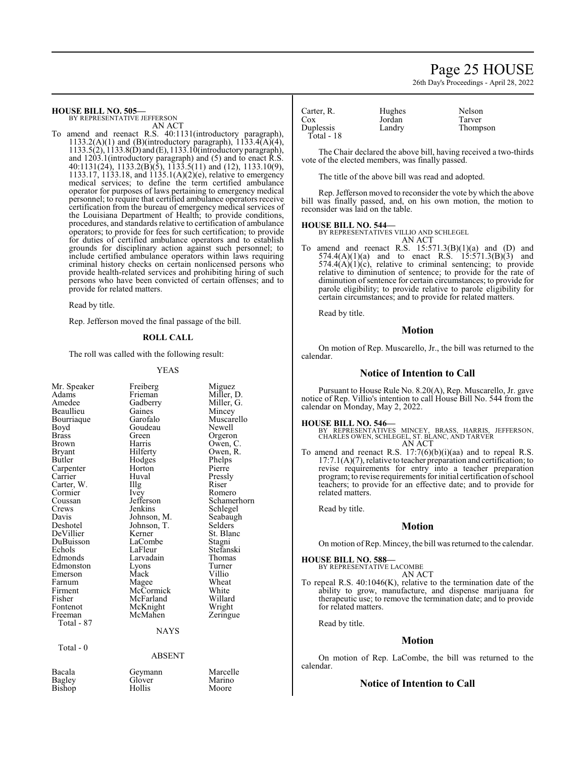**HOUSE BILL NO. 505—**
BY REPRESENTATIVE JEFFERSON
AN ACT

To amend and reenact R.S. 40:1131(introductory paragraph), 1133.2(A)(1) and (B)(introductory paragraph), 1133.4(A)(4), 1133.5(2), 1133.8(D) and (E), 1133.10(introductory paragraph), and 1203.1(introductory paragraph) and (5) and to enact R.S. 40:1131(24), 1133.2(B)(5), 1133.5(11) and (12), 1133.10(9), 1133.17, 1133.18, and 1135.1(A)(2)(e), relative to emergency medical services; to define the term certified ambulance operator for purposes of laws pertaining to emergency medical personnel; to require that certified ambulance operators receive certification from the bureau of emergency medical services of the Louisiana Department of Health; to provide conditions, procedures, and standards relative to certification of ambulance operators; to provide for fees for such certification; to provide for duties of certified ambulance operators and to establish grounds for disciplinary action against such personnel; to include certified ambulance operators within laws requiring criminal history checks on certain nonlicensed persons who provide health-related services and prohibiting hiring of such persons who have been convicted of certain offenses; and to provide for related matters.

Read by title.

Rep. Jefferson moved the final passage of the bill.

## ROLL CALL

The roll was called with the following result:

YEAS

| | | |
|---|---|---|
| Mr. Speaker | Freiberg | Miguez |
| Adams | Frieman | Miller, D. |
| Amedee | Gadberry | Miller, G. |
| Beaullieu | Gaines | Mincey |
| Bourriaque | Garofalo | Muscarello |
| Boyd | Goudeau | Newell |
| Brass | Green | Orgeron |
| Brown | Harris | Owen, C. |
| Bryant | Hilferty | Owen, R. |
| Butler | Hodges | Phelps |
| Carpenter | Horton | Pierre |
| Carrier | Huval | Pressly |
| Carter, W. | Illg | Riser |
| Cormier | Ivey | Romero |
| Coussan | Jefferson | Schamerhorn |
| Crews | Jenkins | Schlegel |
| Davis | Johnson, M. | Seabaugh |
| Deshotel | Johnson, T. | Selders |
| DeVillier | Kerner | St. Blanc |
| DuBuisson | LaCombe | Stagni |
| Echols | LaFleur | Stefanski |
| Edmonds | Larvadain | Thomas |
| Edmonston | Lyons | Turner |
| Emerson | Mack | Villio |
| Farnum | Magee | Wheat |
| Firment | McCormick | White |
| Fisher | McFarland | Willard |
| Fontenot | McKnight | Wright |
| Freeman | McMahen | Zeringue |
| Total - 87 | | |

NAYS

Total - 0

ABSENT

| | | |
|---|---|---|
| Bacala | Geymann | Marcelle |
| Bagley | Glover | Marino |
| Bishop | Hollis | Moore |
| Carter, R. | Hughes | Nelson |
| Cox | Jordan | Tarver |
| Duplessis | Landry | Thompson |
| Total - 18 | | |

The Chair declared the above bill, having received a two-thirds vote of the elected members, was finally passed.

The title of the above bill was read and adopted.

Rep. Jefferson moved to reconsider the vote by which the above bill was finally passed, and, on his own motion, the motion to reconsider was laid on the table.

**HOUSE BILL NO. 544—**
BY REPRESENTATIVES VILLIO AND SCHLEGEL
AN ACT

To amend and reenact R.S. 15:571.3(B)(1)(a) and (D) and 574.4(A)(1)(a) and to enact R.S. 15:571.3(B)(3) and 574.4(A)(1)(c), relative to criminal sentencing; to provide relative to diminution of sentence; to provide for the rate of diminution of sentence for certain circumstances; to provide for parole eligibility; to provide relative to parole eligibility for certain circumstances; and to provide for related matters.

Read by title.

## Motion

On motion of Rep. Muscarello, Jr., the bill was returned to the calendar.

## Notice of Intention to Call

Pursuant to House Rule No. 8.20(A), Rep. Muscarello, Jr. gave notice of Rep. Villio's intention to call House Bill No. 544 from the calendar on Monday, May 2, 2022.

**HOUSE BILL NO. 546—**
BY REPRESENTATIVES MINCEY, BRASS, HARRIS, JEFFERSON, CHARLES OWEN, SCHLEGEL, ST. BLANC, AND TARVER
AN ACT

To amend and reenact R.S. 17:7(6)(b)(i)(aa) and to repeal R.S. 17:7.1(A)(7), relative to teacher preparation and certification; to revise requirements for entry into a teacher preparation program; to revise requirements for initial certification of school teachers; to provide for an effective date; and to provide for related matters.

Read by title.

## Motion

On motion of Rep. Mincey, the bill was returned to the calendar.

**HOUSE BILL NO. 588—**
BY REPRESENTATIVE LACOMBE
AN ACT

To repeal R.S. 40:1046(K), relative to the termination date of the ability to grow, manufacture, and dispense marijuana for therapeutic use; to remove the termination date; and to provide for related matters.

Read by title.

## Motion

On motion of Rep. LaCombe, the bill was returned to the calendar.

## Notice of Intention to Call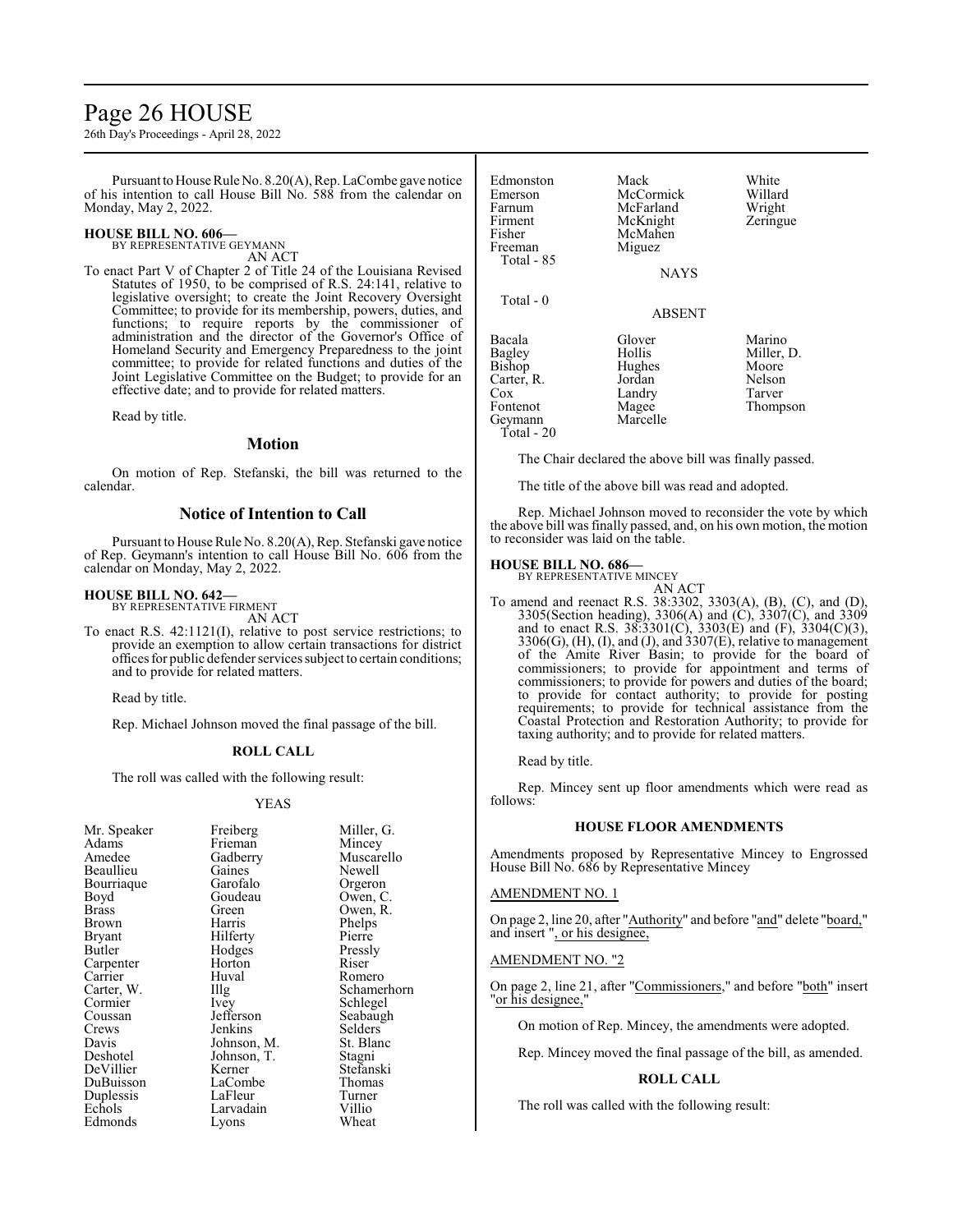Pursuant to House Rule No. 8.20(A), Rep. LaCombe gave notice of his intention to call House Bill No. 588 from the calendar on Monday, May 2, 2022.

**HOUSE BILL NO. 606—**
BY REPRESENTATIVE GEYMANN
AN ACT

To enact Part V of Chapter 2 of Title 24 of the Louisiana Revised Statutes of 1950, to be comprised of R.S. 24:141, relative to legislative oversight; to create the Joint Recovery Oversight Committee; to provide for its membership, powers, duties, and functions; to require reports by the commissioner of administration and the director of the Governor's Office of Homeland Security and Emergency Preparedness to the joint committee; to provide for related functions and duties of the Joint Legislative Committee on the Budget; to provide for an effective date; and to provide for related matters.

Read by title.

## Motion

On motion of Rep. Stefanski, the bill was returned to the calendar.

## Notice of Intention to Call

Pursuant to House Rule No. 8.20(A), Rep. Stefanski gave notice of Rep. Geymann's intention to call House Bill No. 606 from the calendar on Monday, May 2, 2022.

**HOUSE BILL NO. 642—**
BY REPRESENTATIVE FIRMENT
AN ACT

To enact R.S. 42:1121(I), relative to post service restrictions; to provide an exemption to allow certain transactions for district offices for public defender services subject to certain conditions; and to provide for related matters.

Read by title.

Rep. Michael Johnson moved the final passage of the bill.

**ROLL CALL**

The roll was called with the following result:

YEAS

| | | |
|---|---|---|
| Mr. Speaker | Freiberg | Miller, G. |
| Adams | Frieman | Mincey |
| Amedee | Gadberry | Muscarello |
| Beaullieu | Gaines | Newell |
| Bourriaque | Garofalo | Orgeron |
| Boyd | Goudeau | Owen, C. |
| Brass | Green | Owen, R. |
| Brown | Harris | Phelps |
| Bryant | Hilferty | Pierre |
| Butler | Hodges | Pressly |
| Carpenter | Horton | Riser |
| Carrier | Huval | Romero |
| Carter, W. | Illg | Schamerhorn |
| Cormier | Ivey | Schlegel |
| Coussan | Jefferson | Seabaugh |
| Crews | Jenkins | Selders |
| Davis | Johnson, M. | St. Blanc |
| Deshotel | Johnson, T. | Stagni |
| DeVillier | Kerner | Stefanski |
| DuBuisson | LaCombe | Thomas |
| Duplessis | LaFleur | Turner |
| Echols | Larvadain | Villio |
| Edmonds | Lyons | Wheat |
| Edmonston | Mack | White |
| Emerson | McCormick | Willard |
| Farnum | McFarland | Wright |
| Firment | McKnight | Zeringue |
| Fisher | McMahen | |
| Freeman | Miguez | |
| Total - 85 | | |

NAYS

Total - 0

ABSENT

| | | |
|---|---|---|
| Bacala | Glover | Marino |
| Bagley | Hollis | Miller, D. |
| Bishop | Hughes | Moore |
| Carter, R. | Jordan | Nelson |
| Cox | Landry | Tarver |
| Fontenot | Magee | Thompson |
| Geymann | Marcelle | |
| Total - 20 | | |

The Chair declared the above bill was finally passed.

The title of the above bill was read and adopted.

Rep. Michael Johnson moved to reconsider the vote by which the above bill was finally passed, and, on his own motion, the motion to reconsider was laid on the table.

**HOUSE BILL NO. 686—**
BY REPRESENTATIVE MINCEY
AN ACT

To amend and reenact R.S. 38:3302, 3303(A), (B), (C), and (D), 3305(Section heading), 3306(A) and (C), 3307(C), and 3309 and to enact R.S. 38:3301(C), 3303(E) and (F), 3304(C)(3), 3306(G), (H), (I), and (J), and 3307(E), relative to management of the Amite River Basin; to provide for the board of commissioners; to provide for appointment and terms of commissioners; to provide for powers and duties of the board; to provide for contact authority; to provide for posting requirements; to provide for technical assistance from the Coastal Protection and Restoration Authority; to provide for taxing authority; and to provide for related matters.

Read by title.

Rep. Mincey sent up floor amendments which were read as follows:

**HOUSE FLOOR AMENDMENTS**

Amendments proposed by Representative Mincey to Engrossed House Bill No. 686 by Representative Mincey

AMENDMENT NO. 1

On page 2, line 20, after "Authority" and before "and" delete "board," and insert ", or his designee,

AMENDMENT NO. "2

On page 2, line 21, after "Commissioners," and before "both" insert "or his designee,"

On motion of Rep. Mincey, the amendments were adopted.

Rep. Mincey moved the final passage of the bill, as amended.

**ROLL CALL**

The roll was called with the following result: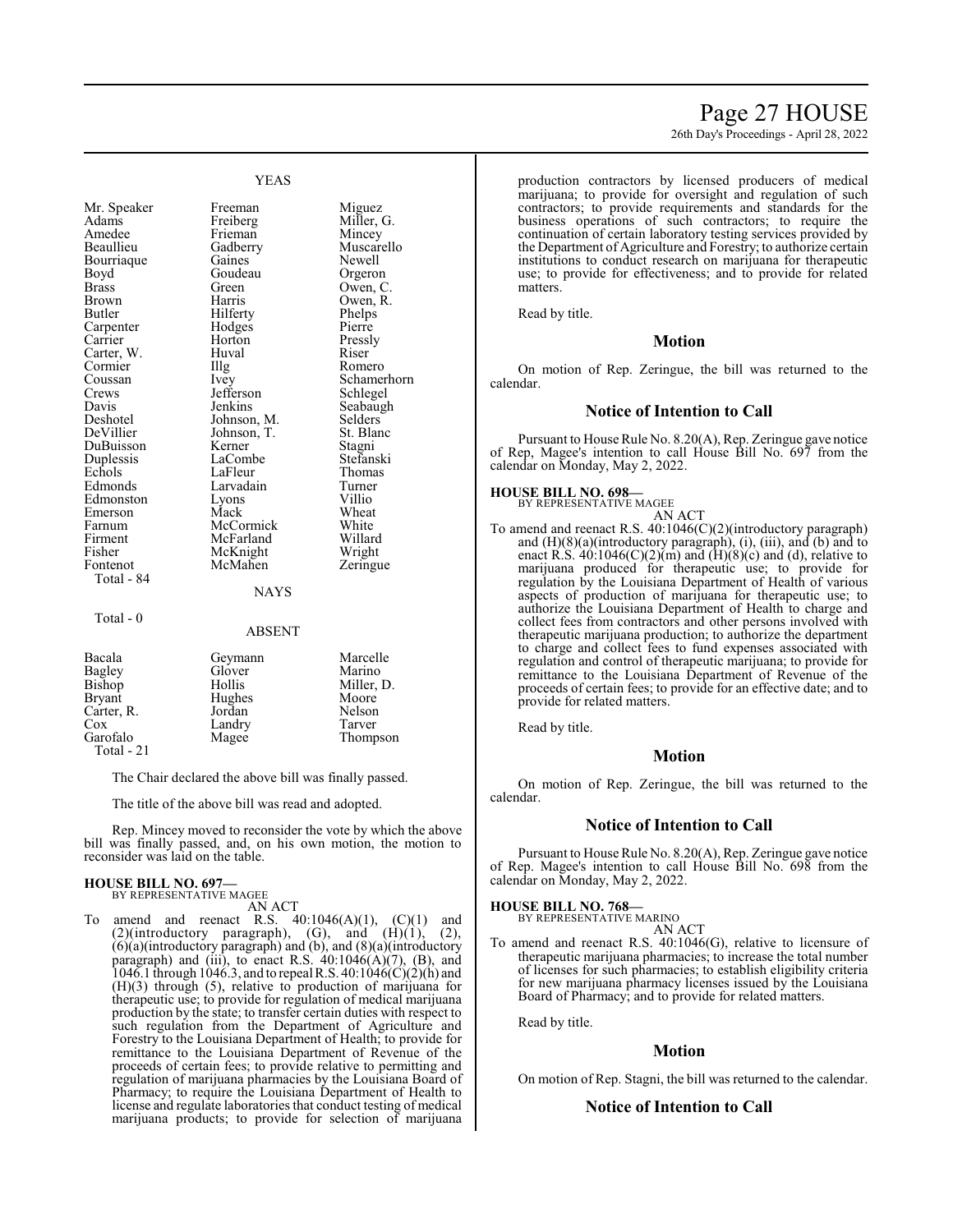## YEAS

| | | |
|---|---|---|
| Mr. Speaker | Freeman | Miguez |
| Adams | Freiberg | Miller, G. |
| Amedee | Frieman | Mincey |
| Beaullieu | Gadberry | Muscarello |
| Bourriaque | Gaines | Newell |
| Boyd | Goudeau | Orgeron |
| Brass | Green | Owen, C. |
| Brown | Harris | Owen, R. |
| Butler | Hilferty | Phelps |
| Carpenter | Hodges | Pierre |
| Carrier | Horton | Pressly |
| Carter, W. | Huval | Riser |
| Cormier | Illg | Romero |
| Coussan | Ivey | Schamerhorn |
| Crews | Jefferson | Schlegel |
| Davis | Jenkins | Seabaugh |
| Deshotel | Johnson, M. | Selders |
| DeVillier | Johnson, T. | St. Blanc |
| DuBuisson | Kerner | Stagni |
| Duplessis | LaCombe | Stefanski |
| Echols | LaFleur | Thomas |
| Edmonds | Larvadain | Turner |
| Edmonston | Lyons | Villio |
| Emerson | Mack | Wheat |
| Farnum | McCormick | White |
| Firment | McFarland | Willard |
| Fisher | McKnight | Wright |
| Fontenot | McMahen | Zeringue |

Total - 84

## NAYS

Total - 0

## ABSENT

| | | |
|---|---|---|
| Bacala | Geymann | Marcelle |
| Bagley | Glover | Marino |
| Bishop | Hollis | Miller, D. |
| Bryant | Hughes | Moore |
| Carter, R. | Jordan | Nelson |
| Cox | Landry | Tarver |
| Garofalo | Magee | Thompson |

Total - 21

The Chair declared the above bill was finally passed.

The title of the above bill was read and adopted.

Rep. Mincey moved to reconsider the vote by which the above bill was finally passed, and, on his own motion, the motion to reconsider was laid on the table.

**HOUSE BILL NO. 697—**
BY REPRESENTATIVE MAGEE

AN ACT

To amend and reenact R.S. 40:1046(A)(1), (C)(1) and (2)(introductory paragraph), (G), and (H)(1), (2), (6)(a)(introductory paragraph) and (b), and (8)(a)(introductory paragraph) and (iii), to enact R.S. 40:1046(A)(7), (B), and 1046.1 through 1046.3, and to repeal R.S. 40:1046(C)(2)(h) and (H)(3) through (5), relative to production of marijuana for therapeutic use; to provide for regulation of medical marijuana production by the state; to transfer certain duties with respect to such regulation from the Department of Agriculture and Forestry to the Louisiana Department of Health; to provide for remittance to the Louisiana Department of Revenue of the proceeds of certain fees; to provide relative to permitting and regulation of marijuana pharmacies by the Louisiana Board of Pharmacy; to require the Louisiana Department of Health to license and regulate laboratories that conduct testing of medical marijuana products; to provide for selection of marijuana production contractors by licensed producers of medical marijuana; to provide for oversight and regulation of such contractors; to provide requirements and standards for the business operations of such contractors; to require the continuation of certain laboratory testing services provided by the Department of Agriculture and Forestry; to authorize certain institutions to conduct research on marijuana for therapeutic use; to provide for effectiveness; and to provide for related matters.

Read by title.

## Motion

On motion of Rep. Zeringue, the bill was returned to the calendar.

## Notice of Intention to Call

Pursuant to House Rule No. 8.20(A), Rep. Zeringue gave notice of Rep, Magee's intention to call House Bill No. 697 from the calendar on Monday, May 2, 2022.

**HOUSE BILL NO. 698—**
BY REPRESENTATIVE MAGEE

AN ACT

To amend and reenact R.S. 40:1046(C)(2)(introductory paragraph) and (H)(8)(a)(introductory paragraph), (i), (iii), and (b) and to enact R.S. 40:1046(C)(2)(m) and (H)(8)(c) and (d), relative to marijuana produced for therapeutic use; to provide for regulation by the Louisiana Department of Health of various aspects of production of marijuana for therapeutic use; to authorize the Louisiana Department of Health to charge and collect fees from contractors and other persons involved with therapeutic marijuana production; to authorize the department to charge and collect fees to fund expenses associated with regulation and control of therapeutic marijuana; to provide for remittance to the Louisiana Department of Revenue of the proceeds of certain fees; to provide for an effective date; and to provide for related matters.

Read by title.

## Motion

On motion of Rep. Zeringue, the bill was returned to the calendar.

## Notice of Intention to Call

Pursuant to House Rule No. 8.20(A), Rep. Zeringue gave notice of Rep. Magee's intention to call House Bill No. 698 from the calendar on Monday, May 2, 2022.

**HOUSE BILL NO. 768—**
BY REPRESENTATIVE MARINO

AN ACT

To amend and reenact R.S. 40:1046(G), relative to licensure of therapeutic marijuana pharmacies; to increase the total number of licenses for such pharmacies; to establish eligibility criteria for new marijuana pharmacy licenses issued by the Louisiana Board of Pharmacy; and to provide for related matters.

Read by title.

## Motion

On motion of Rep. Stagni, the bill was returned to the calendar.

## Notice of Intention to Call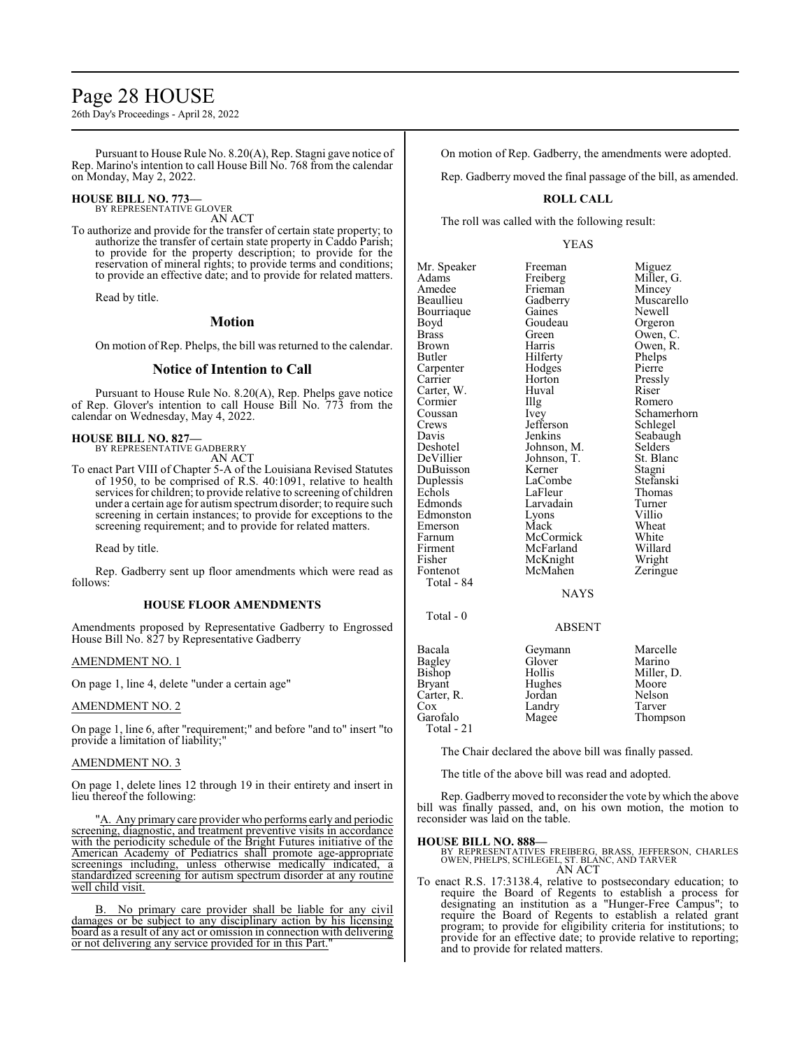Pursuant to House Rule No. 8.20(A), Rep. Stagni gave notice of Rep. Marino's intention to call House Bill No. 768 from the calendar on Monday, May 2, 2022.

**HOUSE BILL NO. 773—**
BY REPRESENTATIVE GLOVER
AN ACT

To authorize and provide for the transfer of certain state property; to authorize the transfer of certain state property in Caddo Parish; to provide for the property description; to provide for the reservation of mineral rights; to provide terms and conditions; to provide an effective date; and to provide for related matters.

Read by title.

## Motion

On motion of Rep. Phelps, the bill was returned to the calendar.

## Notice of Intention to Call

Pursuant to House Rule No. 8.20(A), Rep. Phelps gave notice of Rep. Glover's intention to call House Bill No. 773 from the calendar on Wednesday, May 4, 2022.

**HOUSE BILL NO. 827—**
BY REPRESENTATIVE GADBERRY
AN ACT

To enact Part VIII of Chapter 5-A of the Louisiana Revised Statutes of 1950, to be comprised of R.S. 40:1091, relative to health services for children; to provide relative to screening of children under a certain age for autism spectrum disorder; to require such screening in certain instances; to provide for exceptions to the screening requirement; and to provide for related matters.

Read by title.

Rep. Gadberry sent up floor amendments which were read as follows:

### HOUSE FLOOR AMENDMENTS

Amendments proposed by Representative Gadberry to Engrossed House Bill No. 827 by Representative Gadberry

AMENDMENT NO. 1

On page 1, line 4, delete "under a certain age"

AMENDMENT NO. 2

On page 1, line 6, after "requirement;" and before "and to" insert "to provide a limitation of liability;"

AMENDMENT NO. 3

On page 1, delete lines 12 through 19 in their entirety and insert in lieu thereof the following:

"A. Any primary care provider who performs early and periodic screening, diagnostic, and treatment preventive visits in accordance with the periodicity schedule of the Bright Futures initiative of the American Academy of Pediatrics shall promote age-appropriate screenings including, unless otherwise medically indicated, a standardized screening for autism spectrum disorder at any routine well child visit.

B. No primary care provider shall be liable for any civil damages or be subject to any disciplinary action by his licensing board as a result of any act or omission in connection with delivering or not delivering any service provided for in this Part."

On motion of Rep. Gadberry, the amendments were adopted.

Rep. Gadberry moved the final passage of the bill, as amended.

### ROLL CALL

The roll was called with the following result:

YEAS

| | | |
|---|---|---|
| Mr. Speaker | Freeman | Miguez |
| Adams | Freiberg | Miller, G. |
| Amedee | Frieman | Mincey |
| Beaullieu | Gadberry | Muscarello |
| Bourriaque | Gaines | Newell |
| Boyd | Goudeau | Orgeron |
| Brass | Green | Owen, C. |
| Brown | Harris | Owen, R. |
| Butler | Hilferty | Phelps |
| Carpenter | Hodges | Pierre |
| Carrier | Horton | Pressly |
| Carter, W. | Huval | Riser |
| Cormier | Illg | Romero |
| Coussan | Ivey | Schamerhorn |
| Crews | Jefferson | Schlegel |
| Davis | Jenkins | Seabaugh |
| Deshotel | Johnson, M. | Selders |
| DeVillier | Johnson, T. | St. Blanc |
| DuBuisson | Kerner | Stagni |
| Duplessis | LaCombe | Stefanski |
| Echols | LaFleur | Thomas |
| Edmonds | Larvadain | Turner |
| Edmonston | Lyons | Villio |
| Emerson | Mack | Wheat |
| Farnum | McCormick | White |
| Firment | McFarland | Willard |
| Fisher | McKnight | Wright |
| Fontenot | McMahen | Zeringue |

Total - 84

NAYS

Total - 0

ABSENT

| | | |
|---|---|---|
| Bacala | Geymann | Marcelle |
| Bagley | Glover | Marino |
| Bishop | Hollis | Miller, D. |
| Bryant | Hughes | Moore |
| Carter, R. | Jordan | Nelson |
| Cox | Landry | Tarver |
| Garofalo | Magee | Thompson |

Total - 21

The Chair declared the above bill was finally passed.

The title of the above bill was read and adopted.

Rep. Gadberry moved to reconsider the vote by which the above bill was finally passed, and, on his own motion, the motion to reconsider was laid on the table.

**HOUSE BILL NO. 888—**
BY REPRESENTATIVES FREIBERG, BRASS, JEFFERSON, CHARLES OWEN, PHELPS, SCHLEGEL, ST. BLANC, AND TARVER
AN ACT

To enact R.S. 17:3138.4, relative to postsecondary education; to require the Board of Regents to establish a process for designating an institution as a "Hunger-Free Campus"; to require the Board of Regents to establish a related grant program; to provide for eligibility criteria for institutions; to provide for an effective date; to provide relative to reporting; and to provide for related matters.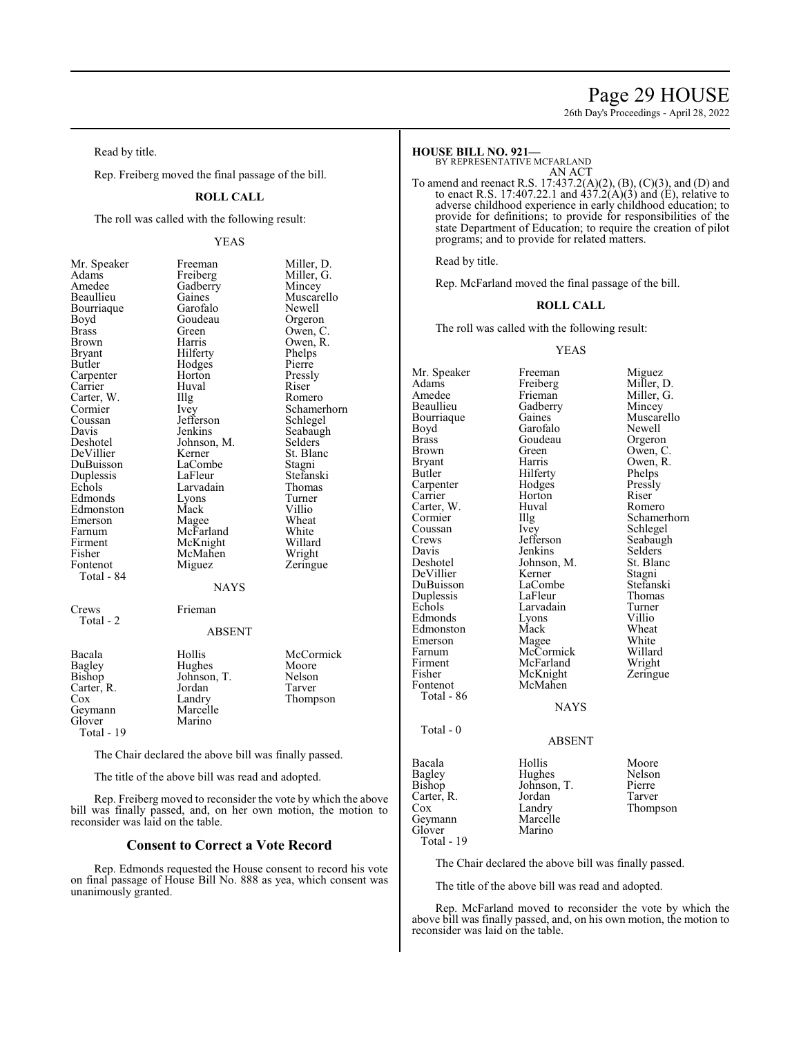Read by title.

Rep. Freiberg moved the final passage of the bill.

**ROLL CALL**

The roll was called with the following result:

YEAS

| | | |
|---|---|---|
| Mr. Speaker | Freeman | Miller, D. |
| Adams | Freiberg | Miller, G. |
| Amedee | Gadberry | Mincey |
| Beaullieu | Gaines | Muscarello |
| Bourriaque | Garofalo | Newell |
| Boyd | Goudeau | Orgeron |
| Brass | Green | Owen, C. |
| Brown | Harris | Owen, R. |
| Bryant | Hilferty | Phelps |
| Butler | Hodges | Pierre |
| Carpenter | Horton | Pressly |
| Carrier | Huval | Riser |
| Carter, W. | Illg | Romero |
| Cormier | Ivey | Schamerhorn |
| Coussan | Jefferson | Schlegel |
| Davis | Jenkins | Seabaugh |
| Deshotel | Johnson, M. | Selders |
| DeVillier | Kerner | St. Blanc |
| DuBuisson | LaCombe | Stagni |
| Duplessis | LaFleur | Stefanski |
| Echols | Larvadain | Thomas |
| Edmonds | Lyons | Turner |
| Edmonston | Mack | Villio |
| Emerson | Magee | Wheat |
| Farnum | McFarland | White |
| Firment | McKnight | Willard |
| Fisher | McMahen | Wright |
| Fontenot | Miguez | Zeringue |
| Total - 84 | | |

NAYS

| | |
|---|---|
| Crews | Frieman |
| Total - 2 | |

ABSENT

| | | |
|---|---|---|
| Bacala | Hollis | McCormick |
| Bagley | Hughes | Moore |
| Bishop | Johnson, T. | Nelson |
| Carter, R. | Jordan | Tarver |
| Cox | Landry | Thompson |
| Geymann | Marcelle | |
| Glover | Marino | |
| Total - 19 | | |

The Chair declared the above bill was finally passed.

The title of the above bill was read and adopted.

Rep. Freiberg moved to reconsider the vote by which the above bill was finally passed, and, on her own motion, the motion to reconsider was laid on the table.

## Consent to Correct a Vote Record

Rep. Edmonds requested the House consent to record his vote on final passage of House Bill No. 888 as yea, which consent was unanimously granted.

**HOUSE BILL NO. 921—**
BY REPRESENTATIVE MCFARLAND
AN ACT

To amend and reenact R.S. 17:437.2(A)(2), (B), (C)(3), and (D) and to enact R.S. 17:407.22.1 and 437.2(A)(3) and (E), relative to adverse childhood experience in early childhood education; to provide for definitions; to provide for responsibilities of the state Department of Education; to require the creation of pilot programs; and to provide for related matters.

Read by title.

Rep. McFarland moved the final passage of the bill.

**ROLL CALL**

The roll was called with the following result:

YEAS

| | | |
|---|---|---|
| Mr. Speaker | Freeman | Miguez |
| Adams | Freiberg | Miller, D. |
| Amedee | Frieman | Miller, G. |
| Beaullieu | Gadberry | Mincey |
| Bourriaque | Gaines | Muscarello |
| Boyd | Garofalo | Newell |
| Brass | Goudeau | Orgeron |
| Brown | Green | Owen, C. |
| Bryant | Harris | Owen, R. |
| Butler | Hilferty | Phelps |
| Carpenter | Hodges | Pressly |
| Carrier | Horton | Riser |
| Carter, W. | Huval | Romero |
| Cormier | Illg | Schamerhorn |
| Coussan | Ivey | Schlegel |
| Crews | Jefferson | Seabaugh |
| Davis | Jenkins | Selders |
| Deshotel | Johnson, M. | St. Blanc |
| DeVillier | Kerner | Stagni |
| DuBuisson | LaCombe | Stefanski |
| Duplessis | LaFleur | Thomas |
| Echols | Larvadain | Turner |
| Edmonds | Lyons | Villio |
| Edmonston | Mack | Wheat |
| Emerson | Magee | White |
| Farnum | McCormick | Willard |
| Firment | McFarland | Wright |
| Fisher | McKnight | Zeringue |
| Fontenot | McMahen | |
| Total - 86 | | |

NAYS

Total - 0

ABSENT

| | | |
|---|---|---|
| Bacala | Hollis | Moore |
| Bagley | Hughes | Nelson |
| Bishop | Johnson, T. | Pierre |
| Carter, R. | Jordan | Tarver |
| Cox | Landry | Thompson |
| Geymann | Marcelle | |
| Glover | Marino | |
| Total - 19 | | |

The Chair declared the above bill was finally passed.

The title of the above bill was read and adopted.

Rep. McFarland moved to reconsider the vote by which the above bill was finally passed, and, on his own motion, the motion to reconsider was laid on the table.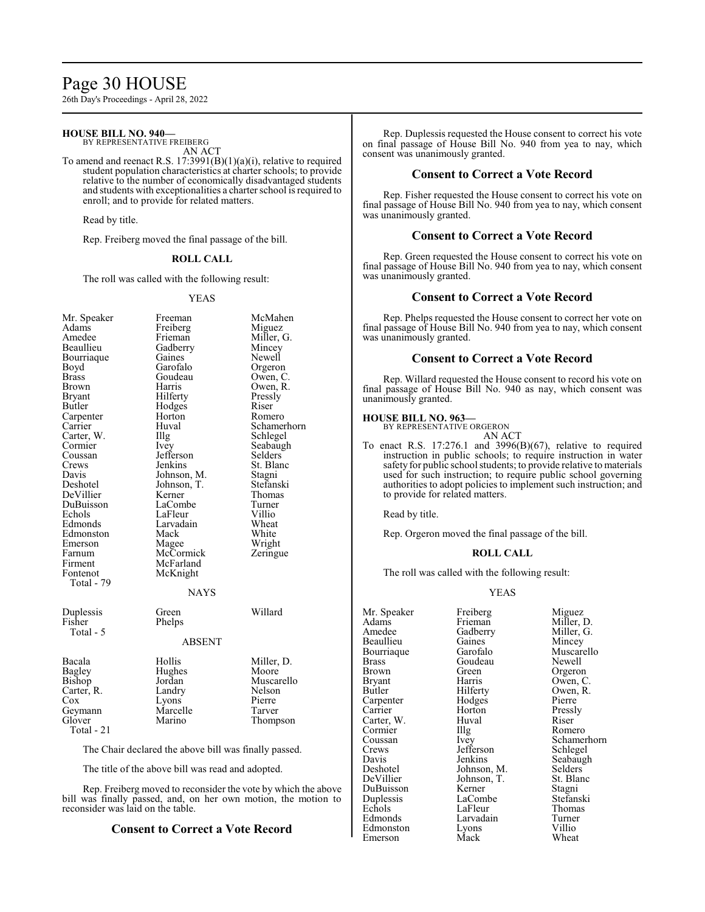**HOUSE BILL NO. 940—**
BY REPRESENTATIVE FREIBERG
AN ACT

To amend and reenact R.S. 17:3991(B)(1)(a)(i), relative to required student population characteristics at charter schools; to provide relative to the number of economically disadvantaged students and students with exceptionalities a charter school is required to enroll; and to provide for related matters.

Read by title.

Rep. Freiberg moved the final passage of the bill.

**ROLL CALL**

The roll was called with the following result:

YEAS

| | | |
|---|---|---|
| Mr. Speaker | Freeman | McMahen |
| Adams | Freiberg | Miguez |
| Amedee | Frieman | Miller, G. |
| Beaullieu | Gadberry | Mincey |
| Bourriaque | Gaines | Newell |
| Boyd | Garofalo | Orgeron |
| Brass | Goudeau | Owen, C. |
| Brown | Harris | Owen, R. |
| Bryant | Hilferty | Pressly |
| Butler | Hodges | Riser |
| Carpenter | Horton | Romero |
| Carrier | Huval | Schamerhorn |
| Carter, W. | Illg | Schlegel |
| Cormier | Ivey | Seabaugh |
| Coussan | Jefferson | Selders |
| Crews | Jenkins | St. Blanc |
| Davis | Johnson, M. | Stagni |
| Deshotel | Johnson, T. | Stefanski |
| DeVillier | Kerner | Thomas |
| DuBuisson | LaCombe | Turner |
| Echols | LaFleur | Villio |
| Edmonds | Larvadain | Wheat |
| Edmonston | Mack | White |
| Emerson | Magee | Wright |
| Farnum | McCormick | Zeringue |
| Firment | McFarland | |
| Fontenot | McKnight | |

Total - 79

NAYS

| | | |
|---|---|---|
| Duplessis | Green | Willard |
| Fisher | Phelps | |

Total - 5

ABSENT

| | | |
|---|---|---|
| Bacala | Hollis | Miller, D. |
| Bagley | Hughes | Moore |
| Bishop | Jordan | Muscarello |
| Carter, R. | Landry | Nelson |
| Cox | Lyons | Pierre |
| Geymann | Marcelle | Tarver |
| Glover | Marino | Thompson |

Total - 21

The Chair declared the above bill was finally passed.

The title of the above bill was read and adopted.

Rep. Freiberg moved to reconsider the vote by which the above bill was finally passed, and, on her own motion, the motion to reconsider was laid on the table.

## Consent to Correct a Vote Record

Rep. Duplessis requested the House consent to correct his vote on final passage of House Bill No. 940 from yea to nay, which consent was unanimously granted.

## Consent to Correct a Vote Record

Rep. Fisher requested the House consent to correct his vote on final passage of House Bill No. 940 from yea to nay, which consent was unanimously granted.

## Consent to Correct a Vote Record

Rep. Green requested the House consent to correct his vote on final passage of House Bill No. 940 from yea to nay, which consent was unanimously granted.

## Consent to Correct a Vote Record

Rep. Phelps requested the House consent to correct her vote on final passage of House Bill No. 940 from yea to nay, which consent was unanimously granted.

## Consent to Correct a Vote Record

Rep. Willard requested the House consent to record his vote on final passage of House Bill No. 940 as nay, which consent was unanimously granted.

**HOUSE BILL NO. 963—**
BY REPRESENTATIVE ORGERON
AN ACT

To enact R.S. 17:276.1 and 3996(B)(67), relative to required instruction in public schools; to require instruction in water safety for public school students; to provide relative to materials used for such instruction; to require public school governing authorities to adopt policies to implement such instruction; and to provide for related matters.

Read by title.

Rep. Orgeron moved the final passage of the bill.

**ROLL CALL**

The roll was called with the following result:

YEAS

| | | |
|---|---|---|
| Mr. Speaker | Freiberg | Miguez |
| Adams | Frieman | Miller, D. |
| Amedee | Gadberry | Miller, G. |
| Beaullieu | Gaines | Mincey |
| Bourriaque | Garofalo | Muscarello |
| Brass | Goudeau | Newell |
| Brown | Green | Orgeron |
| Bryant | Harris | Owen, C. |
| Butler | Hilferty | Owen, R. |
| Carpenter | Hodges | Pierre |
| Carrier | Horton | Pressly |
| Carter, W. | Huval | Riser |
| Cormier | Illg | Romero |
| Coussan | Ivey | Schamerhorn |
| Crews | Jefferson | Schlegel |
| Davis | Jenkins | Seabaugh |
| Deshotel | Johnson, M. | Selders |
| DeVillier | Johnson, T. | St. Blanc |
| DuBuisson | Kerner | Stagni |
| Duplessis | LaCombe | Stefanski |
| Echols | LaFleur | Thomas |
| Edmonds | Larvadain | Turner |
| Edmonston | Lyons | Villio |
| Emerson | Mack | Wheat |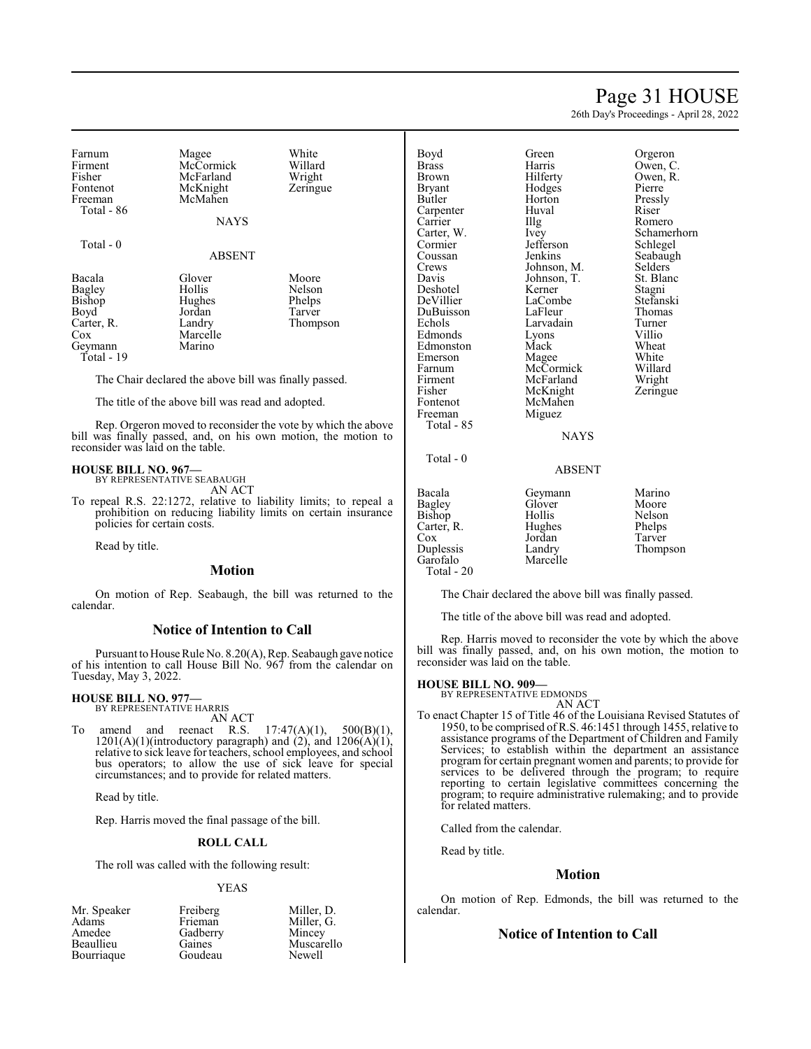| | | |
|---|---|---|
| Farnum | Magee | White |
| Firment | McCormick | Willard |
| Fisher | McFarland | Wright |
| Fontenot | McKnight | Zeringue |
| Freeman | McMahen | |
| Total - 86 | | |

NAYS

Total - 0

ABSENT

| | | |
|---|---|---|
| Bacala | Glover | Moore |
| Bagley | Hollis | Nelson |
| Bishop | Hughes | Phelps |
| Boyd | Jordan | Tarver |
| Carter, R. | Landry | Thompson |
| Cox | Marcelle | |
| Geymann | Marino | |
| Total - 19 | | |

The Chair declared the above bill was finally passed.

The title of the above bill was read and adopted.

Rep. Orgeron moved to reconsider the vote by which the above bill was finally passed, and, on his own motion, the motion to reconsider was laid on the table.

**HOUSE BILL NO. 967—**
BY REPRESENTATIVE SEABAUGH
AN ACT

To repeal R.S. 22:1272, relative to liability limits; to repeal a prohibition on reducing liability limits on certain insurance policies for certain costs.

Read by title.

## Motion

On motion of Rep. Seabaugh, the bill was returned to the calendar.

## Notice of Intention to Call

Pursuant to House Rule No. 8.20(A), Rep. Seabaugh gave notice of his intention to call House Bill No. 967 from the calendar on Tuesday, May 3, 2022.

**HOUSE BILL NO. 977—**
BY REPRESENTATIVE HARRIS
AN ACT

To amend and reenact R.S. 17:47(A)(1), 500(B)(1), 1201(A)(1)(introductory paragraph) and (2), and 1206(A)(1), relative to sick leave for teachers, school employees, and school bus operators; to allow the use of sick leave for special circumstances; and to provide for related matters.

Read by title.

Rep. Harris moved the final passage of the bill.

**ROLL CALL**

The roll was called with the following result:

YEAS

| | | |
|---|---|---|
| Mr. Speaker | Freiberg | Miller, D. |
| Adams | Frieman | Miller, G. |
| Amedee | Gadberry | Mincey |
| Beaullieu | Gaines | Muscarello |
| Bourriaque | Goudeau | Newell |
| Boyd | Green | Orgeron |
| Brass | Harris | Owen, C. |
| Brown | Hilferty | Owen, R. |
| Bryant | Hodges | Pierre |
| Butler | Horton | Pressly |
| Carpenter | Huval | Riser |
| Carrier | Illg | Romero |
| Carter, W. | Ivey | Schamerhorn |
| Cormier | Jefferson | Schlegel |
| Coussan | Jenkins | Seabaugh |
| Crews | Johnson, M. | Selders |
| Davis | Johnson, T. | St. Blanc |
| Deshotel | Kerner | Stagni |
| DeVillier | LaCombe | Stefanski |
| DuBuisson | LaFleur | Thomas |
| Echols | Larvadain | Turner |
| Edmonds | Lyons | Villio |
| Edmonston | Mack | Wheat |
| Emerson | Magee | White |
| Farnum | McCormick | Willard |
| Firment | McFarland | Wright |
| Fisher | McKnight | Zeringue |
| Fontenot | McMahen | |
| Freeman | Miguez | |
| Total - 85 | | |

NAYS

Total - 0

ABSENT

| | | |
|---|---|---|
| Bacala | Geymann | Marino |
| Bagley | Glover | Moore |
| Bishop | Hollis | Nelson |
| Carter, R. | Hughes | Phelps |
| Cox | Jordan | Tarver |
| Duplessis | Landry | Thompson |
| Garofalo | Marcelle | |
| Total - 20 | | |

The Chair declared the above bill was finally passed.

The title of the above bill was read and adopted.

Rep. Harris moved to reconsider the vote by which the above bill was finally passed, and, on his own motion, the motion to reconsider was laid on the table.

**HOUSE BILL NO. 909—**
BY REPRESENTATIVE EDMONDS
AN ACT

To enact Chapter 15 of Title 46 of the Louisiana Revised Statutes of 1950, to be comprised of R.S. 46:1451 through 1455, relative to assistance programs of the Department of Children and Family Services; to establish within the department an assistance program for certain pregnant women and parents; to provide for services to be delivered through the program; to require reporting to certain legislative committees concerning the program; to require administrative rulemaking; and to provide for related matters.

Called from the calendar.

Read by title.

## Motion

On motion of Rep. Edmonds, the bill was returned to the calendar.

## Notice of Intention to Call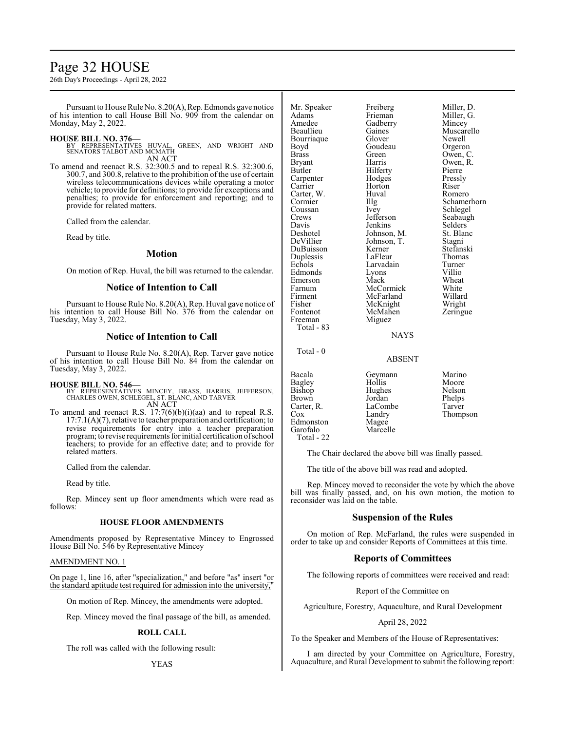Pursuant to House Rule No. 8.20(A), Rep. Edmonds gave notice of his intention to call House Bill No. 909 from the calendar on Monday, May 2, 2022.

**HOUSE BILL NO. 376—**
BY REPRESENTATIVES HUVAL, GREEN, AND WRIGHT AND SENATORS TALBOT AND MCMATH
AN ACT

To amend and reenact R.S. 32:300.5 and to repeal R.S. 32:300.6, 300.7, and 300.8, relative to the prohibition of the use of certain wireless telecommunications devices while operating a motor vehicle; to provide for definitions; to provide for exceptions and penalties; to provide for enforcement and reporting; and to provide for related matters.

Called from the calendar.

Read by title.

## Motion

On motion of Rep. Huval, the bill was returned to the calendar.

## Notice of Intention to Call

Pursuant to House Rule No. 8.20(A), Rep. Huval gave notice of his intention to call House Bill No. 376 from the calendar on Tuesday, May 3, 2022.

## Notice of Intention to Call

Pursuant to House Rule No. 8.20(A), Rep. Tarver gave notice of his intention to call House Bill No. 84 from the calendar on Tuesday, May 3, 2022.

**HOUSE BILL NO. 546—**
BY REPRESENTATIVES MINCEY, BRASS, HARRIS, JEFFERSON, CHARLES OWEN, SCHLEGEL, ST. BLANC, AND TARVER
AN ACT

To amend and reenact R.S. 17:7(6)(b)(i)(aa) and to repeal R.S. 17:7.1(A)(7), relative to teacher preparation and certification; to revise requirements for entry into a teacher preparation program; to revise requirements for initial certification of school teachers; to provide for an effective date; and to provide for related matters.

Called from the calendar.

Read by title.

Rep. Mincey sent up floor amendments which were read as follows:

### HOUSE FLOOR AMENDMENTS

Amendments proposed by Representative Mincey to Engrossed House Bill No. 546 by Representative Mincey

AMENDMENT NO. 1

On page 1, line 16, after "specialization," and before "as" insert "or the standard aptitude test required for admission into the university,"

On motion of Rep. Mincey, the amendments were adopted.

Rep. Mincey moved the final passage of the bill, as amended.

### ROLL CALL

The roll was called with the following result:

YEAS

| | | |
|---|---|---|
| Mr. Speaker | Freiberg | Miller, D. |
| Adams | Frieman | Miller, G. |
| Amedee | Gadberry | Mincey |
| Beaullieu | Gaines | Muscarello |
| Bourriaque | Glover | Newell |
| Boyd | Goudeau | Orgeron |
| Brass | Green | Owen, C. |
| Bryant | Harris | Owen, R. |
| Butler | Hilferty | Pierre |
| Carpenter | Hodges | Pressly |
| Carrier | Horton | Riser |
| Carter, W. | Huval | Romero |
| Cormier | Illg | Schamerhorn |
| Coussan | Ivey | Schlegel |
| Crews | Jefferson | Seabaugh |
| Davis | Jenkins | Selders |
| Deshotel | Johnson, M. | St. Blanc |
| DeVillier | Johnson, T. | Stagni |
| DuBuisson | Kerner | Stefanski |
| Duplessis | LaFleur | Thomas |
| Echols | Larvadain | Turner |
| Edmonds | Lyons | Villio |
| Emerson | Mack | Wheat |
| Farnum | McCormick | White |
| Firment | McFarland | Willard |
| Fisher | McKnight | Wright |
| Fontenot | McMahen | Zeringue |
| Freeman | Miguez | |

Total - 83

NAYS

Total - 0

ABSENT

| | | |
|---|---|---|
| Bacala | Geymann | Marino |
| Bagley | Hollis | Moore |
| Bishop | Hughes | Nelson |
| Brown | Jordan | Phelps |
| Carter, R. | LaCombe | Tarver |
| Cox | Landry | Thompson |
| Edmonston | Magee | |
| Garofalo | Marcelle | |

Total - 22

The Chair declared the above bill was finally passed.

The title of the above bill was read and adopted.

Rep. Mincey moved to reconsider the vote by which the above bill was finally passed, and, on his own motion, the motion to reconsider was laid on the table.

## Suspension of the Rules

On motion of Rep. McFarland, the rules were suspended in order to take up and consider Reports of Committees at this time.

## Reports of Committees

The following reports of committees were received and read:

Report of the Committee on

Agriculture, Forestry, Aquaculture, and Rural Development

April 28, 2022

To the Speaker and Members of the House of Representatives:

I am directed by your Committee on Agriculture, Forestry, Aquaculture, and Rural Development to submit the following report: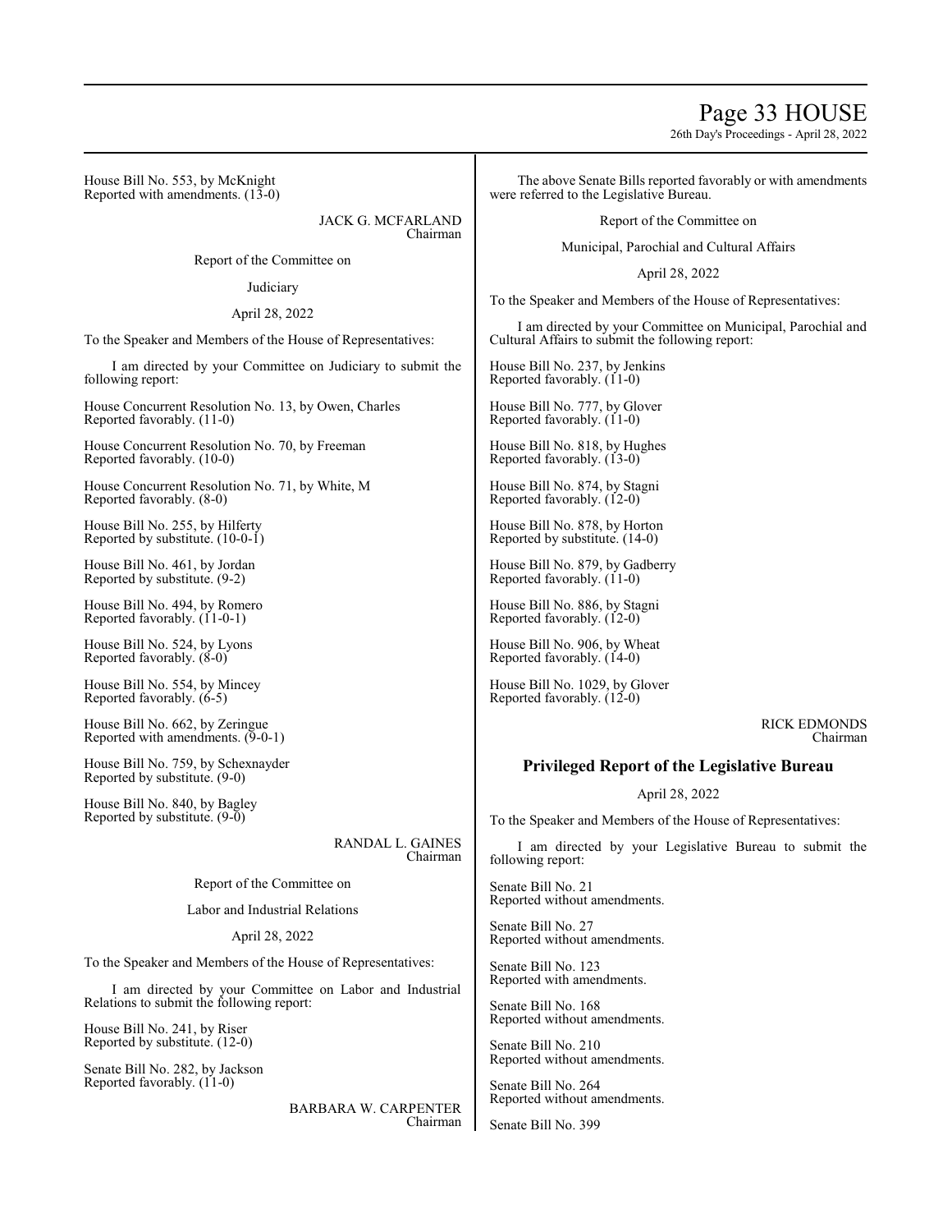House Bill No. 553, by McKnight
Reported with amendments. (13-0)

JACK G. MCFARLAND
Chairman

Report of the Committee on

Judiciary

April 28, 2022

To the Speaker and Members of the House of Representatives:

I am directed by your Committee on Judiciary to submit the following report:

House Concurrent Resolution No. 13, by Owen, Charles
Reported favorably. (11-0)

House Concurrent Resolution No. 70, by Freeman
Reported favorably. (10-0)

House Concurrent Resolution No. 71, by White, M
Reported favorably. (8-0)

House Bill No. 255, by Hilferty
Reported by substitute. (10-0-1)

House Bill No. 461, by Jordan
Reported by substitute. (9-2)

House Bill No. 494, by Romero
Reported favorably. (11-0-1)

House Bill No. 524, by Lyons
Reported favorably. (8-0)

House Bill No. 554, by Mincey
Reported favorably. (6-5)

House Bill No. 662, by Zeringue
Reported with amendments. (9-0-1)

House Bill No. 759, by Schexnayder
Reported by substitute. (9-0)

House Bill No. 840, by Bagley
Reported by substitute. (9-0)

RANDAL L. GAINES
Chairman

Report of the Committee on

Labor and Industrial Relations

April 28, 2022

To the Speaker and Members of the House of Representatives:

I am directed by your Committee on Labor and Industrial Relations to submit the following report:

House Bill No. 241, by Riser
Reported by substitute. (12-0)

Senate Bill No. 282, by Jackson
Reported favorably. (11-0)

BARBARA W. CARPENTER
Chairman

The above Senate Bills reported favorably or with amendments were referred to the Legislative Bureau.

Report of the Committee on

Municipal, Parochial and Cultural Affairs

April 28, 2022

To the Speaker and Members of the House of Representatives:

I am directed by your Committee on Municipal, Parochial and Cultural Affairs to submit the following report:

House Bill No. 237, by Jenkins
Reported favorably. (11-0)

House Bill No. 777, by Glover
Reported favorably. (11-0)

House Bill No. 818, by Hughes
Reported favorably. (13-0)

House Bill No. 874, by Stagni
Reported favorably. (12-0)

House Bill No. 878, by Horton
Reported by substitute. (14-0)

House Bill No. 879, by Gadberry
Reported favorably. (11-0)

House Bill No. 886, by Stagni
Reported favorably. (12-0)

House Bill No. 906, by Wheat
Reported favorably. (14-0)

House Bill No. 1029, by Glover
Reported favorably. (12-0)

RICK EDMONDS
Chairman

## Privileged Report of the Legislative Bureau

April 28, 2022

To the Speaker and Members of the House of Representatives:

I am directed by your Legislative Bureau to submit the following report:

Senate Bill No. 21
Reported without amendments.

Senate Bill No. 27
Reported without amendments.

Senate Bill No. 123
Reported with amendments.

Senate Bill No. 168
Reported without amendments.

Senate Bill No. 210
Reported without amendments.

Senate Bill No. 264
Reported without amendments.

Senate Bill No. 399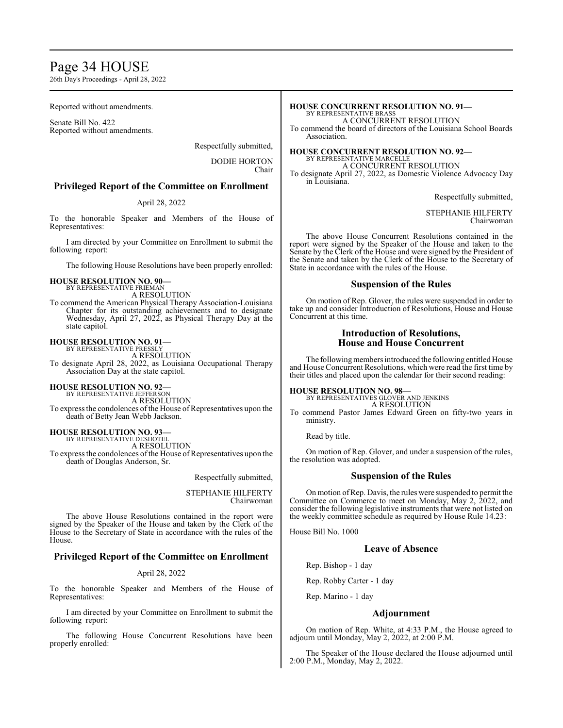Reported without amendments.

Senate Bill No. 422
Reported without amendments.

Respectfully submitted,

DODIE HORTON
Chair

## Privileged Report of the Committee on Enrollment

April 28, 2022

To the honorable Speaker and Members of the House of Representatives:

I am directed by your Committee on Enrollment to submit the following report:

The following House Resolutions have been properly enrolled:

**HOUSE RESOLUTION NO. 90—**
BY REPRESENTATIVE FRIEMAN
A RESOLUTION
To commend the American Physical Therapy Association-Louisiana Chapter for its outstanding achievements and to designate Wednesday, April 27, 2022, as Physical Therapy Day at the state capitol.

**HOUSE RESOLUTION NO. 91—**
BY REPRESENTATIVE PRESSLY
A RESOLUTION
To designate April 28, 2022, as Louisiana Occupational Therapy Association Day at the state capitol.

**HOUSE RESOLUTION NO. 92—**
BY REPRESENTATIVE JEFFERSON
A RESOLUTION
To express the condolences of the House of Representatives upon the death of Betty Jean Webb Jackson.

**HOUSE RESOLUTION NO. 93—**
BY REPRESENTATIVE DESHOTEL
A RESOLUTION
To express the condolences of the House of Representatives upon the death of Douglas Anderson, Sr.

Respectfully submitted,

STEPHANIE HILFERTY
Chairwoman

The above House Resolutions contained in the report were signed by the Speaker of the House and taken by the Clerk of the House to the Secretary of State in accordance with the rules of the House.

## Privileged Report of the Committee on Enrollment

April 28, 2022

To the honorable Speaker and Members of the House of Representatives:

I am directed by your Committee on Enrollment to submit the following report:

The following House Concurrent Resolutions have been properly enrolled:

**HOUSE CONCURRENT RESOLUTION NO. 91—**
BY REPRESENTATIVE BRASS
A CONCURRENT RESOLUTION
To commend the board of directors of the Louisiana School Boards Association.

**HOUSE CONCURRENT RESOLUTION NO. 92—**
BY REPRESENTATIVE MARCELLE
A CONCURRENT RESOLUTION
To designate April 27, 2022, as Domestic Violence Advocacy Day in Louisiana.

Respectfully submitted,

STEPHANIE HILFERTY
Chairwoman

The above House Concurrent Resolutions contained in the report were signed by the Speaker of the House and taken to the Senate by the Clerk of the House and were signed by the President of the Senate and taken by the Clerk of the House to the Secretary of State in accordance with the rules of the House.

## Suspension of the Rules

On motion of Rep. Glover, the rules were suspended in order to take up and consider Introduction of Resolutions, House and House Concurrent at this time.

## Introduction of Resolutions, House and House Concurrent

The following members introduced the following entitled House and House Concurrent Resolutions, which were read the first time by their titles and placed upon the calendar for their second reading:

**HOUSE RESOLUTION NO. 98—**
BY REPRESENTATIVES GLOVER AND JENKINS
A RESOLUTION
To commend Pastor James Edward Green on fifty-two years in ministry.

Read by title.

On motion of Rep. Glover, and under a suspension of the rules, the resolution was adopted.

## Suspension of the Rules

On motion of Rep. Davis, the rules were suspended to permit the Committee on Commerce to meet on Monday, May 2, 2022, and consider the following legislative instruments that were not listed on the weekly committee schedule as required by House Rule 14.23:

House Bill No. 1000

## Leave of Absence

Rep. Bishop - 1 day

Rep. Robby Carter - 1 day

Rep. Marino - 1 day

## Adjournment

On motion of Rep. White, at 4:33 P.M., the House agreed to adjourn until Monday, May 2, 2022, at 2:00 P.M.

The Speaker of the House declared the House adjourned until 2:00 P.M., Monday, May 2, 2022.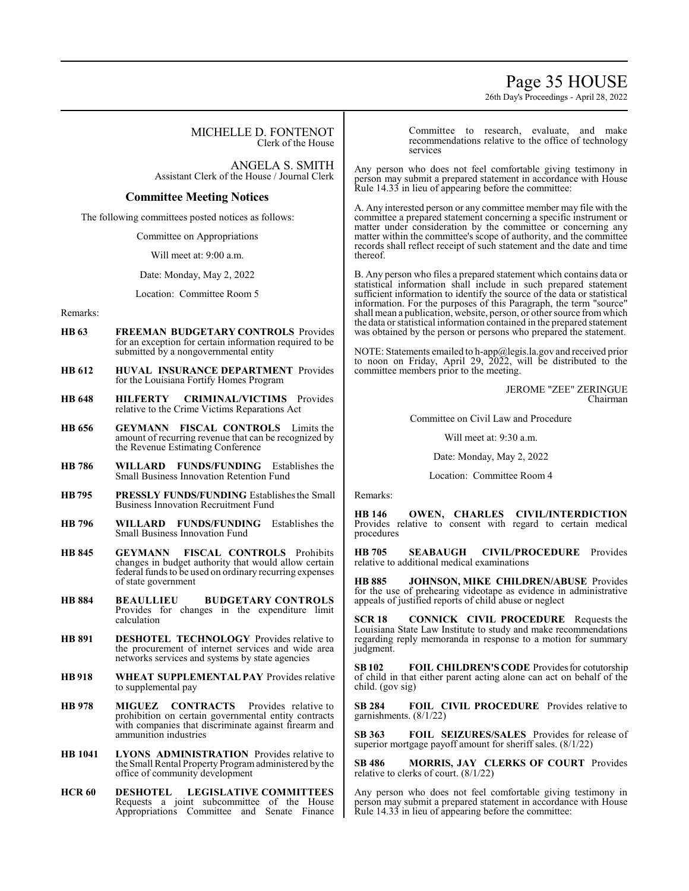MICHELLE D. FONTENOT
Clerk of the House

ANGELA S. SMITH
Assistant Clerk of the House / Journal Clerk

## Committee Meeting Notices

The following committees posted notices as follows:

Committee on Appropriations

Will meet at: 9:00 a.m.

Date: Monday, May 2, 2022

Location: Committee Room 5

Remarks:

**HB 63** **FREEMAN BUDGETARY CONTROLS** Provides for an exception for certain information required to be submitted by a nongovernmental entity

**HB 612** **HUVAL INSURANCE DEPARTMENT** Provides for the Louisiana Fortify Homes Program

**HB 648** **HILFERTY CRIMINAL/VICTIMS** Provides relative to the Crime Victims Reparations Act

**HB 656** **GEYMANN FISCAL CONTROLS** Limits the amount of recurring revenue that can be recognized by the Revenue Estimating Conference

**HB 786** **WILLARD FUNDS/FUNDING** Establishes the Small Business Innovation Retention Fund

**HB 795** **PRESSLY FUNDS/FUNDING** Establishes the Small Business Innovation Recruitment Fund

**HB 796** **WILLARD FUNDS/FUNDING** Establishes the Small Business Innovation Fund

**HB 845** **GEYMANN FISCAL CONTROLS** Prohibits changes in budget authority that would allow certain federal funds to be used on ordinary recurring expenses of state government

**HB 884** **BEAULLIEU BUDGETARY CONTROLS** Provides for changes in the expenditure limit calculation

**HB 891** **DESHOTEL TECHNOLOGY** Provides relative to the procurement of internet services and wide area networks services and systems by state agencies

**HB 918** **WHEAT SUPPLEMENTAL PAY** Provides relative to supplemental pay

**HB 978** **MIGUEZ CONTRACTS** Provides relative to prohibition on certain governmental entity contracts with companies that discriminate against firearm and ammunition industries

**HB 1041** **LYONS ADMINISTRATION** Provides relative to the Small Rental Property Program administered by the office of community development

**HCR 60** **DESHOTEL LEGISLATIVE COMMITTEES** Requests a joint subcommittee of the House Appropriations Committee and Senate Finance Committee to research, evaluate, and make recommendations relative to the office of technology services

Any person who does not feel comfortable giving testimony in person may submit a prepared statement in accordance with House Rule 14.33 in lieu of appearing before the committee:

A. Any interested person or any committee member may file with the committee a prepared statement concerning a specific instrument or matter under consideration by the committee or concerning any matter within the committee's scope of authority, and the committee records shall reflect receipt of such statement and the date and time thereof.

B. Any person who files a prepared statement which contains data or statistical information shall include in such prepared statement sufficient information to identify the source of the data or statistical information. For the purposes of this Paragraph, the term "source" shall mean a publication, website, person, or other source from which the data or statistical information contained in the prepared statement was obtained by the person or persons who prepared the statement.

NOTE: Statements emailed to h-app@legis.la.gov and received prior to noon on Friday, April 29, 2022, will be distributed to the committee members prior to the meeting.

JEROME "ZEE" ZERINGUE
Chairman

Committee on Civil Law and Procedure

Will meet at: 9:30 a.m.

Date: Monday, May 2, 2022

Location: Committee Room 4

Remarks:

**HB 146** **OWEN, CHARLES CIVIL/INTERDICTION** Provides relative to consent with regard to certain medical procedures

**HB 705** **SEABAUGH CIVIL/PROCEDURE** Provides relative to additional medical examinations

**HB 885** **JOHNSON, MIKE CHILDREN/ABUSE** Provides for the use of prehearing videotape as evidence in administrative appeals of justified reports of child abuse or neglect

**SCR 18** **CONNICK CIVIL PROCEDURE** Requests the Louisiana State Law Institute to study and make recommendations regarding reply memoranda in response to a motion for summary judgment.

**SB 102** **FOIL CHILDREN'S CODE** Provides for cotutorship of child in that either parent acting alone can act on behalf of the child. (gov sig)

**SB 284** **FOIL CIVIL PROCEDURE** Provides relative to garnishments. (8/1/22)

**SB 363** **FOIL SEIZURES/SALES** Provides for release of superior mortgage payoff amount for sheriff sales. (8/1/22)

**SB 486** **MORRIS, JAY CLERKS OF COURT** Provides relative to clerks of court. (8/1/22)

Any person who does not feel comfortable giving testimony in person may submit a prepared statement in accordance with House Rule 14.33 in lieu of appearing before the committee: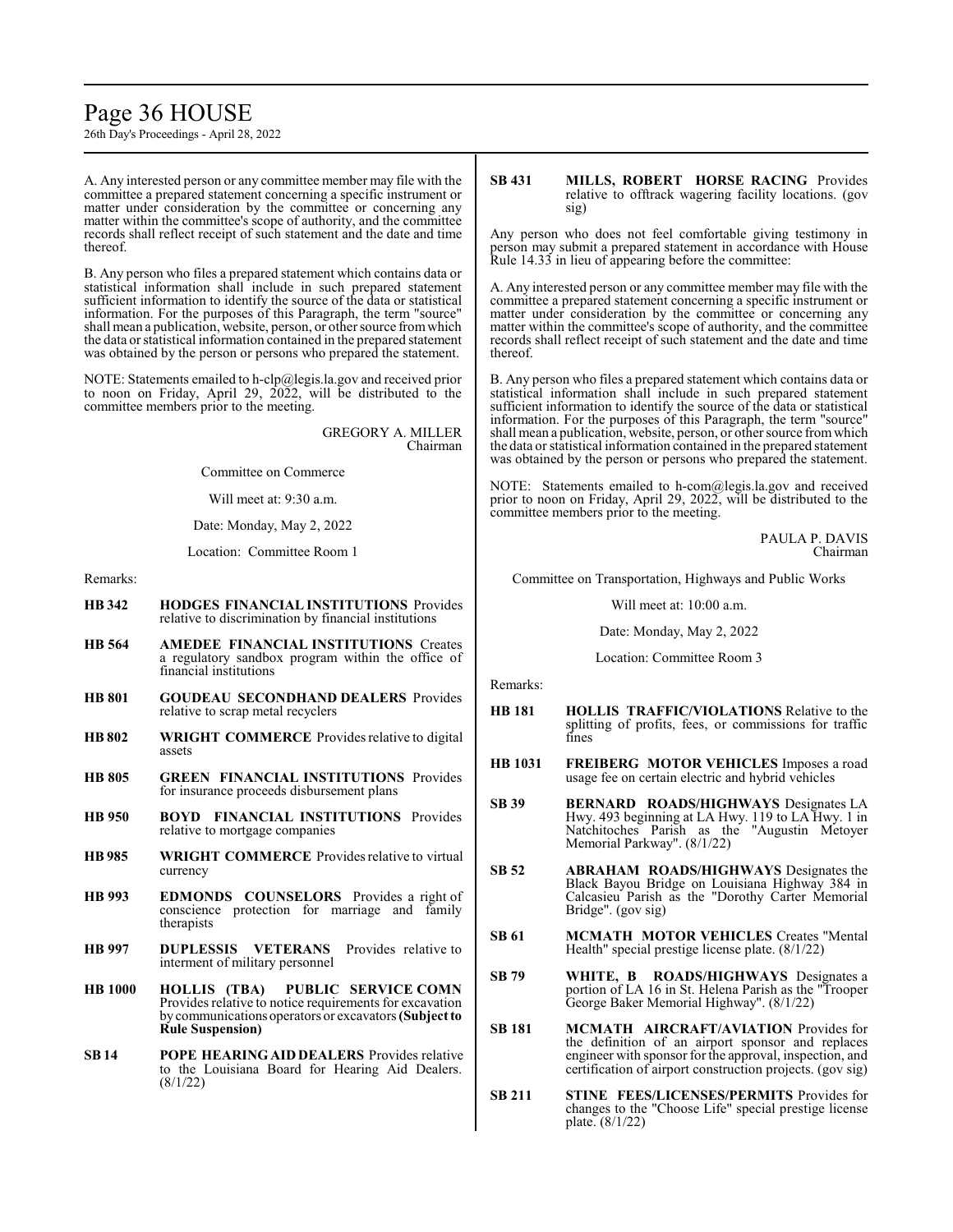A. Any interested person or any committee member may file with the committee a prepared statement concerning a specific instrument or matter under consideration by the committee or concerning any matter within the committee's scope of authority, and the committee records shall reflect receipt of such statement and the date and time thereof.

B. Any person who files a prepared statement which contains data or statistical information shall include in such prepared statement sufficient information to identify the source of the data or statistical information. For the purposes of this Paragraph, the term "source" shall mean a publication, website, person, or other source from which the data or statistical information contained in the prepared statement was obtained by the person or persons who prepared the statement.

NOTE: Statements emailed to h-clp@legis.la.gov and received prior to noon on Friday, April 29, 2022, will be distributed to the committee members prior to the meeting.

GREGORY A. MILLER
Chairman

Committee on Commerce

Will meet at: 9:30 a.m.

Date: Monday, May 2, 2022

Location: Committee Room 1

Remarks:

**HB 342** **HODGES FINANCIAL INSTITUTIONS** Provides relative to discrimination by financial institutions

**HB 564** **AMEDEE FINANCIAL INSTITUTIONS** Creates a regulatory sandbox program within the office of financial institutions

**HB 801** **GOUDEAU SECONDHAND DEALERS** Provides relative to scrap metal recyclers

**HB 802** **WRIGHT COMMERCE** Provides relative to digital assets

**HB 805** **GREEN FINANCIAL INSTITUTIONS** Provides for insurance proceeds disbursement plans

**HB 950** **BOYD FINANCIAL INSTITUTIONS** Provides relative to mortgage companies

**HB 985** **WRIGHT COMMERCE** Provides relative to virtual currency

**HB 993** **EDMONDS COUNSELORS** Provides a right of conscience protection for marriage and family therapists

**HB 997** **DUPLESSIS VETERANS** Provides relative to interment of military personnel

**HB 1000** **HOLLIS (TBA) PUBLIC SERVICE COMN** Provides relative to notice requirements for excavation by communications operators or excavators **(Subject to Rule Suspension)**

**SB 14** **POPE HEARING AID DEALERS** Provides relative to the Louisiana Board for Hearing Aid Dealers. (8/1/22)

**SB 431** **MILLS, ROBERT HORSE RACING** Provides relative to offtrack wagering facility locations. (gov sig)

Any person who does not feel comfortable giving testimony in person may submit a prepared statement in accordance with House Rule 14.33 in lieu of appearing before the committee:

A. Any interested person or any committee member may file with the committee a prepared statement concerning a specific instrument or matter under consideration by the committee or concerning any matter within the committee's scope of authority, and the committee records shall reflect receipt of such statement and the date and time thereof.

B. Any person who files a prepared statement which contains data or statistical information shall include in such prepared statement sufficient information to identify the source of the data or statistical information. For the purposes of this Paragraph, the term "source" shall mean a publication, website, person, or other source from which the data or statistical information contained in the prepared statement was obtained by the person or persons who prepared the statement.

NOTE: Statements emailed to h-com@legis.la.gov and received prior to noon on Friday, April 29, 2022, will be distributed to the committee members prior to the meeting.

PAULA P. DAVIS
Chairman

Committee on Transportation, Highways and Public Works

Will meet at: 10:00 a.m.

Date: Monday, May 2, 2022

Location: Committee Room 3

Remarks:

**HB 181** **HOLLIS TRAFFIC/VIOLATIONS** Relative to the splitting of profits, fees, or commissions for traffic fines

**HB 1031** **FREIBERG MOTOR VEHICLES** Imposes a road usage fee on certain electric and hybrid vehicles

**SB 39** **BERNARD ROADS/HIGHWAYS** Designates LA Hwy. 493 beginning at LA Hwy. 119 to LA Hwy. 1 in Natchitoches Parish as the "Augustin Metoyer Memorial Parkway". (8/1/22)

**SB 52** **ABRAHAM ROADS/HIGHWAYS** Designates the Black Bayou Bridge on Louisiana Highway 384 in Calcasieu Parish as the "Dorothy Carter Memorial Bridge". (gov sig)

**SB 61** **MCMATH MOTOR VEHICLES** Creates "Mental Health" special prestige license plate. (8/1/22)

**SB 79** **WHITE, B ROADS/HIGHWAYS** Designates a portion of LA 16 in St. Helena Parish as the "Trooper George Baker Memorial Highway". (8/1/22)

**SB 181** **MCMATH AIRCRAFT/AVIATION** Provides for the definition of an airport sponsor and replaces engineer with sponsor for the approval, inspection, and certification of airport construction projects. (gov sig)

**SB 211** **STINE FEES/LICENSES/PERMITS** Provides for changes to the "Choose Life" special prestige license plate. (8/1/22)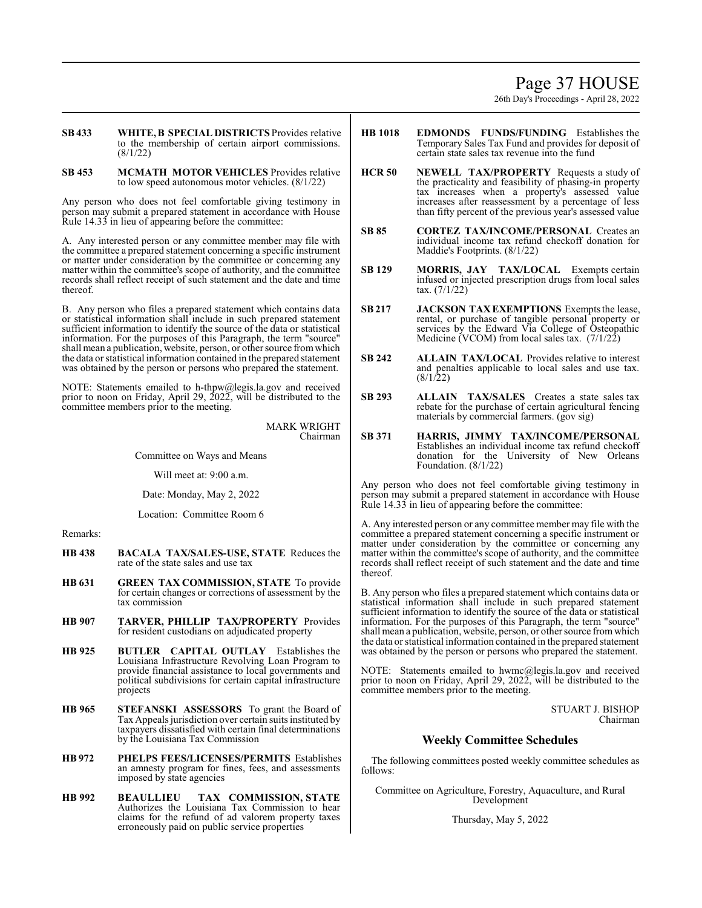**SB 433** **WHITE, B SPECIAL DISTRICTS** Provides relative to the membership of certain airport commissions. (8/1/22)

**SB 453** **MCMATH MOTOR VEHICLES** Provides relative to low speed autonomous motor vehicles. (8/1/22)

Any person who does not feel comfortable giving testimony in person may submit a prepared statement in accordance with House Rule 14.33 in lieu of appearing before the committee:

A. Any interested person or any committee member may file with the committee a prepared statement concerning a specific instrument or matter under consideration by the committee or concerning any matter within the committee's scope of authority, and the committee records shall reflect receipt of such statement and the date and time thereof.

B. Any person who files a prepared statement which contains data or statistical information shall include in such prepared statement sufficient information to identify the source of the data or statistical information. For the purposes of this Paragraph, the term "source" shall mean a publication, website, person, or other source from which the data or statistical information contained in the prepared statement was obtained by the person or persons who prepared the statement.

NOTE: Statements emailed to h-thpw@legis.la.gov and received prior to noon on Friday, April 29, 2022, will be distributed to the committee members prior to the meeting.

MARK WRIGHT
Chairman

Committee on Ways and Means

Will meet at: 9:00 a.m.

Date: Monday, May 2, 2022

Location: Committee Room 6

Remarks:

**HB 438** **BACALA TAX/SALES-USE, STATE** Reduces the rate of the state sales and use tax

**HB 631** **GREEN TAX COMMISSION, STATE** To provide for certain changes or corrections of assessment by the tax commission

**HB 907** **TARVER, PHILLIP TAX/PROPERTY** Provides for resident custodians on adjudicated property

**HB 925** **BUTLER CAPITAL OUTLAY** Establishes the Louisiana Infrastructure Revolving Loan Program to provide financial assistance to local governments and political subdivisions for certain capital infrastructure projects

**HB 965** **STEFANSKI ASSESSORS** To grant the Board of Tax Appeals jurisdiction over certain suits instituted by taxpayers dissatisfied with certain final determinations by the Louisiana Tax Commission

**HB 972** **PHELPS FEES/LICENSES/PERMITS** Establishes an amnesty program for fines, fees, and assessments imposed by state agencies

**HB 992** **BEAULLIEU TAX COMMISSION, STATE** Authorizes the Louisiana Tax Commission to hear claims for the refund of ad valorem property taxes erroneously paid on public service properties

**HB 1018** **EDMONDS FUNDS/FUNDING** Establishes the Temporary Sales Tax Fund and provides for deposit of certain state sales tax revenue into the fund

**HCR 50** **NEWELL TAX/PROPERTY** Requests a study of the practicality and feasibility of phasing-in property tax increases when a property's assessed value increases after reassessment by a percentage of less than fifty percent of the previous year's assessed value

**SB 85** **CORTEZ TAX/INCOME/PERSONAL** Creates an individual income tax refund checkoff donation for Maddie's Footprints. (8/1/22)

**SB 129** **MORRIS, JAY TAX/LOCAL** Exempts certain infused or injected prescription drugs from local sales tax. (7/1/22)

**SB 217** **JACKSON TAX EXEMPTIONS** Exempts the lease, rental, or purchase of tangible personal property or services by the Edward Via College of Osteopathic Medicine (VCOM) from local sales tax. (7/1/22)

**SB 242** **ALLAIN TAX/LOCAL** Provides relative to interest and penalties applicable to local sales and use tax. (8/1/22)

**SB 293** **ALLAIN TAX/SALES** Creates a state sales tax rebate for the purchase of certain agricultural fencing materials by commercial farmers. (gov sig)

**SB 371** **HARRIS, JIMMY TAX/INCOME/PERSONAL** Establishes an individual income tax refund checkoff donation for the University of New Orleans Foundation. (8/1/22)

Any person who does not feel comfortable giving testimony in person may submit a prepared statement in accordance with House Rule 14.33 in lieu of appearing before the committee:

A. Any interested person or any committee member may file with the committee a prepared statement concerning a specific instrument or matter under consideration by the committee or concerning any matter within the committee's scope of authority, and the committee records shall reflect receipt of such statement and the date and time thereof.

B. Any person who files a prepared statement which contains data or statistical information shall include in such prepared statement sufficient information to identify the source of the data or statistical information. For the purposes of this Paragraph, the term "source" shall mean a publication, website, person, or other source from which the data or statistical information contained in the prepared statement was obtained by the person or persons who prepared the statement.

NOTE: Statements emailed to hwmc@legis.la.gov and received prior to noon on Friday, April 29, 2022, will be distributed to the committee members prior to the meeting.

STUART J. BISHOP
Chairman

## Weekly Committee Schedules

The following committees posted weekly committee schedules as follows:

Committee on Agriculture, Forestry, Aquaculture, and Rural Development

Thursday, May 5, 2022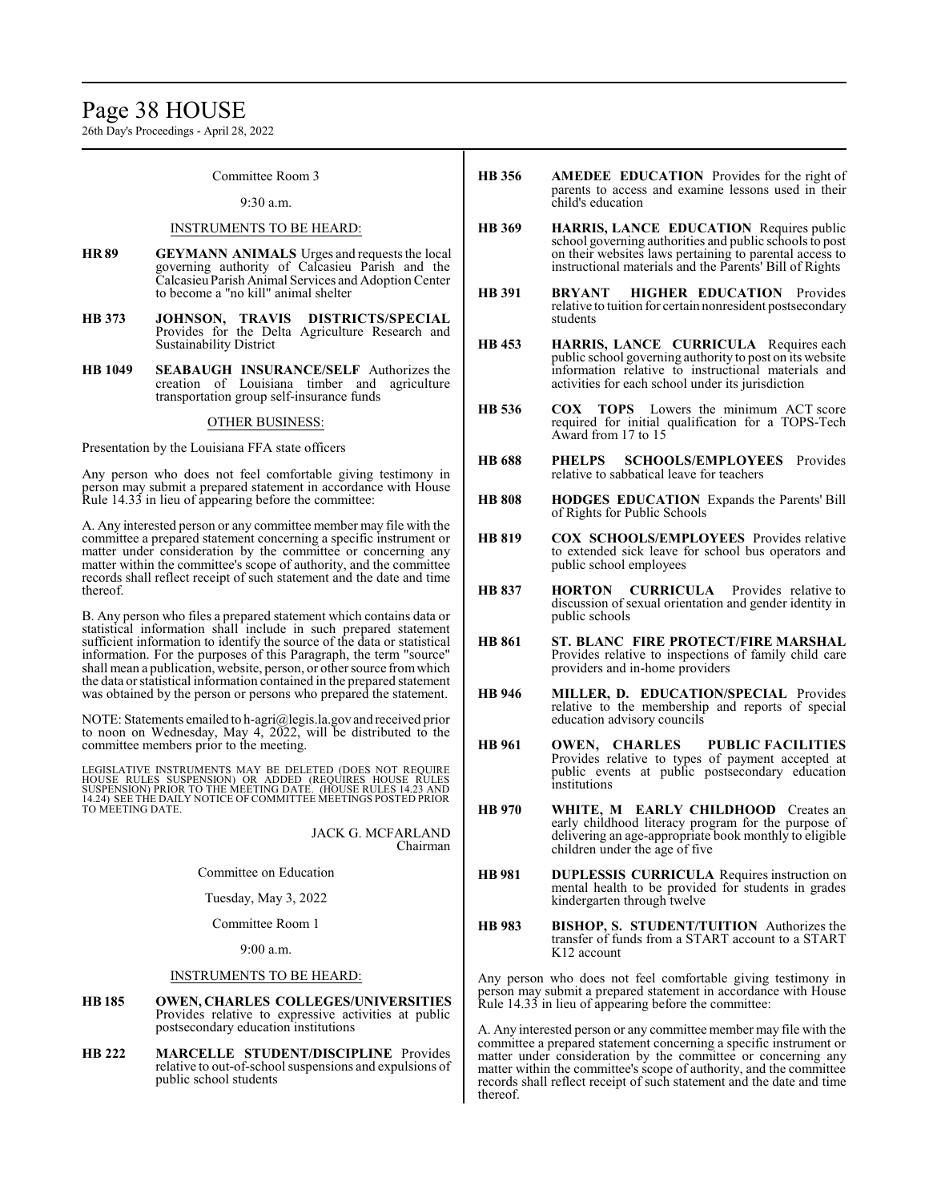Committee Room 3

9:30 a.m.

INSTRUMENTS TO BE HEARD:

**HR 89** **GEYMANN ANIMALS** Urges and requests the local governing authority of Calcasieu Parish and the Calcasieu Parish Animal Services and Adoption Center to become a "no kill" animal shelter

**HB 373** **JOHNSON, TRAVIS DISTRICTS/SPECIAL** Provides for the Delta Agriculture Research and Sustainability District

**HB 1049** **SEABAUGH INSURANCE/SELF** Authorizes the creation of Louisiana timber and agriculture transportation group self-insurance funds

OTHER BUSINESS:

Presentation by the Louisiana FFA state officers

Any person who does not feel comfortable giving testimony in person may submit a prepared statement in accordance with House Rule 14.33 in lieu of appearing before the committee:

A. Any interested person or any committee member may file with the committee a prepared statement concerning a specific instrument or matter under consideration by the committee or concerning any matter within the committee's scope of authority, and the committee records shall reflect receipt of such statement and the date and time thereof.

B. Any person who files a prepared statement which contains data or statistical information shall include in such prepared statement sufficient information to identify the source of the data or statistical information. For the purposes of this Paragraph, the term "source" shall mean a publication, website, person, or other source from which the data or statistical information contained in the prepared statement was obtained by the person or persons who prepared the statement.

NOTE: Statements emailed to h-agri@legis.la.gov and received prior to noon on Wednesday, May 4, 2022, will be distributed to the committee members prior to the meeting.

LEGISLATIVE INSTRUMENTS MAY BE DELETED (DOES NOT REQUIRE HOUSE RULES SUSPENSION) OR ADDED (REQUIRES HOUSE RULES SUSPENSION) PRIOR TO THE MEETING DATE. (HOUSE RULES 14.23 AND 14.24) SEE THE DAILY NOTICE OF COMMITTEE MEETINGS POSTED PRIOR TO MEETING DATE.

JACK G. MCFARLAND
Chairman

Committee on Education

Tuesday, May 3, 2022

Committee Room 1

9:00 a.m.

INSTRUMENTS TO BE HEARD:

**HB 185** **OWEN, CHARLES COLLEGES/UNIVERSITIES** Provides relative to expressive activities at public postsecondary education institutions

**HB 222** **MARCELLE STUDENT/DISCIPLINE** Provides relative to out-of-school suspensions and expulsions of public school students

**HB 356** **AMEDEE EDUCATION** Provides for the right of parents to access and examine lessons used in their child's education

**HB 369** **HARRIS, LANCE EDUCATION** Requires public school governing authorities and public schools to post on their websites laws pertaining to parental access to instructional materials and the Parents' Bill of Rights

**HB 391** **BRYANT HIGHER EDUCATION** Provides relative to tuition for certain nonresident postsecondary students

**HB 453** **HARRIS, LANCE CURRICULA** Requires each public school governing authority to post on its website information relative to instructional materials and activities for each school under its jurisdiction

**HB 536** **COX TOPS** Lowers the minimum ACT score required for initial qualification for a TOPS-Tech Award from 17 to 15

**HB 688** **PHELPS SCHOOLS/EMPLOYEES** Provides relative to sabbatical leave for teachers

**HB 808** **HODGES EDUCATION** Expands the Parents' Bill of Rights for Public Schools

**HB 819** **COX SCHOOLS/EMPLOYEES** Provides relative to extended sick leave for school bus operators and public school employees

**HB 837** **HORTON CURRICULA** Provides relative to discussion of sexual orientation and gender identity in public schools

**HB 861** **ST. BLANC FIRE PROTECT/FIRE MARSHAL** Provides relative to inspections of family child care providers and in-home providers

**HB 946** **MILLER, D. EDUCATION/SPECIAL** Provides relative to the membership and reports of special education advisory councils

**HB 961** **OWEN, CHARLES PUBLIC FACILITIES** Provides relative to types of payment accepted at public events at public postsecondary education institutions

**HB 970** **WHITE, M EARLY CHILDHOOD** Creates an early childhood literacy program for the purpose of delivering an age-appropriate book monthly to eligible children under the age of five

**HB 981** **DUPLESSIS CURRICULA** Requires instruction on mental health to be provided for students in grades kindergarten through twelve

**HB 983** **BISHOP, S. STUDENT/TUITION** Authorizes the transfer of funds from a START account to a START K12 account

Any person who does not feel comfortable giving testimony in person may submit a prepared statement in accordance with House Rule 14.33 in lieu of appearing before the committee:

A. Any interested person or any committee member may file with the committee a prepared statement concerning a specific instrument or matter under consideration by the committee or concerning any matter within the committee's scope of authority, and the committee records shall reflect receipt of such statement and the date and time thereof.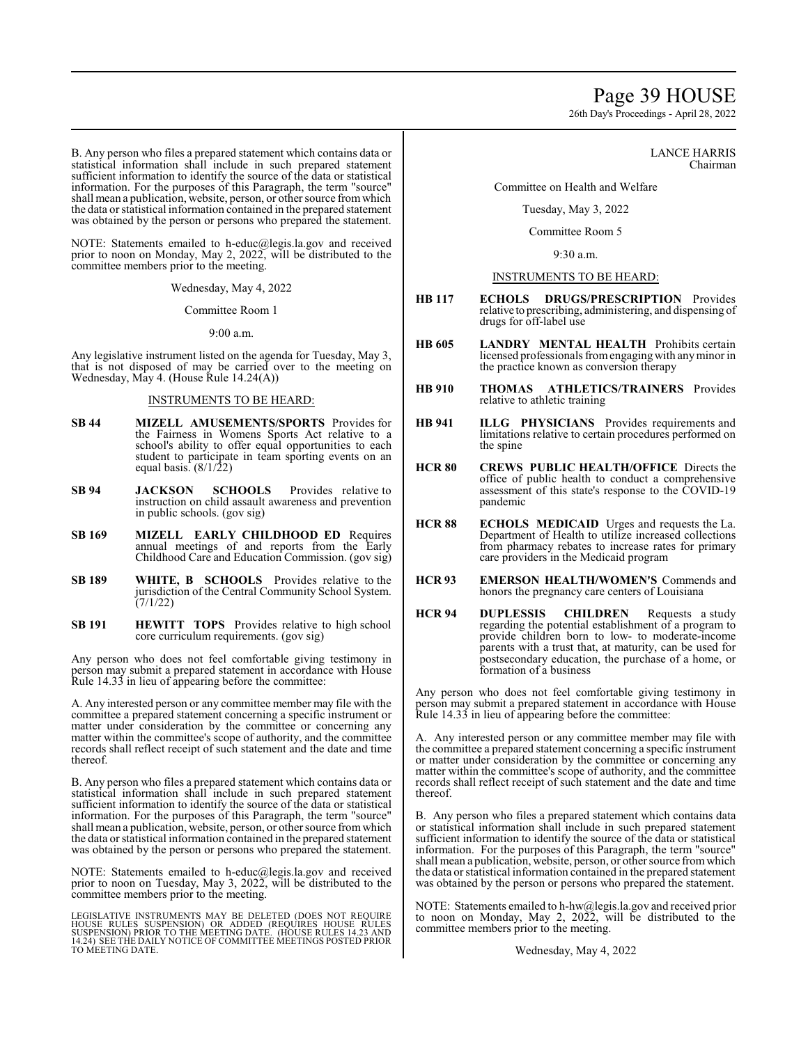B. Any person who files a prepared statement which contains data or statistical information shall include in such prepared statement sufficient information to identify the source of the data or statistical information. For the purposes of this Paragraph, the term "source" shall mean a publication, website, person, or other source from which the data or statistical information contained in the prepared statement was obtained by the person or persons who prepared the statement.

NOTE: Statements emailed to h-educ@legis.la.gov and received prior to noon on Monday, May 2, 2022, will be distributed to the committee members prior to the meeting.

Wednesday, May 4, 2022

Committee Room 1

9:00 a.m.

Any legislative instrument listed on the agenda for Tuesday, May 3, that is not disposed of may be carried over to the meeting on Wednesday, May 4. (House Rule 14.24(A))

INSTRUMENTS TO BE HEARD:

**SB 44** **MIZELL AMUSEMENTS/SPORTS** Provides for the Fairness in Womens Sports Act relative to a school's ability to offer equal opportunities to each student to participate in team sporting events on an equal basis. (8/1/22)

**SB 94** **JACKSON SCHOOLS** Provides relative to instruction on child assault awareness and prevention in public schools. (gov sig)

**SB 169** **MIZELL EARLY CHILDHOOD ED** Requires annual meetings of and reports from the Early Childhood Care and Education Commission. (gov sig)

**SB 189** **WHITE, B SCHOOLS** Provides relative to the jurisdiction of the Central Community School System. (7/1/22)

**SB 191** **HEWITT TOPS** Provides relative to high school core curriculum requirements. (gov sig)

Any person who does not feel comfortable giving testimony in person may submit a prepared statement in accordance with House Rule 14.33 in lieu of appearing before the committee:

A. Any interested person or any committee member may file with the committee a prepared statement concerning a specific instrument or matter under consideration by the committee or concerning any matter within the committee's scope of authority, and the committee records shall reflect receipt of such statement and the date and time thereof.

B. Any person who files a prepared statement which contains data or statistical information shall include in such prepared statement sufficient information to identify the source of the data or statistical information. For the purposes of this Paragraph, the term "source" shall mean a publication, website, person, or other source from which the data or statistical information contained in the prepared statement was obtained by the person or persons who prepared the statement.

NOTE: Statements emailed to h-educ@legis.la.gov and received prior to noon on Tuesday, May 3, 2022, will be distributed to the committee members prior to the meeting.

LEGISLATIVE INSTRUMENTS MAY BE DELETED (DOES NOT REQUIRE HOUSE RULES SUSPENSION) OR ADDED (REQUIRES HOUSE RULES SUSPENSION) PRIOR TO THE MEETING DATE. (HOUSE RULES 14.23 AND 14.24) SEE THE DAILY NOTICE OF COMMITTEE MEETINGS POSTED PRIOR TO MEETING DATE.

LANCE HARRIS
Chairman

Committee on Health and Welfare

Tuesday, May 3, 2022

Committee Room 5

9:30 a.m.

INSTRUMENTS TO BE HEARD:

**HB 117** **ECHOLS DRUGS/PRESCRIPTION** Provides relative to prescribing, administering, and dispensing of drugs for off-label use

**HB 605** **LANDRY MENTAL HEALTH** Prohibits certain licensed professionals from engaging with any minor in the practice known as conversion therapy

**HB 910** **THOMAS ATHLETICS/TRAINERS** Provides relative to athletic training

**HB 941** **ILLG PHYSICIANS** Provides requirements and limitations relative to certain procedures performed on the spine

**HCR 80** **CREWS PUBLIC HEALTH/OFFICE** Directs the office of public health to conduct a comprehensive assessment of this state's response to the COVID-19 pandemic

**HCR 88** **ECHOLS MEDICAID** Urges and requests the La. Department of Health to utilize increased collections from pharmacy rebates to increase rates for primary care providers in the Medicaid program

**HCR 93** **EMERSON HEALTH/WOMEN'S** Commends and honors the pregnancy care centers of Louisiana

**HCR 94** **DUPLESSIS CHILDREN** Requests a study regarding the potential establishment of a program to provide children born to low- to moderate-income parents with a trust that, at maturity, can be used for postsecondary education, the purchase of a home, or formation of a business

Any person who does not feel comfortable giving testimony in person may submit a prepared statement in accordance with House Rule 14.33 in lieu of appearing before the committee:

A. Any interested person or any committee member may file with the committee a prepared statement concerning a specific instrument or matter under consideration by the committee or concerning any matter within the committee's scope of authority, and the committee records shall reflect receipt of such statement and the date and time thereof.

B. Any person who files a prepared statement which contains data or statistical information shall include in such prepared statement sufficient information to identify the source of the data or statistical information. For the purposes of this Paragraph, the term "source" shall mean a publication, website, person, or other source from which the data or statistical information contained in the prepared statement was obtained by the person or persons who prepared the statement.

NOTE: Statements emailed to h-hw@legis.la.gov and received prior to noon on Monday, May 2, 2022, will be distributed to the committee members prior to the meeting.

Wednesday, May 4, 2022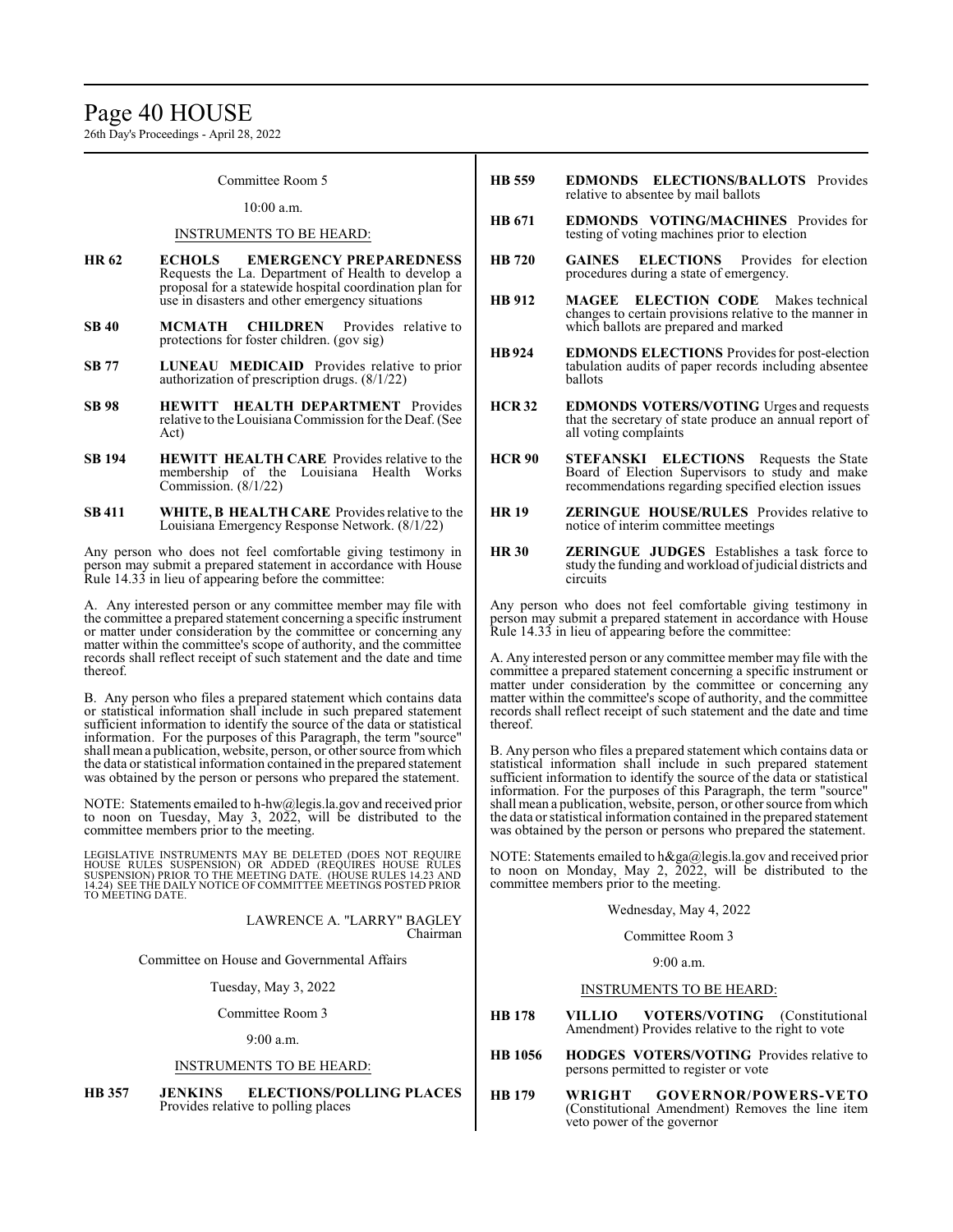Committee Room 5

10:00 a.m.

INSTRUMENTS TO BE HEARD:

**HR 62** **ECHOLS EMERGENCY PREPAREDNESS** Requests the La. Department of Health to develop a proposal for a statewide hospital coordination plan for use in disasters and other emergency situations

**SB 40** **MCMATH CHILDREN** Provides relative to protections for foster children. (gov sig)

**SB 77** **LUNEAU MEDICAID** Provides relative to prior authorization of prescription drugs. (8/1/22)

**SB 98** **HEWITT HEALTH DEPARTMENT** Provides relative to the Louisiana Commission for the Deaf. (See Act)

**SB 194** **HEWITT HEALTH CARE** Provides relative to the membership of the Louisiana Health Works Commission. (8/1/22)

**SB 411** **WHITE, B HEALTH CARE** Provides relative to the Louisiana Emergency Response Network. (8/1/22)

Any person who does not feel comfortable giving testimony in person may submit a prepared statement in accordance with House Rule 14.33 in lieu of appearing before the committee:

A. Any interested person or any committee member may file with the committee a prepared statement concerning a specific instrument or matter under consideration by the committee or concerning any matter within the committee's scope of authority, and the committee records shall reflect receipt of such statement and the date and time thereof.

B. Any person who files a prepared statement which contains data or statistical information shall include in such prepared statement sufficient information to identify the source of the data or statistical information. For the purposes of this Paragraph, the term "source" shall mean a publication, website, person, or other source from which the data or statistical information contained in the prepared statement was obtained by the person or persons who prepared the statement.

NOTE: Statements emailed to h-hw@legis.la.gov and received prior to noon on Tuesday, May 3, 2022, will be distributed to the committee members prior to the meeting.

LEGISLATIVE INSTRUMENTS MAY BE DELETED (DOES NOT REQUIRE HOUSE RULES SUSPENSION) OR ADDED (REQUIRES HOUSE RULES SUSPENSION) PRIOR TO THE MEETING DATE. (HOUSE RULES 14.23 AND 14.24) SEE THE DAILY NOTICE OF COMMITTEE MEETINGS POSTED PRIOR TO MEETING DATE.

LAWRENCE A. "LARRY" BAGLEY
Chairman

Committee on House and Governmental Affairs

Tuesday, May 3, 2022

Committee Room 3

9:00 a.m.

INSTRUMENTS TO BE HEARD:

**HB 357** **JENKINS ELECTIONS/POLLING PLACES** Provides relative to polling places

**HB 559** **EDMONDS ELECTIONS/BALLOTS** Provides relative to absentee by mail ballots

**HB 671** **EDMONDS VOTING/MACHINES** Provides for testing of voting machines prior to election

**HB 720** **GAINES ELECTIONS** Provides for election procedures during a state of emergency.

**HB 912** **MAGEE ELECTION CODE** Makes technical changes to certain provisions relative to the manner in which ballots are prepared and marked

**HB 924** **EDMONDS ELECTIONS** Provides for post-election tabulation audits of paper records including absentee ballots

**HCR 32** **EDMONDS VOTERS/VOTING** Urges and requests that the secretary of state produce an annual report of all voting complaints

**HCR 90** **STEFANSKI ELECTIONS** Requests the State Board of Election Supervisors to study and make recommendations regarding specified election issues

**HR 19** **ZERINGUE HOUSE/RULES** Provides relative to notice of interim committee meetings

**HR 30** **ZERINGUE JUDGES** Establishes a task force to study the funding and workload of judicial districts and circuits

Any person who does not feel comfortable giving testimony in person may submit a prepared statement in accordance with House Rule 14.33 in lieu of appearing before the committee:

A. Any interested person or any committee member may file with the committee a prepared statement concerning a specific instrument or matter under consideration by the committee or concerning any matter within the committee's scope of authority, and the committee records shall reflect receipt of such statement and the date and time thereof.

B. Any person who files a prepared statement which contains data or statistical information shall include in such prepared statement sufficient information to identify the source of the data or statistical information. For the purposes of this Paragraph, the term "source" shall mean a publication, website, person, or other source from which the data or statistical information contained in the prepared statement was obtained by the person or persons who prepared the statement.

NOTE: Statements emailed to h&ga@legis.la.gov and received prior to noon on Monday, May 2, 2022, will be distributed to the committee members prior to the meeting.

Wednesday, May 4, 2022

Committee Room 3

9:00 a.m.

INSTRUMENTS TO BE HEARD:

**HB 178** **VILLIO VOTERS/VOTING** (Constitutional Amendment) Provides relative to the right to vote

**HB 1056** **HODGES VOTERS/VOTING** Provides relative to persons permitted to register or vote

**HB 179** **WRIGHT GOVERNOR/POWERS-VETO** (Constitutional Amendment) Removes the line item veto power of the governor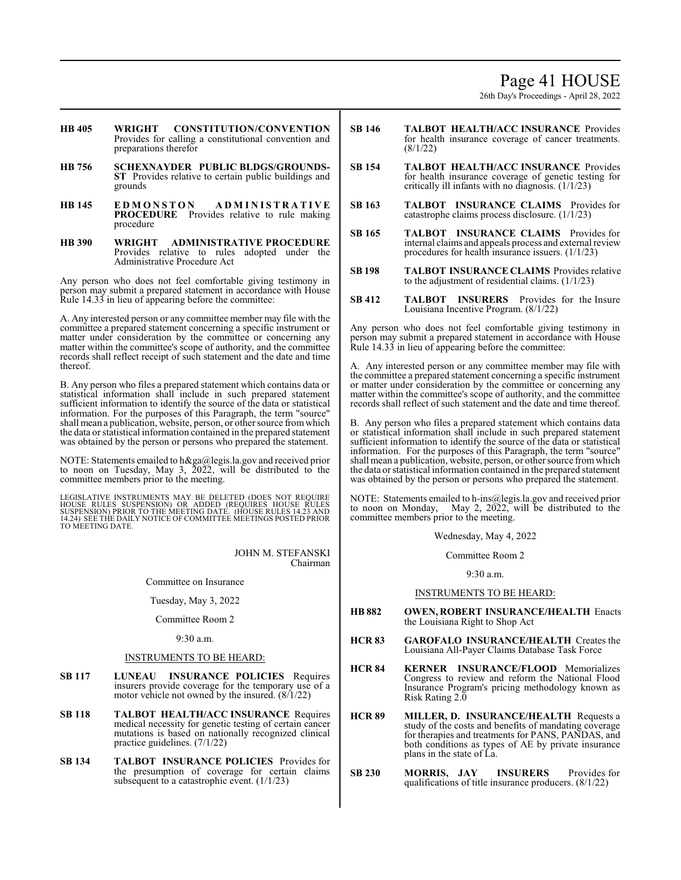**HB 405** **WRIGHT CONSTITUTION/CONVENTION** Provides for calling a constitutional convention and preparations therefor

**HB 756** **SCHEXNAYDER PUBLIC BLDGS/GROUNDS-ST** Provides relative to certain public buildings and grounds

**HB 145** **EDMONSTON ADMINISTRATIVE PROCEDURE** Provides relative to rule making procedure

**HB 390** **WRIGHT ADMINISTRATIVE PROCEDURE** Provides relative to rules adopted under the Administrative Procedure Act

Any person who does not feel comfortable giving testimony in person may submit a prepared statement in accordance with House Rule 14.33 in lieu of appearing before the committee:

A. Any interested person or any committee member may file with the committee a prepared statement concerning a specific instrument or matter under consideration by the committee or concerning any matter within the committee's scope of authority, and the committee records shall reflect receipt of such statement and the date and time thereof.

B. Any person who files a prepared statement which contains data or statistical information shall include in such prepared statement sufficient information to identify the source of the data or statistical information. For the purposes of this Paragraph, the term "source" shall mean a publication, website, person, or other source from which the data or statistical information contained in the prepared statement was obtained by the person or persons who prepared the statement.

NOTE: Statements emailed to h&ga@legis.la.gov and received prior to noon on Tuesday, May 3, 2022, will be distributed to the committee members prior to the meeting.

LEGISLATIVE INSTRUMENTS MAY BE DELETED (DOES NOT REQUIRE HOUSE RULES SUSPENSION) OR ADDED (REQUIRES HOUSE RULES SUSPENSION) PRIOR TO THE MEETING DATE. (HOUSE RULES 14.23 AND 14.24) SEE THE DAILY NOTICE OF COMMITTEE MEETINGS POSTED PRIOR TO MEETING DATE.

JOHN M. STEFANSKI
Chairman

Committee on Insurance

Tuesday, May 3, 2022

Committee Room 2

9:30 a.m.

INSTRUMENTS TO BE HEARD:

**SB 117** **LUNEAU INSURANCE POLICIES** Requires insurers provide coverage for the temporary use of a motor vehicle not owned by the insured. (8/1/22)

**SB 118** **TALBOT HEALTH/ACC INSURANCE** Requires medical necessity for genetic testing of certain cancer mutations is based on nationally recognized clinical practice guidelines. (7/1/22)

**SB 134** **TALBOT INSURANCE POLICIES** Provides for the presumption of coverage for certain claims subsequent to a catastrophic event. (1/1/23)

**SB 146** **TALBOT HEALTH/ACC INSURANCE** Provides for health insurance coverage of cancer treatments. (8/1/22)

**SB 154** **TALBOT HEALTH/ACC INSURANCE** Provides for health insurance coverage of genetic testing for critically ill infants with no diagnosis. (1/1/23)

**SB 163** **TALBOT INSURANCE CLAIMS** Provides for catastrophe claims process disclosure. (1/1/23)

**SB 165** **TALBOT INSURANCE CLAIMS** Provides for internal claims and appeals process and external review procedures for health insurance issuers. (1/1/23)

**SB 198** **TALBOT INSURANCE CLAIMS** Provides relative to the adjustment of residential claims. (1/1/23)

**SB 412** **TALBOT INSURERS** Provides for the Insure Louisiana Incentive Program. (8/1/22)

Any person who does not feel comfortable giving testimony in person may submit a prepared statement in accordance with House Rule 14.33 in lieu of appearing before the committee:

A. Any interested person or any committee member may file with the committee a prepared statement concerning a specific instrument or matter under consideration by the committee or concerning any matter within the committee's scope of authority, and the committee records shall reflect of such statement and the date and time thereof.

B. Any person who files a prepared statement which contains data or statistical information shall include in such prepared statement sufficient information to identify the source of the data or statistical information. For the purposes of this Paragraph, the term "source" shall mean a publication, website, person, or other source from which the data or statistical information contained in the prepared statement was obtained by the person or persons who prepared the statement.

NOTE: Statements emailed to h-ins@legis.la.gov and received prior to noon on Monday, May 2, 2022, will be distributed to the committee members prior to the meeting.

Wednesday, May 4, 2022

Committee Room 2

9:30 a.m.

INSTRUMENTS TO BE HEARD:

**HB 882** **OWEN, ROBERT INSURANCE/HEALTH** Enacts the Louisiana Right to Shop Act

**HCR 83** **GAROFALO INSURANCE/HEALTH** Creates the Louisiana All-Payer Claims Database Task Force

**HCR 84** **KERNER INSURANCE/FLOOD** Memorializes Congress to review and reform the National Flood Insurance Program's pricing methodology known as Risk Rating 2.0

**HCR 89** **MILLER, D. INSURANCE/HEALTH** Requests a study of the costs and benefits of mandating coverage for therapies and treatments for PANS, PANDAS, and both conditions as types of AE by private insurance plans in the state of La.

**SB 230** **MORRIS, JAY INSURERS** Provides for qualifications of title insurance producers. (8/1/22)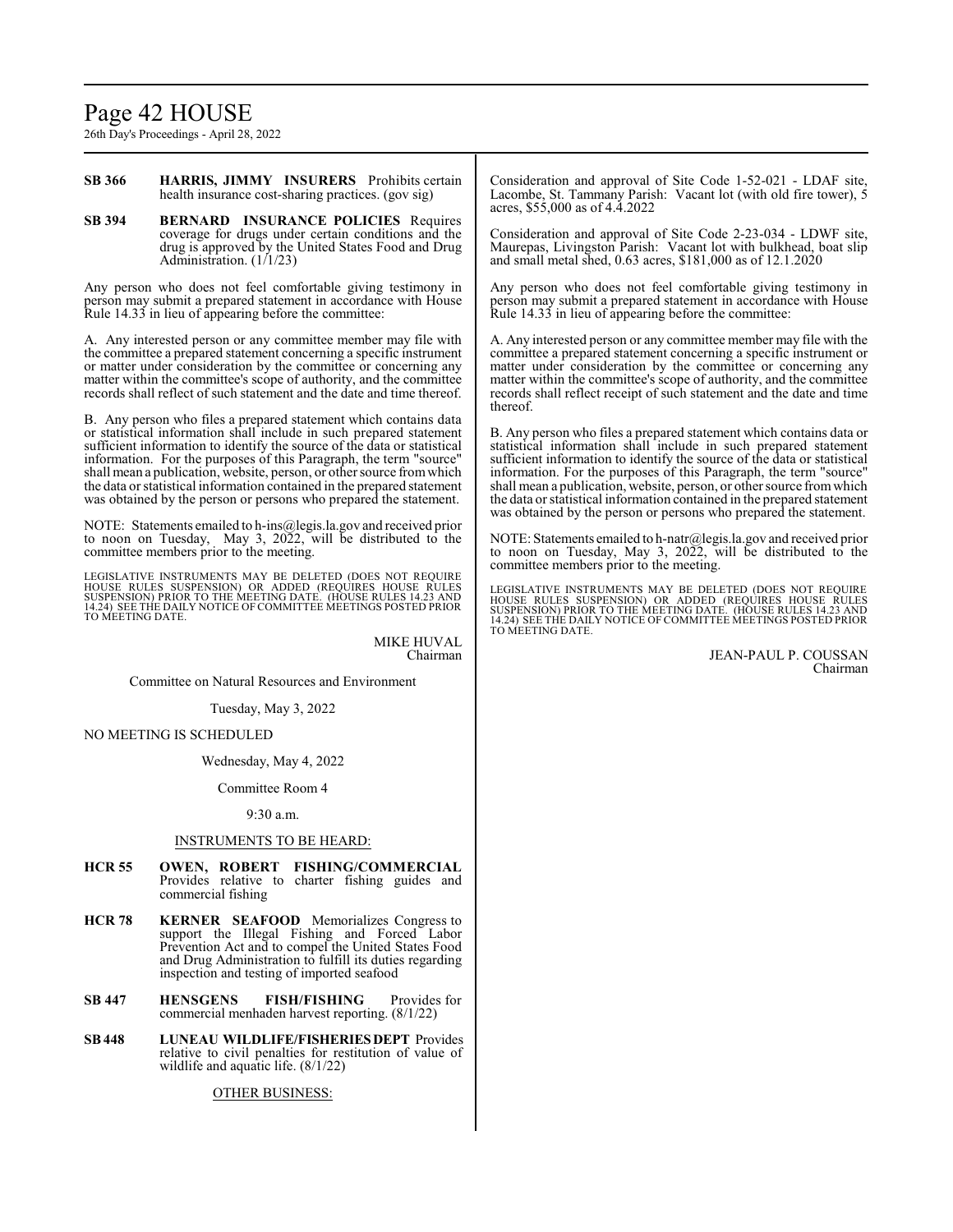**SB 366** **HARRIS, JIMMY INSURERS** Prohibits certain health insurance cost-sharing practices. (gov sig)

**SB 394** **BERNARD INSURANCE POLICIES** Requires coverage for drugs under certain conditions and the drug is approved by the United States Food and Drug Administration. (1/1/23)

Any person who does not feel comfortable giving testimony in person may submit a prepared statement in accordance with House Rule 14.33 in lieu of appearing before the committee:

A. Any interested person or any committee member may file with the committee a prepared statement concerning a specific instrument or matter under consideration by the committee or concerning any matter within the committee's scope of authority, and the committee records shall reflect of such statement and the date and time thereof.

B. Any person who files a prepared statement which contains data or statistical information shall include in such prepared statement sufficient information to identify the source of the data or statistical information. For the purposes of this Paragraph, the term "source" shall mean a publication, website, person, or other source from which the data or statistical information contained in the prepared statement was obtained by the person or persons who prepared the statement.

NOTE: Statements emailed to h-ins@legis.la.gov and received prior to noon on Tuesday, May 3, 2022, will be distributed to the committee members prior to the meeting.

LEGISLATIVE INSTRUMENTS MAY BE DELETED (DOES NOT REQUIRE HOUSE RULES SUSPENSION) OR ADDED (REQUIRES HOUSE RULES SUSPENSION) PRIOR TO THE MEETING DATE. (HOUSE RULES 14.23 AND 14.24) SEE THE DAILY NOTICE OF COMMITTEE MEETINGS POSTED PRIOR TO MEETING DATE.

MIKE HUVAL
Chairman

Committee on Natural Resources and Environment

Tuesday, May 3, 2022

NO MEETING IS SCHEDULED

Wednesday, May 4, 2022

Committee Room 4

9:30 a.m.

INSTRUMENTS TO BE HEARD:

**HCR 55** **OWEN, ROBERT FISHING/COMMERCIAL** Provides relative to charter fishing guides and commercial fishing

**HCR 78** **KERNER SEAFOOD** Memorializes Congress to support the Illegal Fishing and Forced Labor Prevention Act and to compel the United States Food and Drug Administration to fulfill its duties regarding inspection and testing of imported seafood

**SB 447** **HENSGENS FISH/FISHING** Provides for commercial menhaden harvest reporting. (8/1/22)

**SB 448** **LUNEAU WILDLIFE/FISHERIES DEPT** Provides relative to civil penalties for restitution of value of wildlife and aquatic life. (8/1/22)

OTHER BUSINESS:

Consideration and approval of Site Code 1-52-021 - LDAF site, Lacombe, St. Tammany Parish: Vacant lot (with old fire tower), 5 acres, $55,000 as of 4.4.2022

Consideration and approval of Site Code 2-23-034 - LDWF site, Maurepas, Livingston Parish: Vacant lot with bulkhead, boat slip and small metal shed, 0.63 acres, $181,000 as of 12.1.2020

Any person who does not feel comfortable giving testimony in person may submit a prepared statement in accordance with House Rule 14.33 in lieu of appearing before the committee:

A. Any interested person or any committee member may file with the committee a prepared statement concerning a specific instrument or matter under consideration by the committee or concerning any matter within the committee's scope of authority, and the committee records shall reflect receipt of such statement and the date and time thereof.

B. Any person who files a prepared statement which contains data or statistical information shall include in such prepared statement sufficient information to identify the source of the data or statistical information. For the purposes of this Paragraph, the term "source" shall mean a publication, website, person, or other source from which the data or statistical information contained in the prepared statement was obtained by the person or persons who prepared the statement.

NOTE: Statements emailed to h-natr@legis.la.gov and received prior to noon on Tuesday, May 3, 2022, will be distributed to the committee members prior to the meeting.

LEGISLATIVE INSTRUMENTS MAY BE DELETED (DOES NOT REQUIRE HOUSE RULES SUSPENSION) OR ADDED (REQUIRES HOUSE RULES SUSPENSION) PRIOR TO THE MEETING DATE. (HOUSE RULES 14.23 AND 14.24) SEE THE DAILY NOTICE OF COMMITTEE MEETINGS POSTED PRIOR TO MEETING DATE.

JEAN-PAUL P. COUSSAN
Chairman